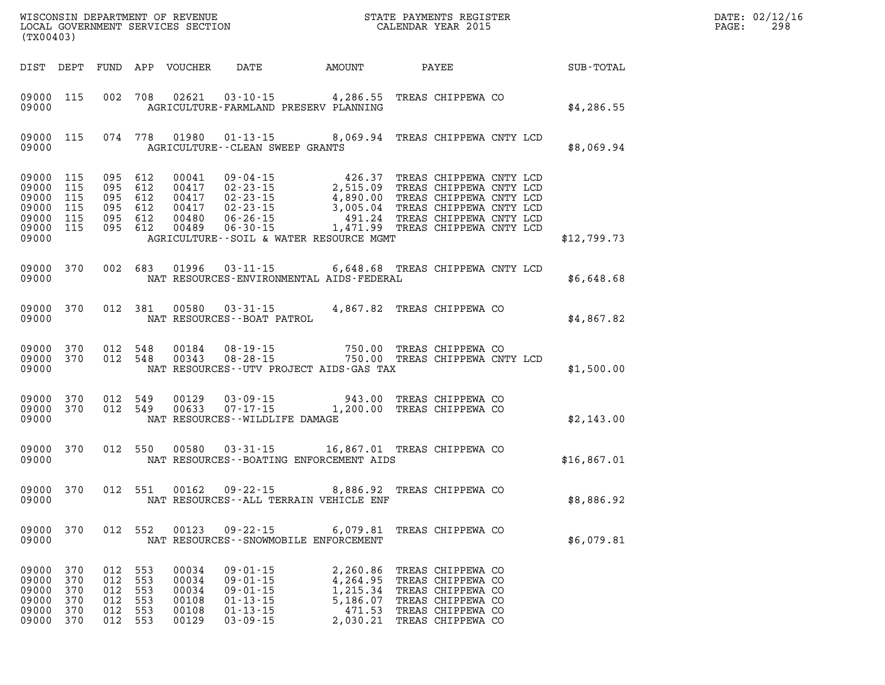WISCONSIN DEPARTMENT OF REVENUE
LOCAL GOVERNMENT SERVICES SECTION
(TX00403)

STATE PAYMENTS REGISTER
CALENDAR YEAR 2015

DATE: 02/12/16

| DIST | DEPT | FUND | APP | VOUCHER | DATE | AMOUNT | PAYEE | SUB-TOTAL |
|---|---|---|---|---|---|---|---|---|
| 09000 | 115 | 002 | 708 | 02621 | 03-10-15 | 4,286.55 | TREAS CHIPPEWA CO | |
| 09000 | | | | | AGRICULTURE-FARMLAND PRESERV PLANNING | | | $4,286.55 |
| 09000 | 115 | 074 | 778 | 01980 | 01-13-15 | 8,069.94 | TREAS CHIPPEWA CNTY LCD | |
| 09000 | | | | | AGRICULTURE--CLEAN SWEEP GRANTS | | | $8,069.94 |
| 09000 | 115 | 095 | 612 | 00041 | 09-04-15 | 426.37 | TREAS CHIPPEWA CNTY LCD | |
| 09000 | 115 | 095 | 612 | 00417 | 02-23-15 | 2,515.09 | TREAS CHIPPEWA CNTY LCD | |
| 09000 | 115 | 095 | 612 | 00417 | 02-23-15 | 4,890.00 | TREAS CHIPPEWA CNTY LCD | |
| 09000 | 115 | 095 | 612 | 00417 | 02-23-15 | 3,005.04 | TREAS CHIPPEWA CNTY LCD | |
| 09000 | 115 | 095 | 612 | 00480 | 06-26-15 | 491.24 | TREAS CHIPPEWA CNTY LCD | |
| 09000 | 115 | 095 | 612 | 00489 | 06-30-15 | 1,471.99 | TREAS CHIPPEWA CNTY LCD | |
| 09000 | | | | | AGRICULTURE--SOIL & WATER RESOURCE MGMT | | | $12,799.73 |
| 09000 | 370 | 002 | 683 | 01996 | 03-11-15 | 6,648.68 | TREAS CHIPPEWA CNTY LCD | |
| 09000 | | | | | NAT RESOURCES-ENVIRONMENTAL AIDS-FEDERAL | | | $6,648.68 |
| 09000 | 370 | 012 | 381 | 00580 | 03-31-15 | 4,867.82 | TREAS CHIPPEWA CO | |
| 09000 | | | | | NAT RESOURCES--BOAT PATROL | | | $4,867.82 |
| 09000 | 370 | 012 | 548 | 00184 | 08-19-15 | 750.00 | TREAS CHIPPEWA CO | |
| 09000 | 370 | 012 | 548 | 00343 | 08-28-15 | 750.00 | TREAS CHIPPEWA CNTY LCD | |
| 09000 | | | | | NAT RESOURCES--UTV PROJECT AIDS-GAS TAX | | | $1,500.00 |
| 09000 | 370 | 012 | 549 | 00129 | 03-09-15 | 943.00 | TREAS CHIPPEWA CO | |
| 09000 | 370 | 012 | 549 | 00633 | 07-17-15 | 1,200.00 | TREAS CHIPPEWA CO | |
| 09000 | | | | | NAT RESOURCES--WILDLIFE DAMAGE | | | $2,143.00 |
| 09000 | 370 | 012 | 550 | 00580 | 03-31-15 | 16,867.01 | TREAS CHIPPEWA CO | |
| 09000 | | | | | NAT RESOURCES--BOATING ENFORCEMENT AIDS | | | $16,867.01 |
| 09000 | 370 | 012 | 551 | 00162 | 09-22-15 | 8,886.92 | TREAS CHIPPEWA CO | |
| 09000 | | | | | NAT RESOURCES--ALL TERRAIN VEHICLE ENF | | | $8,886.92 |
| 09000 | 370 | 012 | 552 | 00123 | 09-22-15 | 6,079.81 | TREAS CHIPPEWA CO | |
| 09000 | | | | | NAT RESOURCES--SNOWMOBILE ENFORCEMENT | | | $6,079.81 |
| 09000 | 370 | 012 | 553 | 00034 | 09-01-15 | 2,260.86 | TREAS CHIPPEWA CO | |
| 09000 | 370 | 012 | 553 | 00034 | 09-01-15 | 4,264.95 | TREAS CHIPPEWA CO | |
| 09000 | 370 | 012 | 553 | 00034 | 09-01-15 | 1,215.34 | TREAS CHIPPEWA CO | |
| 09000 | 370 | 012 | 553 | 00108 | 01-13-15 | 5,186.07 | TREAS CHIPPEWA CO | |
| 09000 | 370 | 012 | 553 | 00108 | 01-13-15 | 471.53 | TREAS CHIPPEWA CO | |
| 09000 | 370 | 012 | 553 | 00129 | 03-09-15 | 2,030.21 | TREAS CHIPPEWA CO | |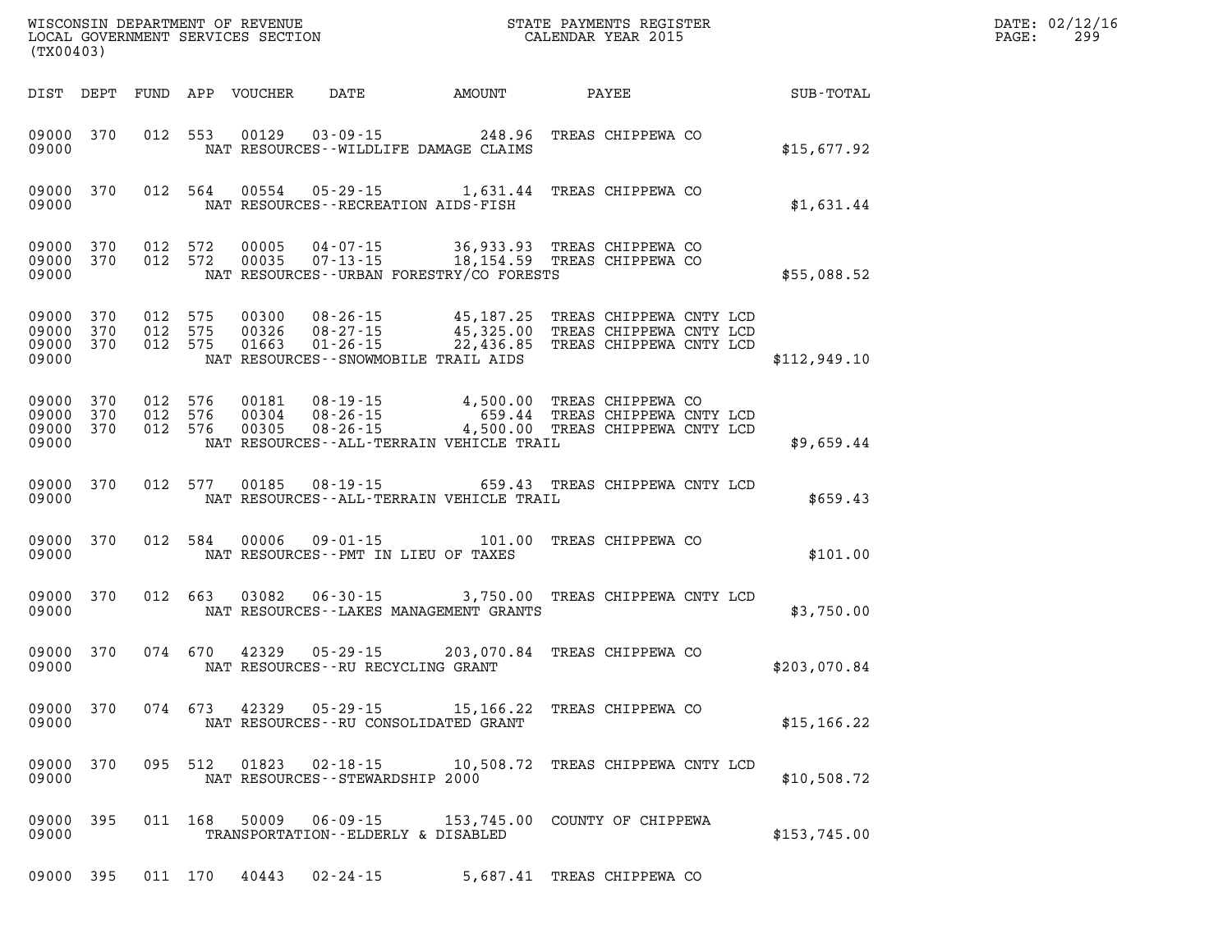WISCONSIN DEPARTMENT OF REVENUE
LOCAL GOVERNMENT SERVICES SECTION
(TX00403)

STATE PAYMENTS REGISTER
CALENDAR YEAR 2015

DATE: 02/12/16
PAGE: 299

| DIST | DEPT | FUND | APP | VOUCHER | DATE | AMOUNT | PAYEE | SUB-TOTAL |
|---|---|---|---|---|---|---|---|---|
| 09000 | 370 | 012 | 553 | 00129 | 03-09-15 | 248.96 | TREAS CHIPPEWA CO | |
| 09000 | | | | NAT RESOURCES--WILDLIFE DAMAGE CLAIMS | | | | $15,677.92 |
| 09000 | 370 | 012 | 564 | 00554 | 05-29-15 | 1,631.44 | TREAS CHIPPEWA CO | |
| 09000 | | | | NAT RESOURCES--RECREATION AIDS-FISH | | | | $1,631.44 |
| 09000 | 370 | 012 | 572 | 00005 | 04-07-15 | 36,933.93 | TREAS CHIPPEWA CO | |
| 09000 | 370 | 012 | 572 | 00035 | 07-13-15 | 18,154.59 | TREAS CHIPPEWA CO | |
| 09000 | | | | NAT RESOURCES--URBAN FORESTRY/CO FORESTS | | | | $55,088.52 |
| 09000 | 370 | 012 | 575 | 00300 | 08-26-15 | 45,187.25 | TREAS CHIPPEWA CNTY LCD | |
| 09000 | 370 | 012 | 575 | 00326 | 08-27-15 | 45,325.00 | TREAS CHIPPEWA CNTY LCD | |
| 09000 | 370 | 012 | 575 | 01663 | 01-26-15 | 22,436.85 | TREAS CHIPPEWA CNTY LCD | |
| 09000 | | | | NAT RESOURCES--SNOWMOBILE TRAIL AIDS | | | | $112,949.10 |
| 09000 | 370 | 012 | 576 | 00181 | 08-19-15 | 4,500.00 | TREAS CHIPPEWA CO | |
| 09000 | 370 | 012 | 576 | 00304 | 08-26-15 | 659.44 | TREAS CHIPPEWA CNTY LCD | |
| 09000 | 370 | 012 | 576 | 00305 | 08-26-15 | 4,500.00 | TREAS CHIPPEWA CNTY LCD | |
| 09000 | | | | NAT RESOURCES--ALL-TERRAIN VEHICLE TRAIL | | | | $9,659.44 |
| 09000 | 370 | 012 | 577 | 00185 | 08-19-15 | 659.43 | TREAS CHIPPEWA CNTY LCD | |
| 09000 | | | | NAT RESOURCES--ALL-TERRAIN VEHICLE TRAIL | | | | $659.43 |
| 09000 | 370 | 012 | 584 | 00006 | 09-01-15 | 101.00 | TREAS CHIPPEWA CO | |
| 09000 | | | | NAT RESOURCES--PMT IN LIEU OF TAXES | | | | $101.00 |
| 09000 | 370 | 012 | 663 | 03082 | 06-30-15 | 3,750.00 | TREAS CHIPPEWA CNTY LCD | |
| 09000 | | | | NAT RESOURCES--LAKES MANAGEMENT GRANTS | | | | $3,750.00 |
| 09000 | 370 | 074 | 670 | 42329 | 05-29-15 | 203,070.84 | TREAS CHIPPEWA CO | |
| 09000 | | | | NAT RESOURCES--RU RECYCLING GRANT | | | | $203,070.84 |
| 09000 | 370 | 074 | 673 | 42329 | 05-29-15 | 15,166.22 | TREAS CHIPPEWA CO | |
| 09000 | | | | NAT RESOURCES--RU CONSOLIDATED GRANT | | | | $15,166.22 |
| 09000 | 370 | 095 | 512 | 01823 | 02-18-15 | 10,508.72 | TREAS CHIPPEWA CNTY LCD | |
| 09000 | | | | NAT RESOURCES--STEWARDSHIP 2000 | | | | $10,508.72 |
| 09000 | 395 | 011 | 168 | 50009 | 06-09-15 | 153,745.00 | COUNTY OF CHIPPEWA | |
| 09000 | | | | TRANSPORTATION--ELDERLY & DISABLED | | | | $153,745.00 |
| 09000 | 395 | 011 | 170 | 40443 | 02-24-15 | 5,687.41 | TREAS CHIPPEWA CO | |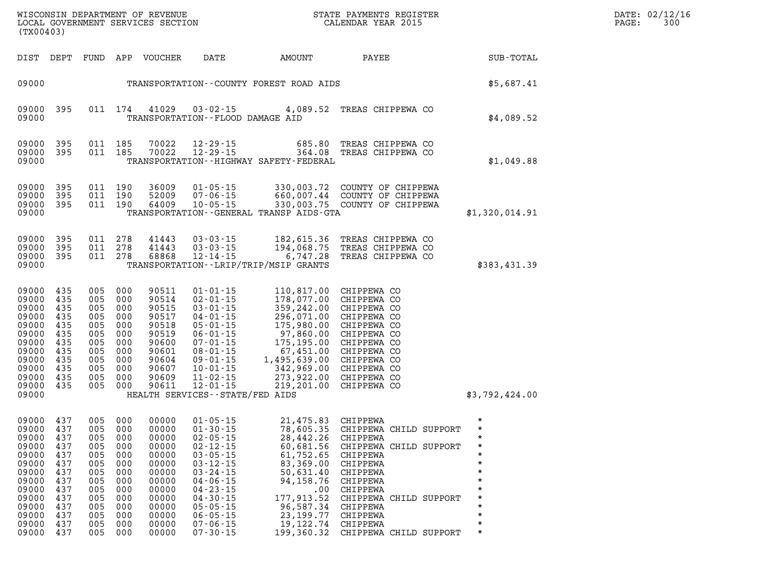| DIST | DEPT | FUND | APP | VOUCHER | DATE | AMOUNT | PAYEE | SUB-TOTAL |
|---|---|---|---|---|---|---|---|---|
| 09000 | | | | | | TRANSPORTATION--COUNTY FOREST ROAD AIDS | | $5,687.41 |
| 09000 | 395 | 011 | 174 | 41029 | 03-02-15 | 4,089.52 | TREAS CHIPPEWA CO | |
| 09000 | | | | | | TRANSPORTATION--FLOOD DAMAGE AID | | $4,089.52 |
| 09000 | 395 | 011 | 185 | 70022 | 12-29-15 | 685.80 | TREAS CHIPPEWA CO | |
| 09000 | 395 | 011 | 185 | 70022 | 12-29-15 | 364.08 | TREAS CHIPPEWA CO | |
| 09000 | | | | | | TRANSPORTATION--HIGHWAY SAFETY-FEDERAL | | $1,049.88 |
| 09000 | 395 | 011 | 190 | 36009 | 01-05-15 | 330,003.72 | COUNTY OF CHIPPEWA | |
| 09000 | 395 | 011 | 190 | 52009 | 07-06-15 | 660,007.44 | COUNTY OF CHIPPEWA | |
| 09000 | 395 | 011 | 190 | 64009 | 10-05-15 | 330,003.75 | COUNTY OF CHIPPEWA | |
| 09000 | | | | | | TRANSPORTATION--GENERAL TRANSP AIDS-GTA | | $1,320,014.91 |
| 09000 | 395 | 011 | 278 | 41443 | 03-03-15 | 182,615.36 | TREAS CHIPPEWA CO | |
| 09000 | 395 | 011 | 278 | 41443 | 03-03-15 | 194,068.75 | TREAS CHIPPEWA CO | |
| 09000 | 395 | 011 | 278 | 68868 | 12-14-15 | 6,747.28 | TREAS CHIPPEWA CO | |
| 09000 | | | | | | TRANSPORTATION--LRIP/TRIP/MSIP GRANTS | | $383,431.39 |
| 09000 | 435 | 005 | 000 | 90511 | 01-01-15 | 110,817.00 | CHIPPEWA CO | |
| 09000 | 435 | 005 | 000 | 90514 | 02-01-15 | 178,077.00 | CHIPPEWA CO | |
| 09000 | 435 | 005 | 000 | 90515 | 03-01-15 | 359,242.00 | CHIPPEWA CO | |
| 09000 | 435 | 005 | 000 | 90517 | 04-01-15 | 296,071.00 | CHIPPEWA CO | |
| 09000 | 435 | 005 | 000 | 90518 | 05-01-15 | 175,980.00 | CHIPPEWA CO | |
| 09000 | 435 | 005 | 000 | 90519 | 06-01-15 | 97,860.00 | CHIPPEWA CO | |
| 09000 | 435 | 005 | 000 | 90600 | 07-01-15 | 175,195.00 | CHIPPEWA CO | |
| 09000 | 435 | 005 | 000 | 90601 | 08-01-15 | 67,451.00 | CHIPPEWA CO | |
| 09000 | 435 | 005 | 000 | 90604 | 09-01-15 | 1,495,639.00 | CHIPPEWA CO | |
| 09000 | 435 | 005 | 000 | 90607 | 10-01-15 | 342,969.00 | CHIPPEWA CO | |
| 09000 | 435 | 005 | 000 | 90609 | 11-02-15 | 273,922.00 | CHIPPEWA CO | |
| 09000 | 435 | 005 | 000 | 90611 | 12-01-15 | 219,201.00 | CHIPPEWA CO | |
| 09000 | | | | | | HEALTH SERVICES--STATE/FED AIDS | | $3,792,424.00 |
| 09000 | 437 | 005 | 000 | 00000 | 01-05-15 | 21,475.83 | CHIPPEWA | * |
| 09000 | 437 | 005 | 000 | 00000 | 01-30-15 | 78,605.35 | CHIPPEWA CHILD SUPPORT | * |
| 09000 | 437 | 005 | 000 | 00000 | 02-05-15 | 28,442.26 | CHIPPEWA | * |
| 09000 | 437 | 005 | 000 | 00000 | 02-12-15 | 60,681.56 | CHIPPEWA CHILD SUPPORT | * |
| 09000 | 437 | 005 | 000 | 00000 | 03-05-15 | 61,752.65 | CHIPPEWA | * |
| 09000 | 437 | 005 | 000 | 00000 | 03-12-15 | 83,369.00 | CHIPPEWA | * |
| 09000 | 437 | 005 | 000 | 00000 | 03-24-15 | 50,631.40 | CHIPPEWA | * |
| 09000 | 437 | 005 | 000 | 00000 | 04-06-15 | 94,158.76 | CHIPPEWA | * |
| 09000 | 437 | 005 | 000 | 00000 | 04-23-15 | .00 | CHIPPEWA | * |
| 09000 | 437 | 005 | 000 | 00000 | 04-30-15 | 177,913.52 | CHIPPEWA CHILD SUPPORT | * |
| 09000 | 437 | 005 | 000 | 00000 | 05-05-15 | 96,587.34 | CHIPPEWA | * |
| 09000 | 437 | 005 | 000 | 00000 | 06-05-15 | 23,199.77 | CHIPPEWA | * |
| 09000 | 437 | 005 | 000 | 00000 | 07-06-15 | 19,122.74 | CHIPPEWA | * |
| 09000 | 437 | 005 | 000 | 00000 | 07-30-15 | 199,360.32 | CHIPPEWA CHILD SUPPORT | * |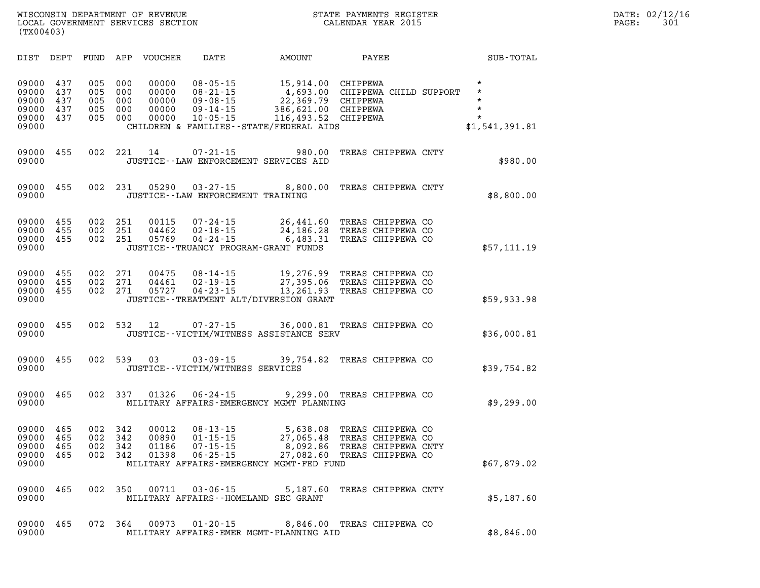| DIST | DEPT | FUND | APP | VOUCHER | DATE | AMOUNT | PAYEE | SUB-TOTAL |
|---|---|---|---|---|---|---|---|---|
| 09000 | 437 | 005 | 000 | 00000 | 08-05-15 | 15,914.00 | CHIPPEWA | * |
| 09000 | 437 | 005 | 000 | 00000 | 08-21-15 | 4,693.00 | CHIPPEWA CHILD SUPPORT | * |
| 09000 | 437 | 005 | 000 | 00000 | 09-08-15 | 22,369.79 | CHIPPEWA | * |
| 09000 | 437 | 005 | 000 | 00000 | 09-14-15 | 386,621.00 | CHIPPEWA | * |
| 09000 | 437 | 005 | 000 | 00000 | 10-05-15 | 116,493.52 | CHIPPEWA | * |
| 09000 | | | | | CHILDREN & FAMILIES--STATE/FEDERAL AIDS | | | $1,541,391.81 |
| 09000 | 455 | 002 | 221 | 14 | 07-21-15 | 980.00 | TREAS CHIPPEWA CNTY | |
| 09000 | | | | | JUSTICE--LAW ENFORCEMENT SERVICES AID | | | $980.00 |
| 09000 | 455 | 002 | 231 | 05290 | 03-27-15 | 8,800.00 | TREAS CHIPPEWA CNTY | |
| 09000 | | | | | JUSTICE--LAW ENFORCEMENT TRAINING | | | $8,800.00 |
| 09000 | 455 | 002 | 251 | 00115 | 07-24-15 | 26,441.60 | TREAS CHIPPEWA CO | |
| 09000 | 455 | 002 | 251 | 04462 | 02-18-15 | 24,186.28 | TREAS CHIPPEWA CO | |
| 09000 | 455 | 002 | 251 | 05769 | 04-24-15 | 6,483.31 | TREAS CHIPPEWA CO | |
| 09000 | | | | | JUSTICE--TRUANCY PROGRAM-GRANT FUNDS | | | $57,111.19 |
| 09000 | 455 | 002 | 271 | 00475 | 08-14-15 | 19,276.99 | TREAS CHIPPEWA CO | |
| 09000 | 455 | 002 | 271 | 04461 | 02-19-15 | 27,395.06 | TREAS CHIPPEWA CO | |
| 09000 | 455 | 002 | 271 | 05727 | 04-23-15 | 13,261.93 | TREAS CHIPPEWA CO | |
| 09000 | | | | | JUSTICE--TREATMENT ALT/DIVERSION GRANT | | | $59,933.98 |
| 09000 | 455 | 002 | 532 | 12 | 07-27-15 | 36,000.81 | TREAS CHIPPEWA CO | |
| 09000 | | | | | JUSTICE--VICTIM/WITNESS ASSISTANCE SERV | | | $36,000.81 |
| 09000 | 455 | 002 | 539 | 03 | 03-09-15 | 39,754.82 | TREAS CHIPPEWA CO | |
| 09000 | | | | | JUSTICE--VICTIM/WITNESS SERVICES | | | $39,754.82 |
| 09000 | 465 | 002 | 337 | 01326 | 06-24-15 | 9,299.00 | TREAS CHIPPEWA CO | |
| 09000 | | | | | MILITARY AFFAIRS-EMERGENCY MGMT PLANNING | | | $9,299.00 |
| 09000 | 465 | 002 | 342 | 00012 | 08-13-15 | 5,638.08 | TREAS CHIPPEWA CO | |
| 09000 | 465 | 002 | 342 | 00890 | 01-15-15 | 27,065.48 | TREAS CHIPPEWA CO | |
| 09000 | 465 | 002 | 342 | 01186 | 07-15-15 | 8,092.86 | TREAS CHIPPEWA CNTY | |
| 09000 | 465 | 002 | 342 | 01398 | 06-25-15 | 27,082.60 | TREAS CHIPPEWA CO | |
| 09000 | | | | | MILITARY AFFAIRS-EMERGENCY MGMT-FED FUND | | | $67,879.02 |
| 09000 | 465 | 002 | 350 | 00711 | 03-06-15 | 5,187.60 | TREAS CHIPPEWA CNTY | |
| 09000 | | | | | MILITARY AFFAIRS--HOMELAND SEC GRANT | | | $5,187.60 |
| 09000 | 465 | 072 | 364 | 00973 | 01-20-15 | 8,846.00 | TREAS CHIPPEWA CO | |
| 09000 | | | | | MILITARY AFFAIRS-EMER MGMT-PLANNING AID | | | $8,846.00 |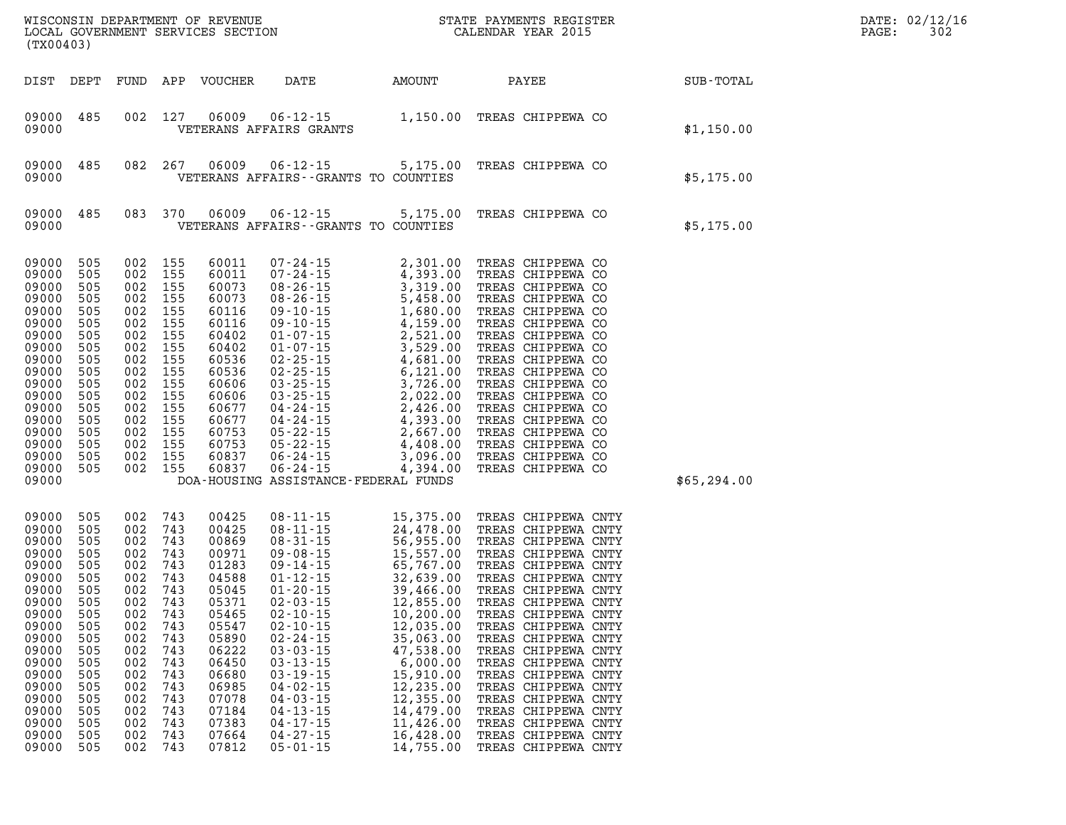WISCONSIN DEPARTMENT OF REVENUE
LOCAL GOVERNMENT SERVICES SECTION
(TX00403)

STATE PAYMENTS REGISTER
CALENDAR YEAR 2015

DATE: 02/12/16
PAGE: 302

| DIST | DEPT | FUND | APP | VOUCHER | DATE | AMOUNT | PAYEE | SUB-TOTAL |
|---|---|---|---|---|---|---|---|---|
| 09000 | 485 | 002 | 127 | 06009 | 06-12-15 | 1,150.00 | TREAS CHIPPEWA CO | |
| 09000 | | | | | VETERANS AFFAIRS GRANTS | | | $1,150.00 |
| 09000 | 485 | 082 | 267 | 06009 | 06-12-15 | 5,175.00 | TREAS CHIPPEWA CO | |
| 09000 | | | | | VETERANS AFFAIRS--GRANTS TO COUNTIES | | | $5,175.00 |
| 09000 | 485 | 083 | 370 | 06009 | 06-12-15 | 5,175.00 | TREAS CHIPPEWA CO | |
| 09000 | | | | | VETERANS AFFAIRS--GRANTS TO COUNTIES | | | $5,175.00 |
| 09000 | 505 | 002 | 155 | 60011 | 07-24-15 | 2,301.00 | TREAS CHIPPEWA CO | |
| 09000 | 505 | 002 | 155 | 60011 | 07-24-15 | 4,393.00 | TREAS CHIPPEWA CO | |
| 09000 | 505 | 002 | 155 | 60073 | 08-26-15 | 3,319.00 | TREAS CHIPPEWA CO | |
| 09000 | 505 | 002 | 155 | 60073 | 08-26-15 | 5,458.00 | TREAS CHIPPEWA CO | |
| 09000 | 505 | 002 | 155 | 60116 | 09-10-15 | 1,680.00 | TREAS CHIPPEWA CO | |
| 09000 | 505 | 002 | 155 | 60116 | 09-10-15 | 4,159.00 | TREAS CHIPPEWA CO | |
| 09000 | 505 | 002 | 155 | 60402 | 01-07-15 | 2,521.00 | TREAS CHIPPEWA CO | |
| 09000 | 505 | 002 | 155 | 60402 | 01-07-15 | 3,529.00 | TREAS CHIPPEWA CO | |
| 09000 | 505 | 002 | 155 | 60536 | 02-25-15 | 4,681.00 | TREAS CHIPPEWA CO | |
| 09000 | 505 | 002 | 155 | 60536 | 02-25-15 | 6,121.00 | TREAS CHIPPEWA CO | |
| 09000 | 505 | 002 | 155 | 60606 | 03-25-15 | 3,726.00 | TREAS CHIPPEWA CO | |
| 09000 | 505 | 002 | 155 | 60606 | 03-25-15 | 2,022.00 | TREAS CHIPPEWA CO | |
| 09000 | 505 | 002 | 155 | 60677 | 04-24-15 | 2,426.00 | TREAS CHIPPEWA CO | |
| 09000 | 505 | 002 | 155 | 60677 | 04-24-15 | 4,393.00 | TREAS CHIPPEWA CO | |
| 09000 | 505 | 002 | 155 | 60753 | 05-22-15 | 2,667.00 | TREAS CHIPPEWA CO | |
| 09000 | 505 | 002 | 155 | 60753 | 05-22-15 | 4,408.00 | TREAS CHIPPEWA CO | |
| 09000 | 505 | 002 | 155 | 60837 | 06-24-15 | 3,096.00 | TREAS CHIPPEWA CO | |
| 09000 | 505 | 002 | 155 | 60837 | 06-24-15 | 4,394.00 | TREAS CHIPPEWA CO | |
| 09000 | | | | | DOA-HOUSING ASSISTANCE-FEDERAL FUNDS | | | $65,294.00 |
| 09000 | 505 | 002 | 743 | 00425 | 08-11-15 | 15,375.00 | TREAS CHIPPEWA CNTY | |
| 09000 | 505 | 002 | 743 | 00425 | 08-11-15 | 24,478.00 | TREAS CHIPPEWA CNTY | |
| 09000 | 505 | 002 | 743 | 00869 | 08-31-15 | 56,955.00 | TREAS CHIPPEWA CNTY | |
| 09000 | 505 | 002 | 743 | 00971 | 09-08-15 | 15,557.00 | TREAS CHIPPEWA CNTY | |
| 09000 | 505 | 002 | 743 | 01283 | 09-14-15 | 65,767.00 | TREAS CHIPPEWA CNTY | |
| 09000 | 505 | 002 | 743 | 04588 | 01-12-15 | 32,639.00 | TREAS CHIPPEWA CNTY | |
| 09000 | 505 | 002 | 743 | 05045 | 01-20-15 | 39,466.00 | TREAS CHIPPEWA CNTY | |
| 09000 | 505 | 002 | 743 | 05371 | 02-03-15 | 12,855.00 | TREAS CHIPPEWA CNTY | |
| 09000 | 505 | 002 | 743 | 05465 | 02-10-15 | 10,200.00 | TREAS CHIPPEWA CNTY | |
| 09000 | 505 | 002 | 743 | 05547 | 02-10-15 | 12,035.00 | TREAS CHIPPEWA CNTY | |
| 09000 | 505 | 002 | 743 | 05890 | 02-24-15 | 35,063.00 | TREAS CHIPPEWA CNTY | |
| 09000 | 505 | 002 | 743 | 06222 | 03-03-15 | 47,538.00 | TREAS CHIPPEWA CNTY | |
| 09000 | 505 | 002 | 743 | 06450 | 03-13-15 | 6,000.00 | TREAS CHIPPEWA CNTY | |
| 09000 | 505 | 002 | 743 | 06680 | 03-19-15 | 15,910.00 | TREAS CHIPPEWA CNTY | |
| 09000 | 505 | 002 | 743 | 06985 | 04-02-15 | 12,235.00 | TREAS CHIPPEWA CNTY | |
| 09000 | 505 | 002 | 743 | 07078 | 04-03-15 | 12,355.00 | TREAS CHIPPEWA CNTY | |
| 09000 | 505 | 002 | 743 | 07184 | 04-13-15 | 14,479.00 | TREAS CHIPPEWA CNTY | |
| 09000 | 505 | 002 | 743 | 07383 | 04-17-15 | 11,426.00 | TREAS CHIPPEWA CNTY | |
| 09000 | 505 | 002 | 743 | 07664 | 04-27-15 | 16,428.00 | TREAS CHIPPEWA CNTY | |
| 09000 | 505 | 002 | 743 | 07812 | 05-01-15 | 14,755.00 | TREAS CHIPPEWA CNTY | |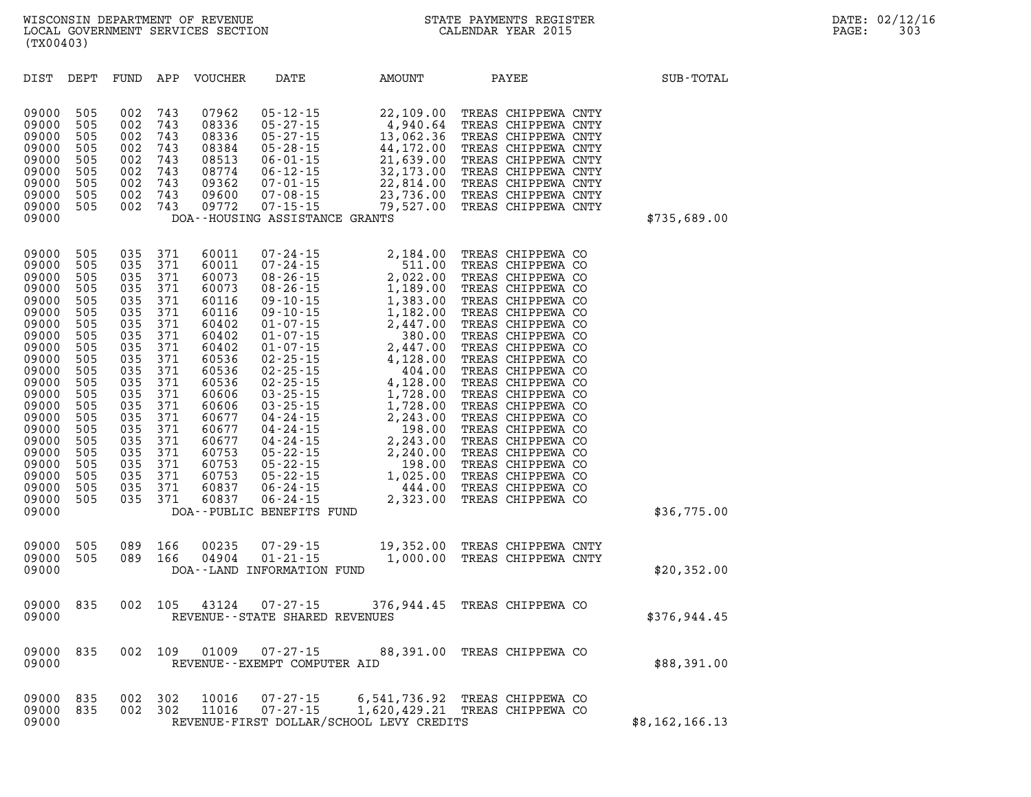| DIST | DEPT | FUND | APP | VOUCHER | DATE | AMOUNT | PAYEE | SUB-TOTAL |
|---|---|---|---|---|---|---|---|---|
| 09000 | 505 | 002 | 743 | 07962 | 05-12-15 | 22,109.00 | TREAS CHIPPEWA CNTY | |
| 09000 | 505 | 002 | 743 | 08336 | 05-27-15 | 4,940.64 | TREAS CHIPPEWA CNTY | |
| 09000 | 505 | 002 | 743 | 08336 | 05-27-15 | 13,062.36 | TREAS CHIPPEWA CNTY | |
| 09000 | 505 | 002 | 743 | 08384 | 05-28-15 | 44,172.00 | TREAS CHIPPEWA CNTY | |
| 09000 | 505 | 002 | 743 | 08513 | 06-01-15 | 21,639.00 | TREAS CHIPPEWA CNTY | |
| 09000 | 505 | 002 | 743 | 08774 | 06-12-15 | 32,173.00 | TREAS CHIPPEWA CNTY | |
| 09000 | 505 | 002 | 743 | 09362 | 07-01-15 | 22,814.00 | TREAS CHIPPEWA CNTY | |
| 09000 | 505 | 002 | 743 | 09600 | 07-08-15 | 23,736.00 | TREAS CHIPPEWA CNTY | |
| 09000 | 505 | 002 | 743 | 09772 | 07-15-15 | 79,527.00 | TREAS CHIPPEWA CNTY | |
| 09000 | | | | | DOA--HOUSING ASSISTANCE GRANTS | | | $735,689.00 |
| 09000 | 505 | 035 | 371 | 60011 | 07-24-15 | 2,184.00 | TREAS CHIPPEWA CO | |
| 09000 | 505 | 035 | 371 | 60011 | 07-24-15 | 511.00 | TREAS CHIPPEWA CO | |
| 09000 | 505 | 035 | 371 | 60073 | 08-26-15 | 2,022.00 | TREAS CHIPPEWA CO | |
| 09000 | 505 | 035 | 371 | 60073 | 08-26-15 | 1,189.00 | TREAS CHIPPEWA CO | |
| 09000 | 505 | 035 | 371 | 60116 | 09-10-15 | 1,383.00 | TREAS CHIPPEWA CO | |
| 09000 | 505 | 035 | 371 | 60116 | 09-10-15 | 1,182.00 | TREAS CHIPPEWA CO | |
| 09000 | 505 | 035 | 371 | 60402 | 01-07-15 | 2,447.00 | TREAS CHIPPEWA CO | |
| 09000 | 505 | 035 | 371 | 60402 | 01-07-15 | 380.00 | TREAS CHIPPEWA CO | |
| 09000 | 505 | 035 | 371 | 60402 | 01-07-15 | 2,447.00 | TREAS CHIPPEWA CO | |
| 09000 | 505 | 035 | 371 | 60536 | 02-25-15 | 4,128.00 | TREAS CHIPPEWA CO | |
| 09000 | 505 | 035 | 371 | 60536 | 02-25-15 | 404.00 | TREAS CHIPPEWA CO | |
| 09000 | 505 | 035 | 371 | 60536 | 02-25-15 | 4,128.00 | TREAS CHIPPEWA CO | |
| 09000 | 505 | 035 | 371 | 60606 | 03-25-15 | 1,728.00 | TREAS CHIPPEWA CO | |
| 09000 | 505 | 035 | 371 | 60606 | 03-25-15 | 1,728.00 | TREAS CHIPPEWA CO | |
| 09000 | 505 | 035 | 371 | 60677 | 04-24-15 | 2,243.00 | TREAS CHIPPEWA CO | |
| 09000 | 505 | 035 | 371 | 60677 | 04-24-15 | 198.00 | TREAS CHIPPEWA CO | |
| 09000 | 505 | 035 | 371 | 60677 | 04-24-15 | 2,243.00 | TREAS CHIPPEWA CO | |
| 09000 | 505 | 035 | 371 | 60753 | 05-22-15 | 2,240.00 | TREAS CHIPPEWA CO | |
| 09000 | 505 | 035 | 371 | 60753 | 05-22-15 | 198.00 | TREAS CHIPPEWA CO | |
| 09000 | 505 | 035 | 371 | 60753 | 05-22-15 | 1,025.00 | TREAS CHIPPEWA CO | |
| 09000 | 505 | 035 | 371 | 60837 | 06-24-15 | 444.00 | TREAS CHIPPEWA CO | |
| 09000 | 505 | 035 | 371 | 60837 | 06-24-15 | 2,323.00 | TREAS CHIPPEWA CO | |
| 09000 | | | | | DOA--PUBLIC BENEFITS FUND | | | $36,775.00 |
| 09000 | 505 | 089 | 166 | 00235 | 07-29-15 | 19,352.00 | TREAS CHIPPEWA CNTY | |
| 09000 | 505 | 089 | 166 | 04904 | 01-21-15 | 1,000.00 | TREAS CHIPPEWA CNTY | |
| 09000 | | | | | DOA--LAND INFORMATION FUND | | | $20,352.00 |
| 09000 | 835 | 002 | 105 | 43124 | 07-27-15 | 376,944.45 | TREAS CHIPPEWA CO | |
| 09000 | | | | | REVENUE--STATE SHARED REVENUES | | | $376,944.45 |
| 09000 | 835 | 002 | 109 | 01009 | 07-27-15 | 88,391.00 | TREAS CHIPPEWA CO | |
| 09000 | | | | | REVENUE--EXEMPT COMPUTER AID | | | $88,391.00 |
| 09000 | 835 | 002 | 302 | 10016 | 07-27-15 | 6,541,736.92 | TREAS CHIPPEWA CO | |
| 09000 | 835 | 002 | 302 | 11016 | 07-27-15 | 1,620,429.21 | TREAS CHIPPEWA CO | |
| 09000 | | | | | REVENUE-FIRST DOLLAR/SCHOOL LEVY CREDITS | | | $8,162,166.13 |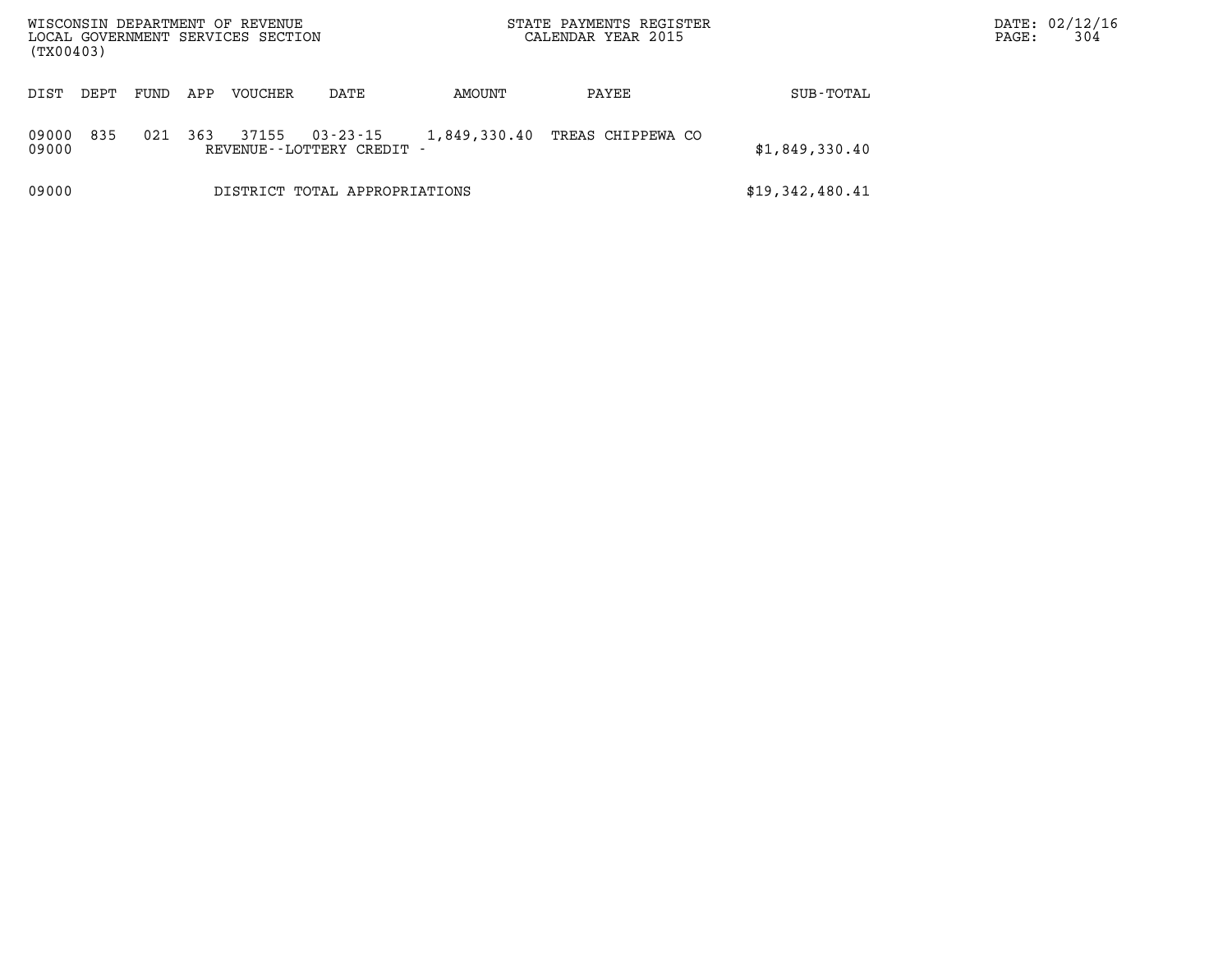| DIST | DEPT | FUND | APP | VOUCHER | DATE | AMOUNT | PAYEE | SUB-TOTAL |
|---|---|---|---|---|---|---|---|---|
| 09000 | 835 | 021 | 363 | 37155 | 03-23-15 | 1,849,330.40 | TREAS CHIPPEWA CO | |
| 09000 | | | | REVENUE--LOTTERY CREDIT - | | | | $1,849,330.40 |
| 09000 | | | | DISTRICT TOTAL APPROPRIATIONS | | | | $19,342,480.41 |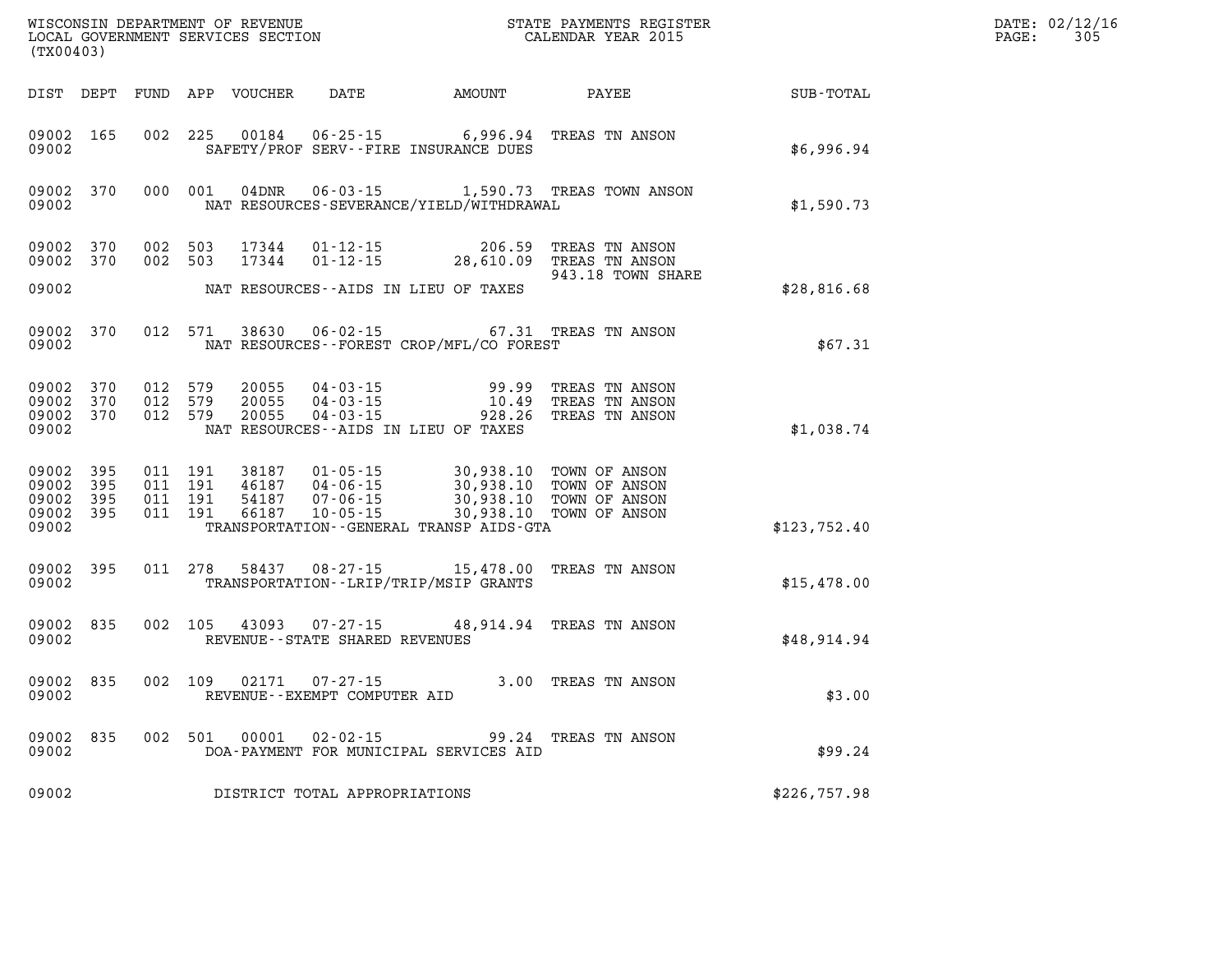WISCONSIN DEPARTMENT OF REVENUE
LOCAL GOVERNMENT SERVICES SECTION
(TX00403)

STATE PAYMENTS REGISTER
CALENDAR YEAR 2015

DATE: 02/12/16

| DIST | DEPT | FUND | APP | VOUCHER | DATE | AMOUNT | PAYEE | SUB-TOTAL |
|---|---|---|---|---|---|---|---|---|
| 09002 | 165 | 002 | 225 | 00184 | 06-25-15 | 6,996.94 | TREAS TN ANSON | |
| 09002 | | | | | SAFETY/PROF SERV--FIRE INSURANCE DUES | | | $6,996.94 |
| 09002 | 370 | 000 | 001 | 04DNR | 06-03-15 | 1,590.73 | TREAS TOWN ANSON | |
| 09002 | | | | | NAT RESOURCES-SEVERANCE/YIELD/WITHDRAWAL | | | $1,590.73 |
| 09002 | 370 | 002 | 503 | 17344 | 01-12-15 | 206.59 | TREAS TN ANSON | |
| 09002 | 370 | 002 | 503 | 17344 | 01-12-15 | 28,610.09 | TREAS TN ANSON 943.18 TOWN SHARE | |
| 09002 | | | | | NAT RESOURCES--AIDS IN LIEU OF TAXES | | | $28,816.68 |
| 09002 | 370 | 012 | 571 | 38630 | 06-02-15 | 67.31 | TREAS TN ANSON | |
| 09002 | | | | | NAT RESOURCES--FOREST CROP/MFL/CO FOREST | | | $67.31 |
| 09002 | 370 | 012 | 579 | 20055 | 04-03-15 | 99.99 | TREAS TN ANSON | |
| 09002 | 370 | 012 | 579 | 20055 | 04-03-15 | 10.49 | TREAS TN ANSON | |
| 09002 | 370 | 012 | 579 | 20055 | 04-03-15 | 928.26 | TREAS TN ANSON | |
| 09002 | | | | | NAT RESOURCES--AIDS IN LIEU OF TAXES | | | $1,038.74 |
| 09002 | 395 | 011 | 191 | 38187 | 01-05-15 | 30,938.10 | TOWN OF ANSON | |
| 09002 | 395 | 011 | 191 | 46187 | 04-06-15 | 30,938.10 | TOWN OF ANSON | |
| 09002 | 395 | 011 | 191 | 54187 | 07-06-15 | 30,938.10 | TOWN OF ANSON | |
| 09002 | 395 | 011 | 191 | 66187 | 10-05-15 | 30,938.10 | TOWN OF ANSON | |
| 09002 | | | | | TRANSPORTATION--GENERAL TRANSP AIDS-GTA | | | $123,752.40 |
| 09002 | 395 | 011 | 278 | 58437 | 08-27-15 | 15,478.00 | TREAS TN ANSON | |
| 09002 | | | | | TRANSPORTATION--LRIP/TRIP/MSIP GRANTS | | | $15,478.00 |
| 09002 | 835 | 002 | 105 | 43093 | 07-27-15 | 48,914.94 | TREAS TN ANSON | |
| 09002 | | | | | REVENUE--STATE SHARED REVENUES | | | $48,914.94 |
| 09002 | 835 | 002 | 109 | 02171 | 07-27-15 | 3.00 | TREAS TN ANSON | |
| 09002 | | | | | REVENUE--EXEMPT COMPUTER AID | | | $3.00 |
| 09002 | 835 | 002 | 501 | 00001 | 02-02-15 | 99.24 | TREAS TN ANSON | |
| 09002 | | | | | DOA-PAYMENT FOR MUNICIPAL SERVICES AID | | | $99.24 |
| 09002 | | | | | DISTRICT TOTAL APPROPRIATIONS | | | $226,757.98 |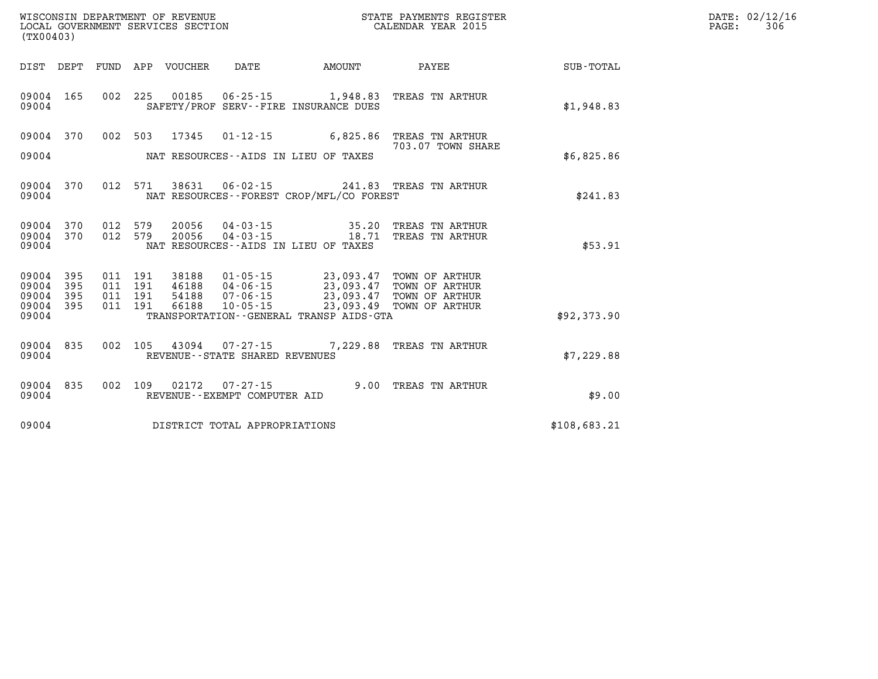WISCONSIN DEPARTMENT OF REVENUE
LOCAL GOVERNMENT SERVICES SECTION
(TX00403)

STATE PAYMENTS REGISTER
CALENDAR YEAR 2015

DATE: 02/12/16
PAGE: 306

| DIST | DEPT | FUND | APP | VOUCHER | DATE | AMOUNT | PAYEE | SUB-TOTAL |
|---|---|---|---|---|---|---|---|---|
| 09004 | 165 | 002 | 225 | 00185 | 06-25-15 | 1,948.83 | TREAS TN ARTHUR | |
| 09004 | | | | SAFETY/PROF SERV--FIRE INSURANCE DUES | | | | $1,948.83 |
| 09004 | 370 | 002 | 503 | 17345 | 01-12-15 | 6,825.86 | TREAS TN ARTHUR 703.07 TOWN SHARE | |
| 09004 | | | | NAT RESOURCES--AIDS IN LIEU OF TAXES | | | | $6,825.86 |
| 09004 | 370 | 012 | 571 | 38631 | 06-02-15 | 241.83 | TREAS TN ARTHUR | |
| 09004 | | | | NAT RESOURCES--FOREST CROP/MFL/CO FOREST | | | | $241.83 |
| 09004 | 370 | 012 | 579 | 20056 | 04-03-15 | 35.20 | TREAS TN ARTHUR | |
| 09004 | 370 | 012 | 579 | 20056 | 04-03-15 | 18.71 | TREAS TN ARTHUR | |
| 09004 | | | | NAT RESOURCES--AIDS IN LIEU OF TAXES | | | | $53.91 |
| 09004 | 395 | 011 | 191 | 38188 | 01-05-15 | 23,093.47 | TOWN OF ARTHUR | |
| 09004 | 395 | 011 | 191 | 46188 | 04-06-15 | 23,093.47 | TOWN OF ARTHUR | |
| 09004 | 395 | 011 | 191 | 54188 | 07-06-15 | 23,093.47 | TOWN OF ARTHUR | |
| 09004 | 395 | 011 | 191 | 66188 | 10-05-15 | 23,093.49 | TOWN OF ARTHUR | |
| 09004 | | | | TRANSPORTATION--GENERAL TRANSP AIDS-GTA | | | | $92,373.90 |
| 09004 | 835 | 002 | 105 | 43094 | 07-27-15 | 7,229.88 | TREAS TN ARTHUR | |
| 09004 | | | | REVENUE--STATE SHARED REVENUES | | | | $7,229.88 |
| 09004 | 835 | 002 | 109 | 02172 | 07-27-15 | 9.00 | TREAS TN ARTHUR | |
| 09004 | | | | REVENUE--EXEMPT COMPUTER AID | | | | $9.00 |
| 09004 | | | | DISTRICT TOTAL APPROPRIATIONS | | | | $108,683.21 |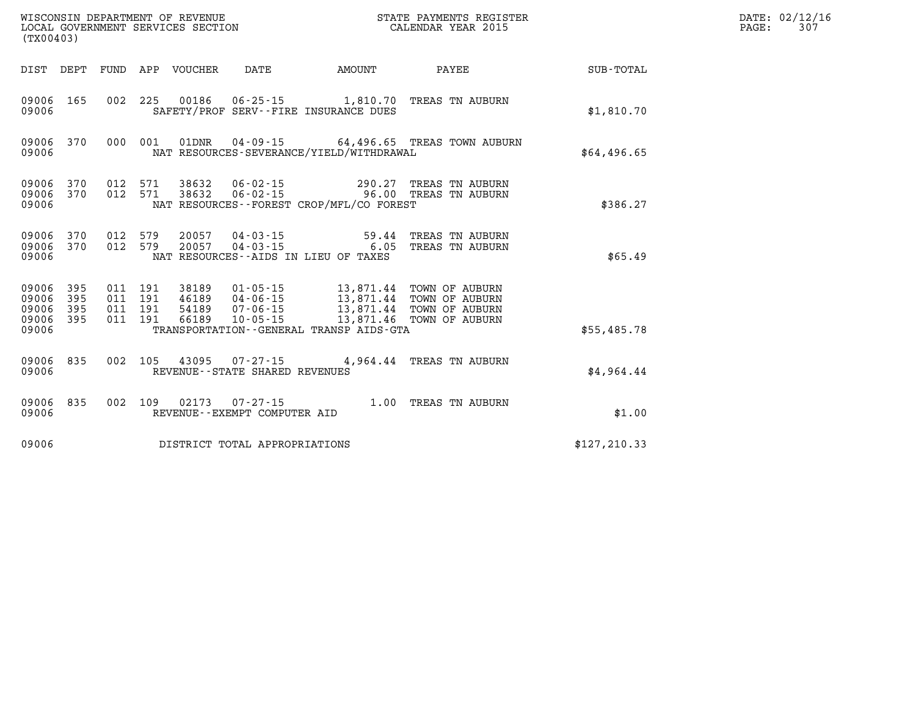WISCONSIN DEPARTMENT OF REVENUE
LOCAL GOVERNMENT SERVICES SECTION
(TX00403)

STATE PAYMENTS REGISTER
CALENDAR YEAR 2015

DATE: 02/12/16

| DIST | DEPT | FUND | APP | VOUCHER | DATE | AMOUNT | PAYEE | SUB-TOTAL |
|---|---|---|---|---|---|---|---|---|
| 09006 | 165 | 002 | 225 | 00186 | 06-25-15 | 1,810.70 | TREAS TN AUBURN | |
| 09006 | | | | | SAFETY/PROF SERV--FIRE INSURANCE DUES | | | $1,810.70 |
| 09006 | 370 | 000 | 001 | 01DNR | 04-09-15 | 64,496.65 | TREAS TOWN AUBURN | |
| 09006 | | | | | NAT RESOURCES-SEVERANCE/YIELD/WITHDRAWAL | | | $64,496.65 |
| 09006 | 370 | 012 | 571 | 38632 | 06-02-15 | 290.27 | TREAS TN AUBURN | |
| 09006 | 370 | 012 | 571 | 38632 | 06-02-15 | 96.00 | TREAS TN AUBURN | |
| 09006 | | | | | NAT RESOURCES--FOREST CROP/MFL/CO FOREST | | | $386.27 |
| 09006 | 370 | 012 | 579 | 20057 | 04-03-15 | 59.44 | TREAS TN AUBURN | |
| 09006 | 370 | 012 | 579 | 20057 | 04-03-15 | 6.05 | TREAS TN AUBURN | |
| 09006 | | | | | NAT RESOURCES--AIDS IN LIEU OF TAXES | | | $65.49 |
| 09006 | 395 | 011 | 191 | 38189 | 01-05-15 | 13,871.44 | TOWN OF AUBURN | |
| 09006 | 395 | 011 | 191 | 46189 | 04-06-15 | 13,871.44 | TOWN OF AUBURN | |
| 09006 | 395 | 011 | 191 | 54189 | 07-06-15 | 13,871.44 | TOWN OF AUBURN | |
| 09006 | 395 | 011 | 191 | 66189 | 10-05-15 | 13,871.46 | TOWN OF AUBURN | |
| 09006 | | | | | TRANSPORTATION--GENERAL TRANSP AIDS-GTA | | | $55,485.78 |
| 09006 | 835 | 002 | 105 | 43095 | 07-27-15 | 4,964.44 | TREAS TN AUBURN | |
| 09006 | | | | | REVENUE--STATE SHARED REVENUES | | | $4,964.44 |
| 09006 | 835 | 002 | 109 | 02173 | 07-27-15 | 1.00 | TREAS TN AUBURN | |
| 09006 | | | | | REVENUE--EXEMPT COMPUTER AID | | | $1.00 |
| 09006 | | | | | DISTRICT TOTAL APPROPRIATIONS | | | $127,210.33 |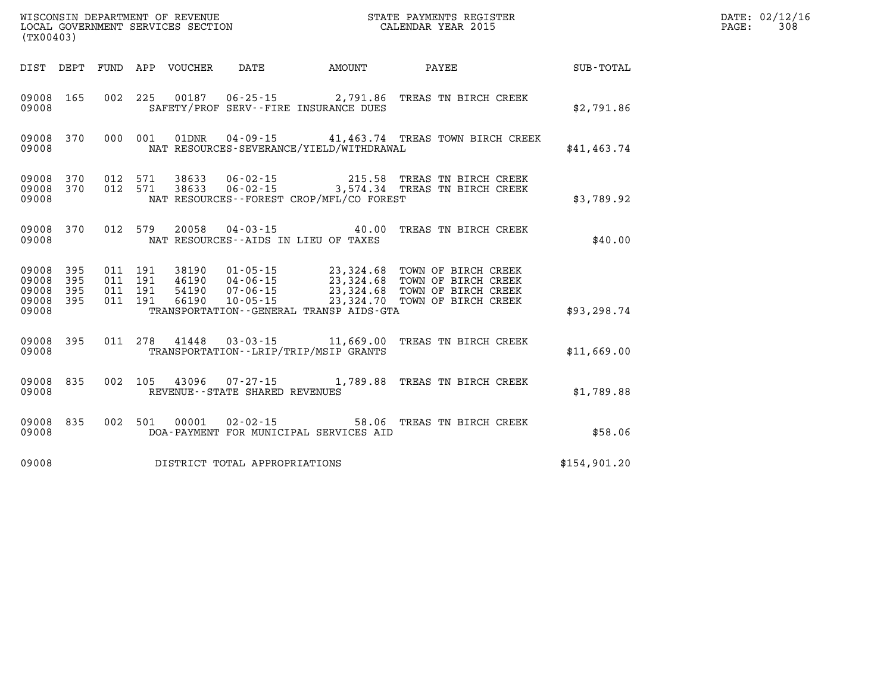WISCONSIN DEPARTMENT OF REVENUE
LOCAL GOVERNMENT SERVICES SECTION
(TX00403)

STATE PAYMENTS REGISTER
CALENDAR YEAR 2015

DATE: 02/12/16
PAGE: 308

| DIST | DEPT | FUND | APP | VOUCHER | DATE | AMOUNT | PAYEE | SUB-TOTAL |
|---|---|---|---|---|---|---|---|---|
| 09008 | 165 | 002 | 225 | 00187 | 06-25-15 | 2,791.86 | TREAS TN BIRCH CREEK | |
| 09008 | | | | | SAFETY/PROF SERV--FIRE INSURANCE DUES | | | $2,791.86 |
| 09008 | 370 | 000 | 001 | 01DNR | 04-09-15 | 41,463.74 | TREAS TOWN BIRCH CREEK | |
| 09008 | | | | | NAT RESOURCES-SEVERANCE/YIELD/WITHDRAWAL | | | $41,463.74 |
| 09008 | 370 | 012 | 571 | 38633 | 06-02-15 | 215.58 | TREAS TN BIRCH CREEK | |
| 09008 | 370 | 012 | 571 | 38633 | 06-02-15 | 3,574.34 | TREAS TN BIRCH CREEK | |
| 09008 | | | | | NAT RESOURCES--FOREST CROP/MFL/CO FOREST | | | $3,789.92 |
| 09008 | 370 | 012 | 579 | 20058 | 04-03-15 | 40.00 | TREAS TN BIRCH CREEK | |
| 09008 | | | | | NAT RESOURCES--AIDS IN LIEU OF TAXES | | | $40.00 |
| 09008 | 395 | 011 | 191 | 38190 | 01-05-15 | 23,324.68 | TOWN OF BIRCH CREEK | |
| 09008 | 395 | 011 | 191 | 46190 | 04-06-15 | 23,324.68 | TOWN OF BIRCH CREEK | |
| 09008 | 395 | 011 | 191 | 54190 | 07-06-15 | 23,324.68 | TOWN OF BIRCH CREEK | |
| 09008 | 395 | 011 | 191 | 66190 | 10-05-15 | 23,324.70 | TOWN OF BIRCH CREEK | |
| 09008 | | | | | TRANSPORTATION--GENERAL TRANSP AIDS-GTA | | | $93,298.74 |
| 09008 | 395 | 011 | 278 | 41448 | 03-03-15 | 11,669.00 | TREAS TN BIRCH CREEK | |
| 09008 | | | | | TRANSPORTATION--LRIP/TRIP/MSIP GRANTS | | | $11,669.00 |
| 09008 | 835 | 002 | 105 | 43096 | 07-27-15 | 1,789.88 | TREAS TN BIRCH CREEK | |
| 09008 | | | | | REVENUE--STATE SHARED REVENUES | | | $1,789.88 |
| 09008 | 835 | 002 | 501 | 00001 | 02-02-15 | 58.06 | TREAS TN BIRCH CREEK | |
| 09008 | | | | | DOA-PAYMENT FOR MUNICIPAL SERVICES AID | | | $58.06 |
| 09008 | | | | | DISTRICT TOTAL APPROPRIATIONS | | | $154,901.20 |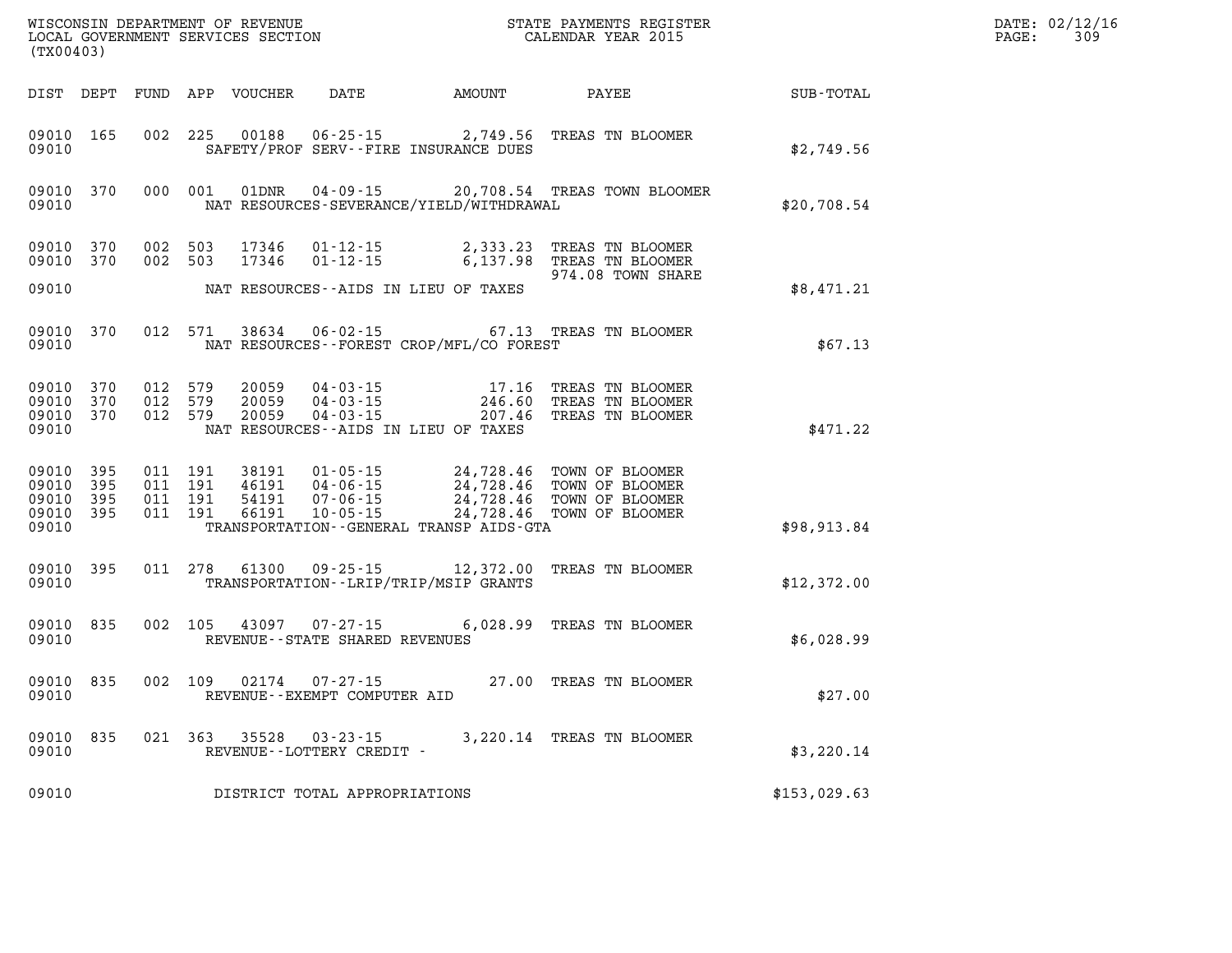WISCONSIN DEPARTMENT OF REVENUE
LOCAL GOVERNMENT SERVICES SECTION
(TX00403)

STATE PAYMENTS REGISTER
CALENDAR YEAR 2015

DATE: 02/12/16

| DIST | DEPT | FUND | APP | VOUCHER | DATE | AMOUNT | PAYEE | SUB-TOTAL |
|---|---|---|---|---|---|---|---|---|
| 09010 | 165 | 002 | 225 | 00188 | 06-25-15 | 2,749.56 | TREAS TN BLOOMER | |
| 09010 | | | | | SAFETY/PROF SERV--FIRE INSURANCE DUES | | | $2,749.56 |
| 09010 | 370 | 000 | 001 | 01DNR | 04-09-15 | 20,708.54 | TREAS TOWN BLOOMER | |
| 09010 | | | | | NAT RESOURCES-SEVERANCE/YIELD/WITHDRAWAL | | | $20,708.54 |
| 09010 | 370 | 002 | 503 | 17346 | 01-12-15 | 2,333.23 | TREAS TN BLOOMER | |
| 09010 | 370 | 002 | 503 | 17346 | 01-12-15 | 6,137.98 | TREAS TN BLOOMER 974.08 TOWN SHARE | |
| 09010 | | | | | NAT RESOURCES--AIDS IN LIEU OF TAXES | | | $8,471.21 |
| 09010 | 370 | 012 | 571 | 38634 | 06-02-15 | 67.13 | TREAS TN BLOOMER | |
| 09010 | | | | | NAT RESOURCES--FOREST CROP/MFL/CO FOREST | | | $67.13 |
| 09010 | 370 | 012 | 579 | 20059 | 04-03-15 | 17.16 | TREAS TN BLOOMER | |
| 09010 | 370 | 012 | 579 | 20059 | 04-03-15 | 246.60 | TREAS TN BLOOMER | |
| 09010 | 370 | 012 | 579 | 20059 | 04-03-15 | 207.46 | TREAS TN BLOOMER | |
| 09010 | | | | | NAT RESOURCES--AIDS IN LIEU OF TAXES | | | $471.22 |
| 09010 | 395 | 011 | 191 | 38191 | 01-05-15 | 24,728.46 | TOWN OF BLOOMER | |
| 09010 | 395 | 011 | 191 | 46191 | 04-06-15 | 24,728.46 | TOWN OF BLOOMER | |
| 09010 | 395 | 011 | 191 | 54191 | 07-06-15 | 24,728.46 | TOWN OF BLOOMER | |
| 09010 | 395 | 011 | 191 | 66191 | 10-05-15 | 24,728.46 | TOWN OF BLOOMER | |
| 09010 | | | | | TRANSPORTATION--GENERAL TRANSP AIDS-GTA | | | $98,913.84 |
| 09010 | 395 | 011 | 278 | 61300 | 09-25-15 | 12,372.00 | TREAS TN BLOOMER | |
| 09010 | | | | | TRANSPORTATION--LRIP/TRIP/MSIP GRANTS | | | $12,372.00 |
| 09010 | 835 | 002 | 105 | 43097 | 07-27-15 | 6,028.99 | TREAS TN BLOOMER | |
| 09010 | | | | | REVENUE--STATE SHARED REVENUES | | | $6,028.99 |
| 09010 | 835 | 002 | 109 | 02174 | 07-27-15 | 27.00 | TREAS TN BLOOMER | |
| 09010 | | | | | REVENUE--EXEMPT COMPUTER AID | | | $27.00 |
| 09010 | 835 | 021 | 363 | 35528 | 03-23-15 | 3,220.14 | TREAS TN BLOOMER | |
| 09010 | | | | | REVENUE--LOTTERY CREDIT - | | | $3,220.14 |
| 09010 | | | | | DISTRICT TOTAL APPROPRIATIONS | | | $153,029.63 |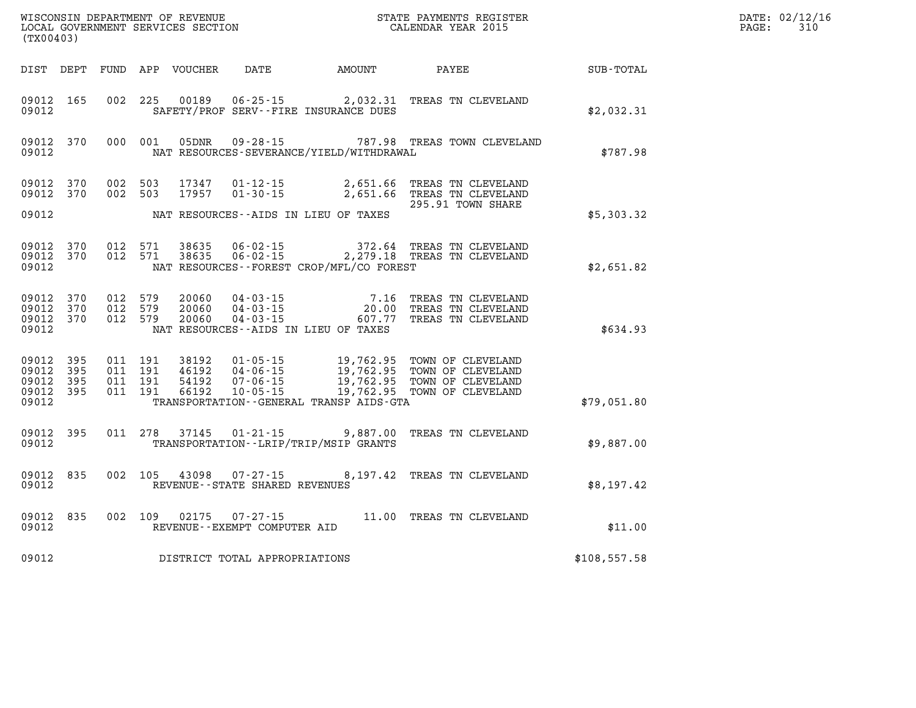WISCONSIN DEPARTMENT OF REVENUE
LOCAL GOVERNMENT SERVICES SECTION
(TX00403)

STATE PAYMENTS REGISTER
CALENDAR YEAR 2015

DATE: 02/12/16
PAGE: 310

| DIST | DEPT | FUND | APP | VOUCHER | DATE | AMOUNT | PAYEE | SUB-TOTAL |
|---|---|---|---|---|---|---|---|---|
| 09012 | 165 | 002 | 225 | 00189 | 06-25-15 | 2,032.31 | TREAS TN CLEVELAND | |
| 09012 | | | | | SAFETY/PROF SERV--FIRE INSURANCE DUES | | | $2,032.31 |
| 09012 | 370 | 000 | 001 | 05DNR | 09-28-15 | 787.98 | TREAS TOWN CLEVELAND | |
| 09012 | | | | | NAT RESOURCES-SEVERANCE/YIELD/WITHDRAWAL | | | $787.98 |
| 09012 | 370 | 002 | 503 | 17347 | 01-12-15 | 2,651.66 | TREAS TN CLEVELAND | |
| 09012 | 370 | 002 | 503 | 17957 | 01-30-15 | 2,651.66 | TREAS TN CLEVELAND 295.91 TOWN SHARE | |
| 09012 | | | | | NAT RESOURCES--AIDS IN LIEU OF TAXES | | | $5,303.32 |
| 09012 | 370 | 012 | 571 | 38635 | 06-02-15 | 372.64 | TREAS TN CLEVELAND | |
| 09012 | 370 | 012 | 571 | 38635 | 06-02-15 | 2,279.18 | TREAS TN CLEVELAND | |
| 09012 | | | | | NAT RESOURCES--FOREST CROP/MFL/CO FOREST | | | $2,651.82 |
| 09012 | 370 | 012 | 579 | 20060 | 04-03-15 | 7.16 | TREAS TN CLEVELAND | |
| 09012 | 370 | 012 | 579 | 20060 | 04-03-15 | 20.00 | TREAS TN CLEVELAND | |
| 09012 | 370 | 012 | 579 | 20060 | 04-03-15 | 607.77 | TREAS TN CLEVELAND | |
| 09012 | | | | | NAT RESOURCES--AIDS IN LIEU OF TAXES | | | $634.93 |
| 09012 | 395 | 011 | 191 | 38192 | 01-05-15 | 19,762.95 | TOWN OF CLEVELAND | |
| 09012 | 395 | 011 | 191 | 46192 | 04-06-15 | 19,762.95 | TOWN OF CLEVELAND | |
| 09012 | 395 | 011 | 191 | 54192 | 07-06-15 | 19,762.95 | TOWN OF CLEVELAND | |
| 09012 | 395 | 011 | 191 | 66192 | 10-05-15 | 19,762.95 | TOWN OF CLEVELAND | |
| 09012 | | | | | TRANSPORTATION--GENERAL TRANSP AIDS-GTA | | | $79,051.80 |
| 09012 | 395 | 011 | 278 | 37145 | 01-21-15 | 9,887.00 | TREAS TN CLEVELAND | |
| 09012 | | | | | TRANSPORTATION--LRIP/TRIP/MSIP GRANTS | | | $9,887.00 |
| 09012 | 835 | 002 | 105 | 43098 | 07-27-15 | 8,197.42 | TREAS TN CLEVELAND | |
| 09012 | | | | | REVENUE--STATE SHARED REVENUES | | | $8,197.42 |
| 09012 | 835 | 002 | 109 | 02175 | 07-27-15 | 11.00 | TREAS TN CLEVELAND | |
| 09012 | | | | | REVENUE--EXEMPT COMPUTER AID | | | $11.00 |
| 09012 | | | | | DISTRICT TOTAL APPROPRIATIONS | | | $108,557.58 |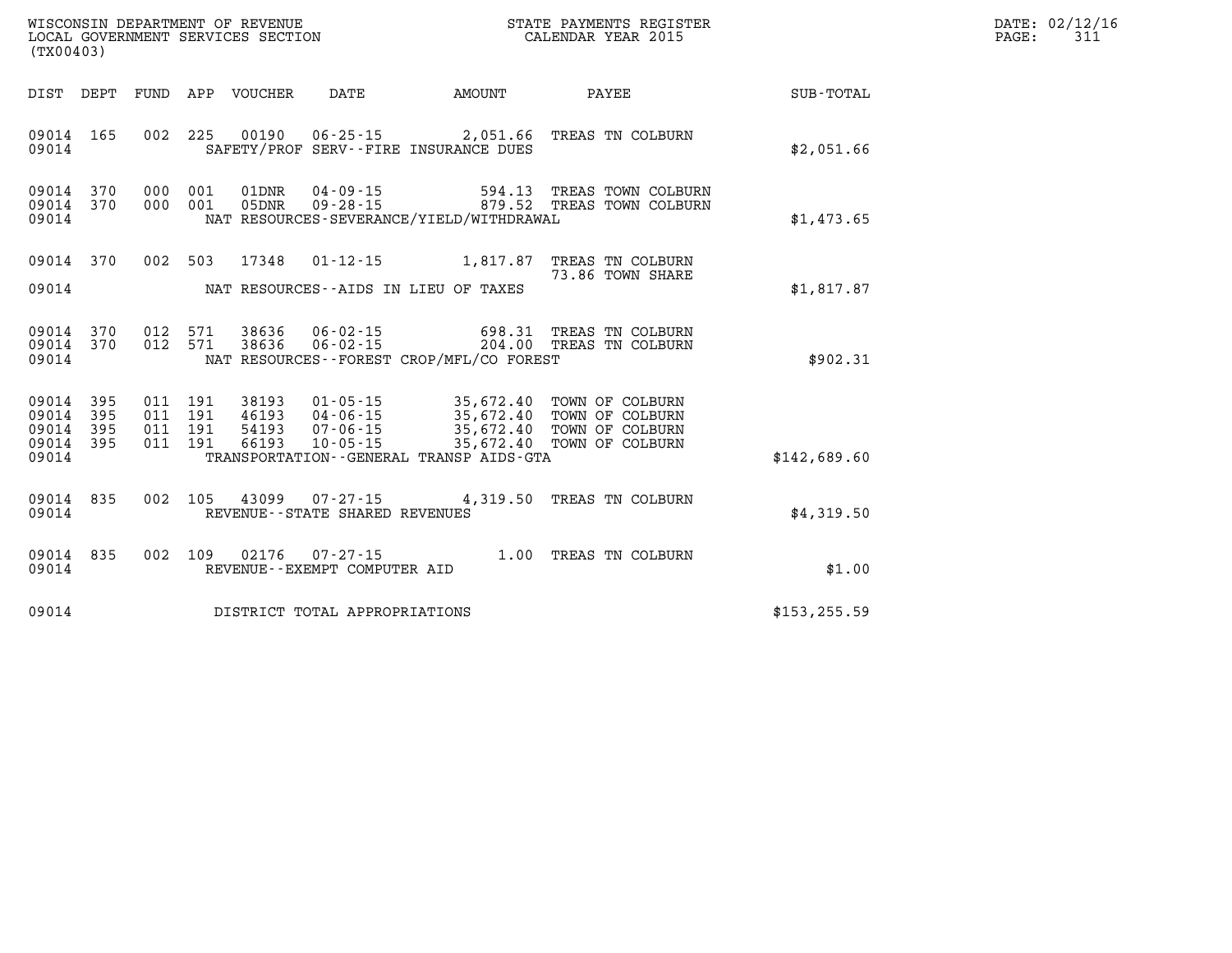WISCONSIN DEPARTMENT OF REVENUE
LOCAL GOVERNMENT SERVICES SECTION
(TX00403)

STATE PAYMENTS REGISTER
CALENDAR YEAR 2015

DATE: 02/12/16
PAGE: 311

| DIST | DEPT | FUND | APP | VOUCHER | DATE | AMOUNT | PAYEE | SUB-TOTAL |
|---|---|---|---|---|---|---|---|---|
| 09014 | 165 | 002 | 225 | 00190 | 06-25-15 | 2,051.66 | TREAS TN COLBURN | |
| 09014 | | | | | SAFETY/PROF SERV--FIRE INSURANCE DUES | | | $2,051.66 |
| 09014 | 370 | 000 | 001 | 01DNR | 04-09-15 | 594.13 | TREAS TOWN COLBURN | |
| 09014 | 370 | 000 | 001 | 05DNR | 09-28-15 | 879.52 | TREAS TOWN COLBURN | |
| 09014 | | | | | NAT RESOURCES-SEVERANCE/YIELD/WITHDRAWAL | | | $1,473.65 |
| 09014 | 370 | 002 | 503 | 17348 | 01-12-15 | 1,817.87 | TREAS TN COLBURN | |
| | | | | | | | 73.86 TOWN SHARE | |
| 09014 | | | | | NAT RESOURCES--AIDS IN LIEU OF TAXES | | | $1,817.87 |
| 09014 | 370 | 012 | 571 | 38636 | 06-02-15 | 698.31 | TREAS TN COLBURN | |
| 09014 | 370 | 012 | 571 | 38636 | 06-02-15 | 204.00 | TREAS TN COLBURN | |
| 09014 | | | | | NAT RESOURCES--FOREST CROP/MFL/CO FOREST | | | $902.31 |
| 09014 | 395 | 011 | 191 | 38193 | 01-05-15 | 35,672.40 | TOWN OF COLBURN | |
| 09014 | 395 | 011 | 191 | 46193 | 04-06-15 | 35,672.40 | TOWN OF COLBURN | |
| 09014 | 395 | 011 | 191 | 54193 | 07-06-15 | 35,672.40 | TOWN OF COLBURN | |
| 09014 | 395 | 011 | 191 | 66193 | 10-05-15 | 35,672.40 | TOWN OF COLBURN | |
| 09014 | | | | | TRANSPORTATION--GENERAL TRANSP AIDS-GTA | | | $142,689.60 |
| 09014 | 835 | 002 | 105 | 43099 | 07-27-15 | 4,319.50 | TREAS TN COLBURN | |
| 09014 | | | | | REVENUE--STATE SHARED REVENUES | | | $4,319.50 |
| 09014 | 835 | 002 | 109 | 02176 | 07-27-15 | 1.00 | TREAS TN COLBURN | |
| 09014 | | | | | REVENUE--EXEMPT COMPUTER AID | | | $1.00 |
| 09014 | | | | | DISTRICT TOTAL APPROPRIATIONS | | | $153,255.59 |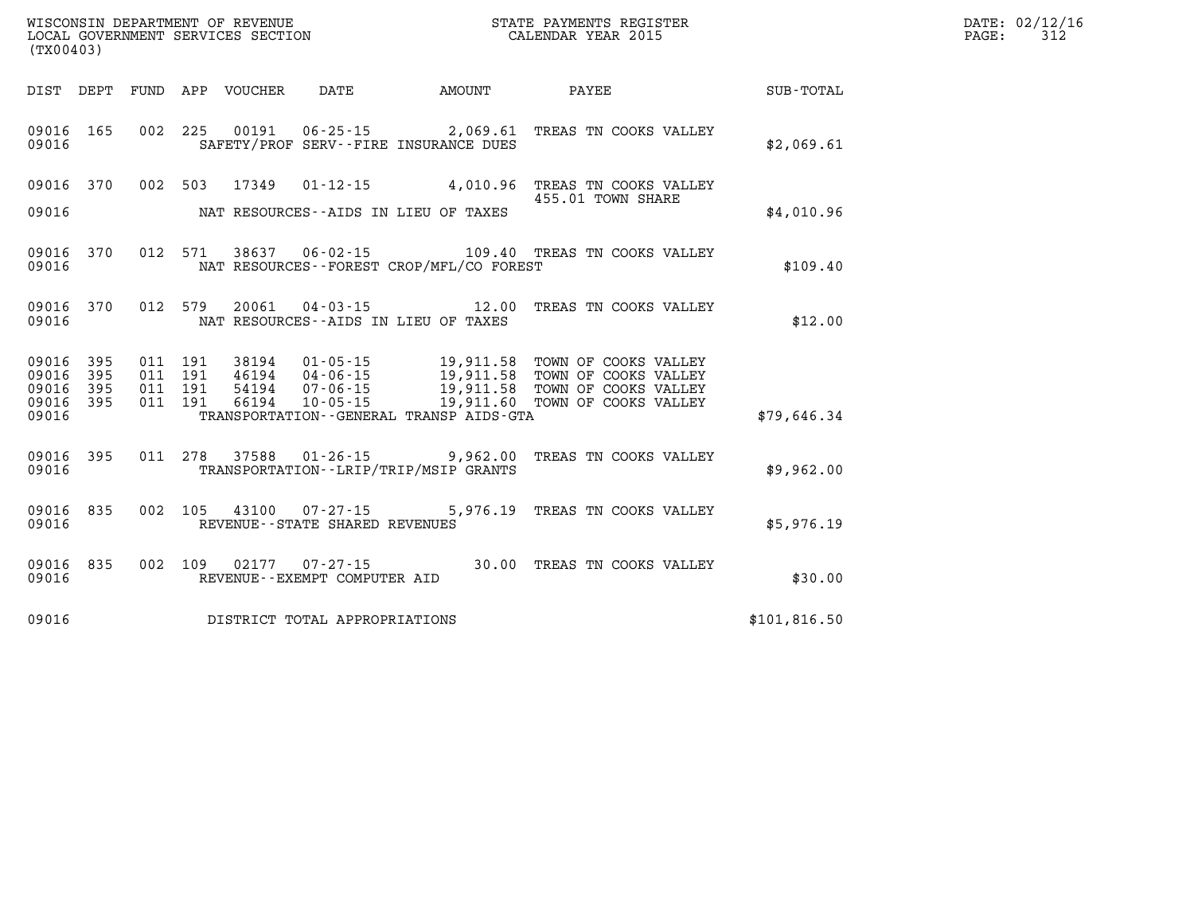WISCONSIN DEPARTMENT OF REVENUE
LOCAL GOVERNMENT SERVICES SECTION
(TX00403)

STATE PAYMENTS REGISTER
CALENDAR YEAR 2015

DATE: 02/12/16

| DIST | DEPT | FUND | APP | VOUCHER | DATE | AMOUNT | PAYEE | SUB-TOTAL |
|---|---|---|---|---|---|---|---|---|
| 09016 | 165 | 002 | 225 | 00191 | 06-25-15 | 2,069.61 | TREAS TN COOKS VALLEY | |
| 09016 | | | | | SAFETY/PROF SERV--FIRE INSURANCE DUES | | | $2,069.61 |
| 09016 | 370 | 002 | 503 | 17349 | 01-12-15 | 4,010.96 | TREAS TN COOKS VALLEY 455.01 TOWN SHARE | |
| 09016 | | | | | NAT RESOURCES--AIDS IN LIEU OF TAXES | | | $4,010.96 |
| 09016 | 370 | 012 | 571 | 38637 | 06-02-15 | 109.40 | TREAS TN COOKS VALLEY | |
| 09016 | | | | | NAT RESOURCES--FOREST CROP/MFL/CO FOREST | | | $109.40 |
| 09016 | 370 | 012 | 579 | 20061 | 04-03-15 | 12.00 | TREAS TN COOKS VALLEY | |
| 09016 | | | | | NAT RESOURCES--AIDS IN LIEU OF TAXES | | | $12.00 |
| 09016 | 395 | 011 | 191 | 38194 | 01-05-15 | 19,911.58 | TOWN OF COOKS VALLEY | |
| 09016 | 395 | 011 | 191 | 46194 | 04-06-15 | 19,911.58 | TOWN OF COOKS VALLEY | |
| 09016 | 395 | 011 | 191 | 54194 | 07-06-15 | 19,911.58 | TOWN OF COOKS VALLEY | |
| 09016 | 395 | 011 | 191 | 66194 | 10-05-15 | 19,911.60 | TOWN OF COOKS VALLEY | |
| 09016 | | | | | TRANSPORTATION--GENERAL TRANSP AIDS-GTA | | | $79,646.34 |
| 09016 | 395 | 011 | 278 | 37588 | 01-26-15 | 9,962.00 | TREAS TN COOKS VALLEY | |
| 09016 | | | | | TRANSPORTATION--LRIP/TRIP/MSIP GRANTS | | | $9,962.00 |
| 09016 | 835 | 002 | 105 | 43100 | 07-27-15 | 5,976.19 | TREAS TN COOKS VALLEY | |
| 09016 | | | | | REVENUE--STATE SHARED REVENUES | | | $5,976.19 |
| 09016 | 835 | 002 | 109 | 02177 | 07-27-15 | 30.00 | TREAS TN COOKS VALLEY | |
| 09016 | | | | | REVENUE--EXEMPT COMPUTER AID | | | $30.00 |
| 09016 | | | | | DISTRICT TOTAL APPROPRIATIONS | | | $101,816.50 |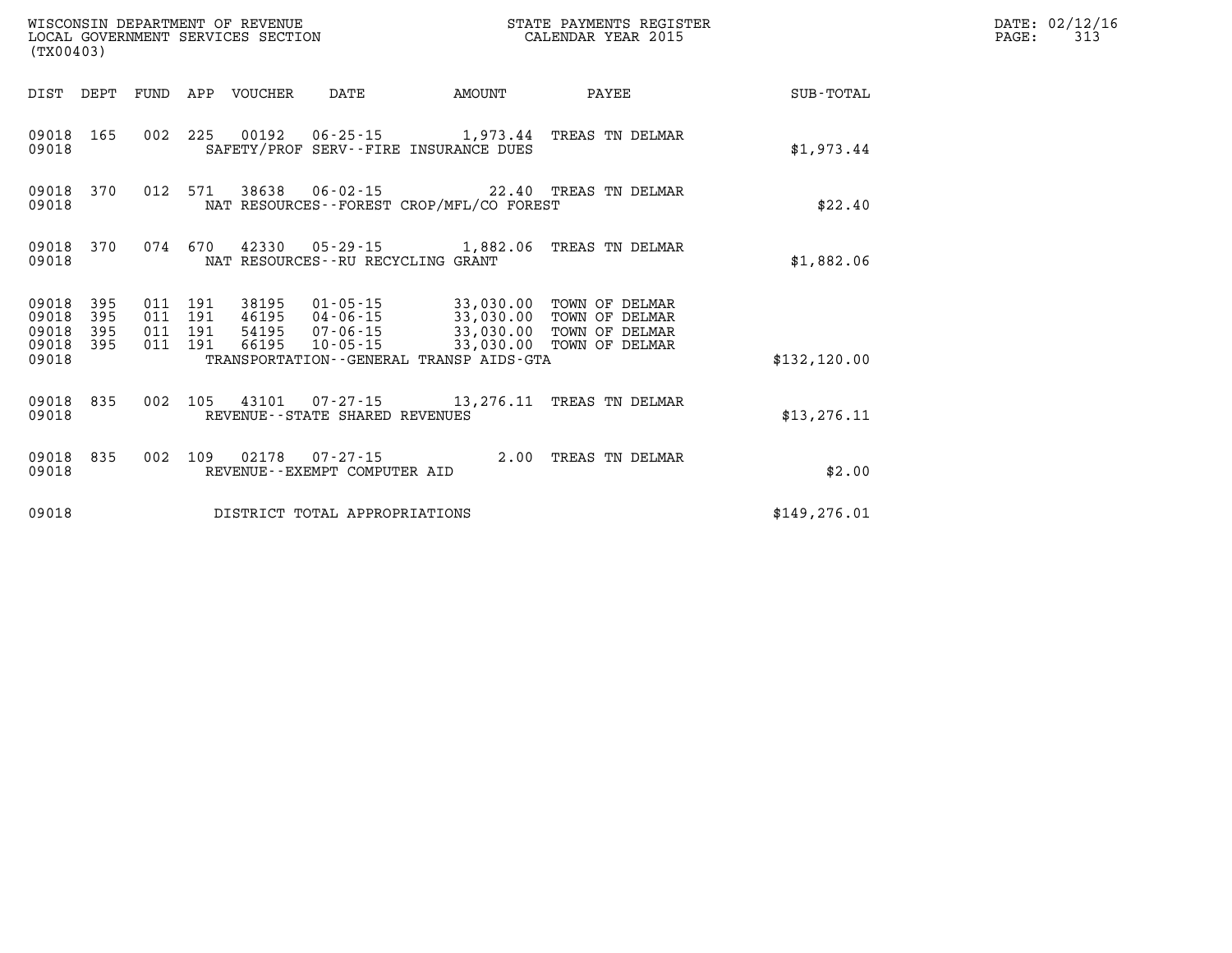WISCONSIN DEPARTMENT OF REVENUE
LOCAL GOVERNMENT SERVICES SECTION
(TX00403)

STATE PAYMENTS REGISTER
CALENDAR YEAR 2015

DATE: 02/12/16

| DIST | DEPT | FUND | APP | VOUCHER | DATE | AMOUNT | PAYEE | SUB-TOTAL |
|---|---|---|---|---|---|---|---|---|
| 09018 | 165 | 002 | 225 | 00192 | 06-25-15 | 1,973.44 | TREAS TN DELMAR | |
| 09018 | | | | SAFETY/PROF SERV--FIRE INSURANCE DUES | | | | $1,973.44 |
| 09018 | 370 | 012 | 571 | 38638 | 06-02-15 | 22.40 | TREAS TN DELMAR | |
| 09018 | | | | NAT RESOURCES--FOREST CROP/MFL/CO FOREST | | | | $22.40 |
| 09018 | 370 | 074 | 670 | 42330 | 05-29-15 | 1,882.06 | TREAS TN DELMAR | |
| 09018 | | | | NAT RESOURCES--RU RECYCLING GRANT | | | | $1,882.06 |
| 09018 | 395 | 011 | 191 | 38195 | 01-05-15 | 33,030.00 | TOWN OF DELMAR | |
| 09018 | 395 | 011 | 191 | 46195 | 04-06-15 | 33,030.00 | TOWN OF DELMAR | |
| 09018 | 395 | 011 | 191 | 54195 | 07-06-15 | 33,030.00 | TOWN OF DELMAR | |
| 09018 | 395 | 011 | 191 | 66195 | 10-05-15 | 33,030.00 | TOWN OF DELMAR | |
| 09018 | | | | TRANSPORTATION--GENERAL TRANSP AIDS-GTA | | | | $132,120.00 |
| 09018 | 835 | 002 | 105 | 43101 | 07-27-15 | 13,276.11 | TREAS TN DELMAR | |
| 09018 | | | | REVENUE--STATE SHARED REVENUES | | | | $13,276.11 |
| 09018 | 835 | 002 | 109 | 02178 | 07-27-15 | 2.00 | TREAS TN DELMAR | |
| 09018 | | | | REVENUE--EXEMPT COMPUTER AID | | | | $2.00 |
| 09018 | | | | DISTRICT TOTAL APPROPRIATIONS | | | | $149,276.01 |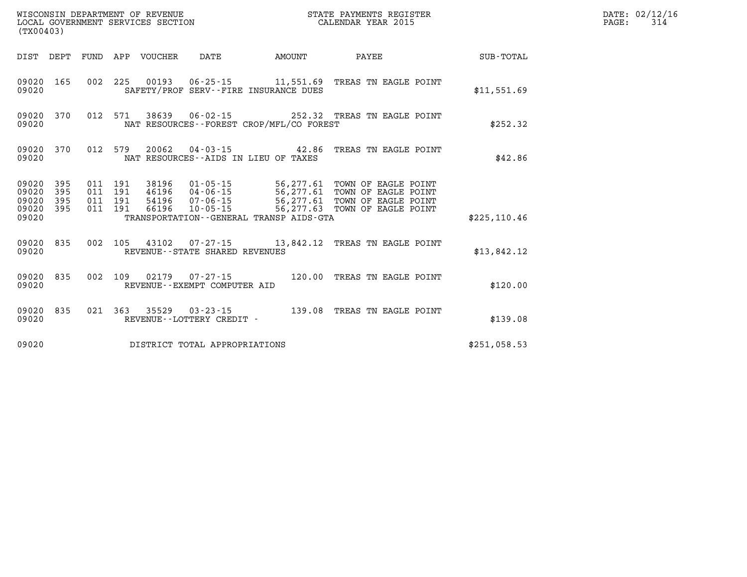WISCONSIN DEPARTMENT OF REVENUE
LOCAL GOVERNMENT SERVICES SECTION
(TX00403)

STATE PAYMENTS REGISTER
CALENDAR YEAR 2015

| DIST | DEPT | FUND | APP | VOUCHER | DATE | AMOUNT | PAYEE | SUB-TOTAL |
|---|---|---|---|---|---|---|---|---|
| 09020 | 165 | 002 | 225 | 00193 | 06-25-15 | 11,551.69 | TREAS TN EAGLE POINT | |
| 09020 | | | | | SAFETY/PROF SERV--FIRE INSURANCE DUES | | | $11,551.69 |
| 09020 | 370 | 012 | 571 | 38639 | 06-02-15 | 252.32 | TREAS TN EAGLE POINT | |
| 09020 | | | | | NAT RESOURCES--FOREST CROP/MFL/CO FOREST | | | $252.32 |
| 09020 | 370 | 012 | 579 | 20062 | 04-03-15 | 42.86 | TREAS TN EAGLE POINT | |
| 09020 | | | | | NAT RESOURCES--AIDS IN LIEU OF TAXES | | | $42.86 |
| 09020 | 395 | 011 | 191 | 38196 | 01-05-15 | 56,277.61 | TOWN OF EAGLE POINT | |
| 09020 | 395 | 011 | 191 | 46196 | 04-06-15 | 56,277.61 | TOWN OF EAGLE POINT | |
| 09020 | 395 | 011 | 191 | 54196 | 07-06-15 | 56,277.61 | TOWN OF EAGLE POINT | |
| 09020 | 395 | 011 | 191 | 66196 | 10-05-15 | 56,277.63 | TOWN OF EAGLE POINT | |
| 09020 | | | | | TRANSPORTATION--GENERAL TRANSP AIDS-GTA | | | $225,110.46 |
| 09020 | 835 | 002 | 105 | 43102 | 07-27-15 | 13,842.12 | TREAS TN EAGLE POINT | |
| 09020 | | | | | REVENUE--STATE SHARED REVENUES | | | $13,842.12 |
| 09020 | 835 | 002 | 109 | 02179 | 07-27-15 | 120.00 | TREAS TN EAGLE POINT | |
| 09020 | | | | | REVENUE--EXEMPT COMPUTER AID | | | $120.00 |
| 09020 | 835 | 021 | 363 | 35529 | 03-23-15 | 139.08 | TREAS TN EAGLE POINT | |
| 09020 | | | | | REVENUE--LOTTERY CREDIT - | | | $139.08 |
| 09020 | | | | | DISTRICT TOTAL APPROPRIATIONS | | | $251,058.53 |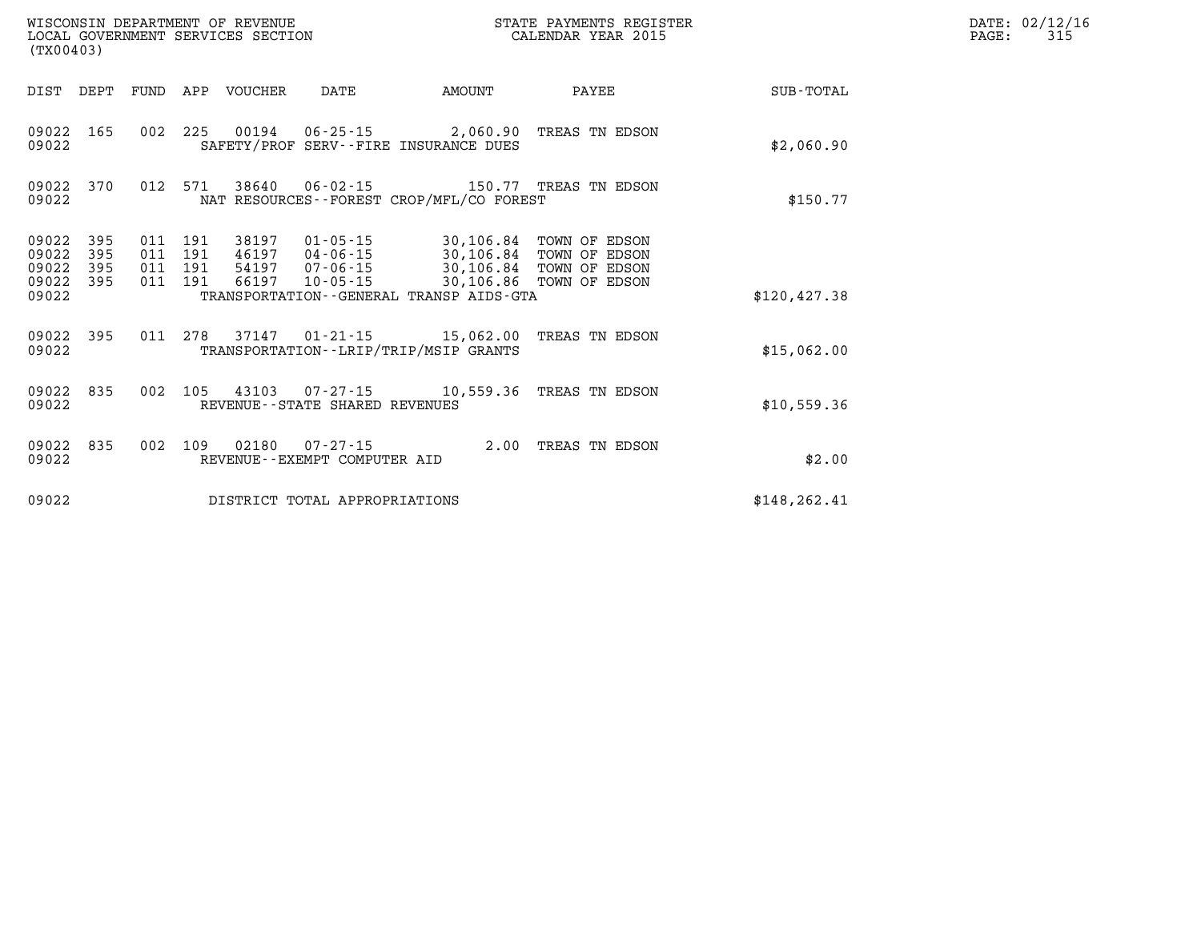WISCONSIN DEPARTMENT OF REVENUE
LOCAL GOVERNMENT SERVICES SECTION
(TX00403)

STATE PAYMENTS REGISTER
CALENDAR YEAR 2015

| DIST | DEPT | FUND | APP | VOUCHER | DATE | AMOUNT | PAYEE | SUB-TOTAL |
|---|---|---|---|---|---|---|---|---|
| 09022 | 165 | 002 | 225 | 00194 | 06-25-15 | 2,060.90 | TREAS TN EDSON | |
| 09022 | | | | SAFETY/PROF SERV--FIRE INSURANCE DUES | | | | $2,060.90 |
| 09022 | 370 | 012 | 571 | 38640 | 06-02-15 | 150.77 | TREAS TN EDSON | |
| 09022 | | | | NAT RESOURCES--FOREST CROP/MFL/CO FOREST | | | | $150.77 |
| 09022 | 395 | 011 | 191 | 38197 | 01-05-15 | 30,106.84 | TOWN OF EDSON | |
| 09022 | 395 | 011 | 191 | 46197 | 04-06-15 | 30,106.84 | TOWN OF EDSON | |
| 09022 | 395 | 011 | 191 | 54197 | 07-06-15 | 30,106.84 | TOWN OF EDSON | |
| 09022 | 395 | 011 | 191 | 66197 | 10-05-15 | 30,106.86 | TOWN OF EDSON | |
| 09022 | | | | TRANSPORTATION--GENERAL TRANSP AIDS-GTA | | | | $120,427.38 |
| 09022 | 395 | 011 | 278 | 37147 | 01-21-15 | 15,062.00 | TREAS TN EDSON | |
| 09022 | | | | TRANSPORTATION--LRIP/TRIP/MSIP GRANTS | | | | $15,062.00 |
| 09022 | 835 | 002 | 105 | 43103 | 07-27-15 | 10,559.36 | TREAS TN EDSON | |
| 09022 | | | | REVENUE--STATE SHARED REVENUES | | | | $10,559.36 |
| 09022 | 835 | 002 | 109 | 02180 | 07-27-15 | 2.00 | TREAS TN EDSON | |
| 09022 | | | | REVENUE--EXEMPT COMPUTER AID | | | | $2.00 |
| 09022 | | | | DISTRICT TOTAL APPROPRIATIONS | | | | $148,262.41 |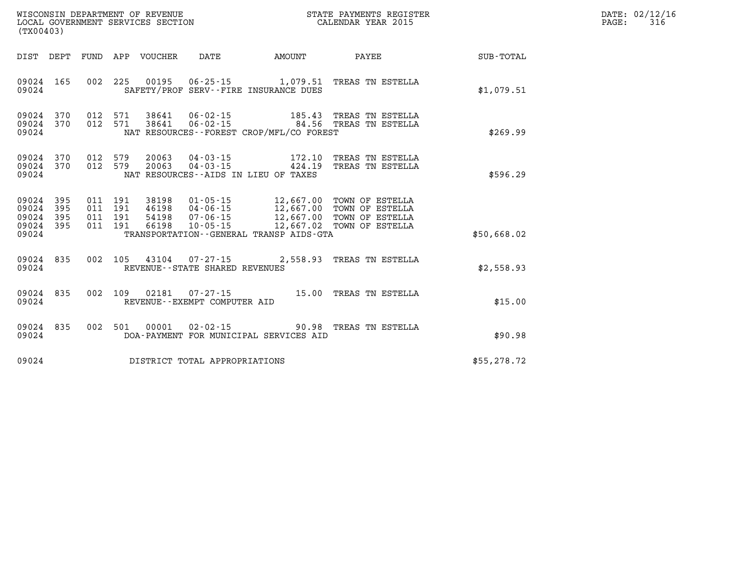WISCONSIN DEPARTMENT OF REVENUE
LOCAL GOVERNMENT SERVICES SECTION
(TX00403)

STATE PAYMENTS REGISTER
CALENDAR YEAR 2015

DATE: 02/12/16

| DIST | DEPT | FUND | APP | VOUCHER | DATE | AMOUNT | PAYEE | SUB-TOTAL |
|---|---|---|---|---|---|---|---|---|
| 09024 | 165 | 002 | 225 | 00195 | 06-25-15 | 1,079.51 | TREAS TN ESTELLA | |
| 09024 | | | | SAFETY/PROF SERV--FIRE INSURANCE DUES | | | | $1,079.51 |
| 09024 | 370 | 012 | 571 | 38641 | 06-02-15 | 185.43 | TREAS TN ESTELLA | |
| 09024 | 370 | 012 | 571 | 38641 | 06-02-15 | 84.56 | TREAS TN ESTELLA | |
| 09024 | | | | NAT RESOURCES--FOREST CROP/MFL/CO FOREST | | | | $269.99 |
| 09024 | 370 | 012 | 579 | 20063 | 04-03-15 | 172.10 | TREAS TN ESTELLA | |
| 09024 | 370 | 012 | 579 | 20063 | 04-03-15 | 424.19 | TREAS TN ESTELLA | |
| 09024 | | | | NAT RESOURCES--AIDS IN LIEU OF TAXES | | | | $596.29 |
| 09024 | 395 | 011 | 191 | 38198 | 01-05-15 | 12,667.00 | TOWN OF ESTELLA | |
| 09024 | 395 | 011 | 191 | 46198 | 04-06-15 | 12,667.00 | TOWN OF ESTELLA | |
| 09024 | 395 | 011 | 191 | 54198 | 07-06-15 | 12,667.00 | TOWN OF ESTELLA | |
| 09024 | 395 | 011 | 191 | 66198 | 10-05-15 | 12,667.02 | TOWN OF ESTELLA | |
| 09024 | | | | TRANSPORTATION--GENERAL TRANSP AIDS-GTA | | | | $50,668.02 |
| 09024 | 835 | 002 | 105 | 43104 | 07-27-15 | 2,558.93 | TREAS TN ESTELLA | |
| 09024 | | | | REVENUE--STATE SHARED REVENUES | | | | $2,558.93 |
| 09024 | 835 | 002 | 109 | 02181 | 07-27-15 | 15.00 | TREAS TN ESTELLA | |
| 09024 | | | | REVENUE--EXEMPT COMPUTER AID | | | | $15.00 |
| 09024 | 835 | 002 | 501 | 00001 | 02-02-15 | 90.98 | TREAS TN ESTELLA | |
| 09024 | | | | DOA-PAYMENT FOR MUNICIPAL SERVICES AID | | | | $90.98 |
| 09024 | | | | DISTRICT TOTAL APPROPRIATIONS | | | | $55,278.72 |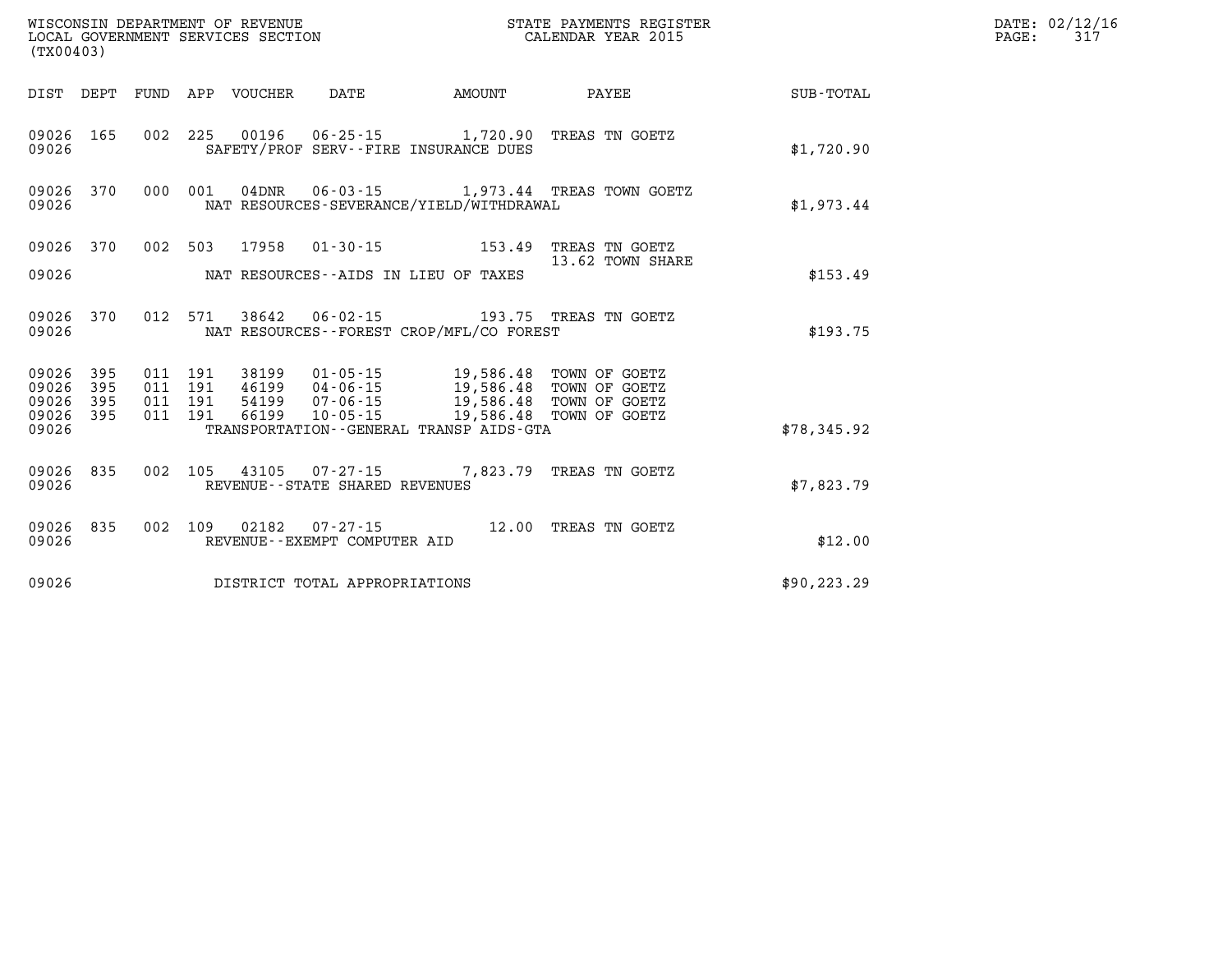WISCONSIN DEPARTMENT OF REVENUE
LOCAL GOVERNMENT SERVICES SECTION
(TX00403)

STATE PAYMENTS REGISTER
CALENDAR YEAR 2015

| DIST | DEPT | FUND | APP | VOUCHER | DATE | AMOUNT | PAYEE | SUB-TOTAL |
|---|---|---|---|---|---|---|---|---|
| 09026 | 165 | 002 | 225 | 00196 | 06-25-15 | 1,720.90 | TREAS TN GOETZ | |
| 09026 | | | | SAFETY/PROF SERV--FIRE INSURANCE DUES | | | | $1,720.90 |
| 09026 | 370 | 000 | 001 | 04DNR | 06-03-15 | 1,973.44 | TREAS TOWN GOETZ | |
| 09026 | | | | NAT RESOURCES-SEVERANCE/YIELD/WITHDRAWAL | | | | $1,973.44 |
| 09026 | 370 | 002 | 503 | 17958 | 01-30-15 | 153.49 | TREAS TN GOETZ | |
| | | | | | | | 13.62 TOWN SHARE | |
| 09026 | | | | NAT RESOURCES--AIDS IN LIEU OF TAXES | | | | $153.49 |
| 09026 | 370 | 012 | 571 | 38642 | 06-02-15 | 193.75 | TREAS TN GOETZ | |
| 09026 | | | | NAT RESOURCES--FOREST CROP/MFL/CO FOREST | | | | $193.75 |
| 09026 | 395 | 011 | 191 | 38199 | 01-05-15 | 19,586.48 | TOWN OF GOETZ | |
| 09026 | 395 | 011 | 191 | 46199 | 04-06-15 | 19,586.48 | TOWN OF GOETZ | |
| 09026 | 395 | 011 | 191 | 54199 | 07-06-15 | 19,586.48 | TOWN OF GOETZ | |
| 09026 | 395 | 011 | 191 | 66199 | 10-05-15 | 19,586.48 | TOWN OF GOETZ | |
| 09026 | | | | TRANSPORTATION--GENERAL TRANSP AIDS-GTA | | | | $78,345.92 |
| 09026 | 835 | 002 | 105 | 43105 | 07-27-15 | 7,823.79 | TREAS TN GOETZ | |
| 09026 | | | | REVENUE--STATE SHARED REVENUES | | | | $7,823.79 |
| 09026 | 835 | 002 | 109 | 02182 | 07-27-15 | 12.00 | TREAS TN GOETZ | |
| 09026 | | | | REVENUE--EXEMPT COMPUTER AID | | | | $12.00 |
| 09026 | | | | DISTRICT TOTAL APPROPRIATIONS | | | | $90,223.29 |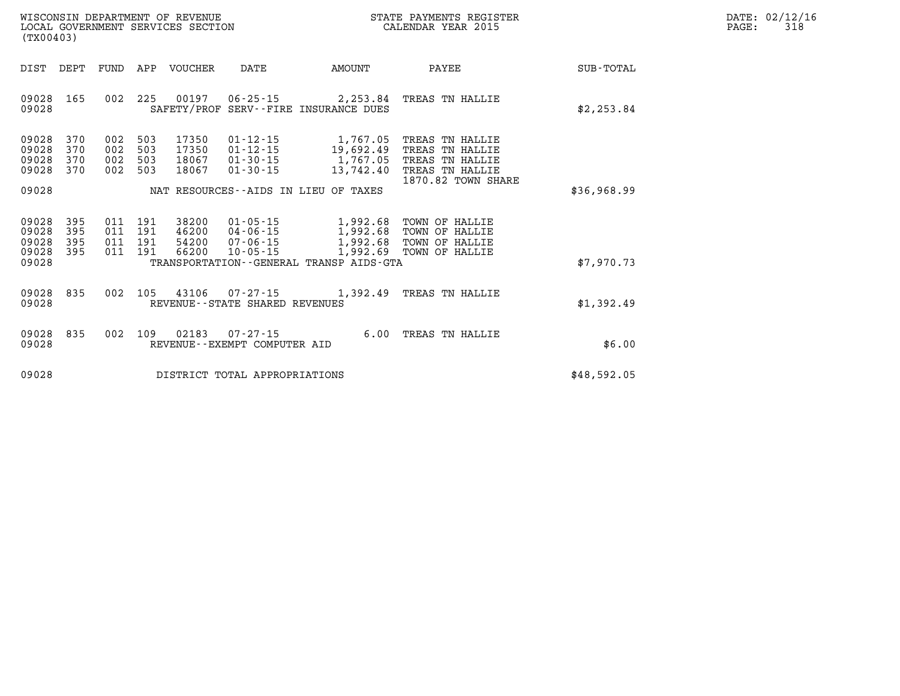WISCONSIN DEPARTMENT OF REVENUE
LOCAL GOVERNMENT SERVICES SECTION
(TX00403)

STATE PAYMENTS REGISTER
CALENDAR YEAR 2015

DATE: 02/12/16

| DIST | DEPT | FUND | APP | VOUCHER | DATE | AMOUNT | PAYEE | SUB-TOTAL |
|---|---|---|---|---|---|---|---|---|
| 09028 | 165 | 002 | 225 | 00197 | 06-25-15 | 2,253.84 | TREAS TN HALLIE | |
| 09028 | | | | | SAFETY/PROF SERV--FIRE INSURANCE DUES | | | $2,253.84 |
| 09028 | 370 | 002 | 503 | 17350 | 01-12-15 | 1,767.05 | TREAS TN HALLIE | |
| 09028 | 370 | 002 | 503 | 17350 | 01-12-15 | 19,692.49 | TREAS TN HALLIE | |
| 09028 | 370 | 002 | 503 | 18067 | 01-30-15 | 1,767.05 | TREAS TN HALLIE | |
| 09028 | 370 | 002 | 503 | 18067 | 01-30-15 | 13,742.40 | TREAS TN HALLIE 1870.82 TOWN SHARE | |
| 09028 | | | | | NAT RESOURCES--AIDS IN LIEU OF TAXES | | | $36,968.99 |
| 09028 | 395 | 011 | 191 | 38200 | 01-05-15 | 1,992.68 | TOWN OF HALLIE | |
| 09028 | 395 | 011 | 191 | 46200 | 04-06-15 | 1,992.68 | TOWN OF HALLIE | |
| 09028 | 395 | 011 | 191 | 54200 | 07-06-15 | 1,992.68 | TOWN OF HALLIE | |
| 09028 | 395 | 011 | 191 | 66200 | 10-05-15 | 1,992.69 | TOWN OF HALLIE | |
| 09028 | | | | | TRANSPORTATION--GENERAL TRANSP AIDS-GTA | | | $7,970.73 |
| 09028 | 835 | 002 | 105 | 43106 | 07-27-15 | 1,392.49 | TREAS TN HALLIE | |
| 09028 | | | | | REVENUE--STATE SHARED REVENUES | | | $1,392.49 |
| 09028 | 835 | 002 | 109 | 02183 | 07-27-15 | 6.00 | TREAS TN HALLIE | |
| 09028 | | | | | REVENUE--EXEMPT COMPUTER AID | | | $6.00 |
| 09028 | | | | | DISTRICT TOTAL APPROPRIATIONS | | | $48,592.05 |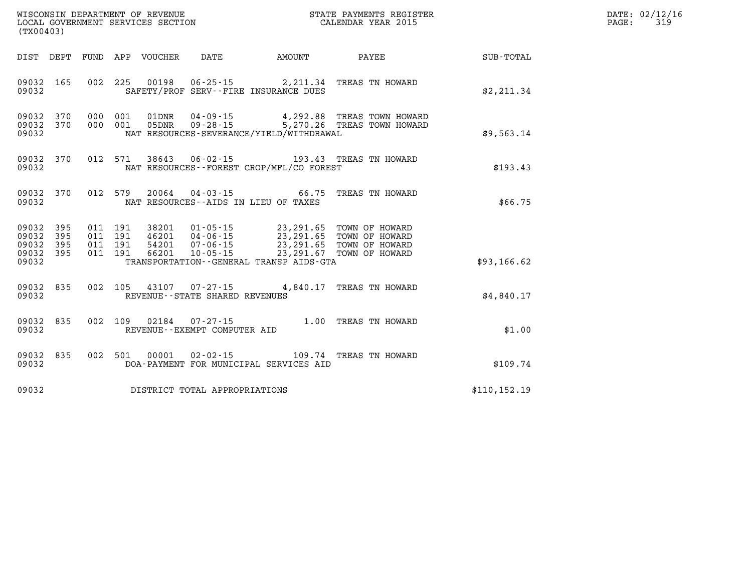WISCONSIN DEPARTMENT OF REVENUE
LOCAL GOVERNMENT SERVICES SECTION
(TX00403)

STATE PAYMENTS REGISTER
CALENDAR YEAR 2015

DATE: 02/12/16

| DIST | DEPT | FUND | APP | VOUCHER | DATE | AMOUNT | PAYEE | SUB-TOTAL |
|---|---|---|---|---|---|---|---|---|
| 09032 | 165 | 002 | 225 | 00198 | 06-25-15 | 2,211.34 | TREAS TN HOWARD | |
| 09032 | | | | SAFETY/PROF SERV--FIRE INSURANCE DUES | | | | $2,211.34 |
| 09032 | 370 | 000 | 001 | 01DNR | 04-09-15 | 4,292.88 | TREAS TOWN HOWARD | |
| 09032 | 370 | 000 | 001 | 05DNR | 09-28-15 | 5,270.26 | TREAS TOWN HOWARD | |
| 09032 | | | | NAT RESOURCES-SEVERANCE/YIELD/WITHDRAWAL | | | | $9,563.14 |
| 09032 | 370 | 012 | 571 | 38643 | 06-02-15 | 193.43 | TREAS TN HOWARD | |
| 09032 | | | | NAT RESOURCES--FOREST CROP/MFL/CO FOREST | | | | $193.43 |
| 09032 | 370 | 012 | 579 | 20064 | 04-03-15 | 66.75 | TREAS TN HOWARD | |
| 09032 | | | | NAT RESOURCES--AIDS IN LIEU OF TAXES | | | | $66.75 |
| 09032 | 395 | 011 | 191 | 38201 | 01-05-15 | 23,291.65 | TOWN OF HOWARD | |
| 09032 | 395 | 011 | 191 | 46201 | 04-06-15 | 23,291.65 | TOWN OF HOWARD | |
| 09032 | 395 | 011 | 191 | 54201 | 07-06-15 | 23,291.65 | TOWN OF HOWARD | |
| 09032 | 395 | 011 | 191 | 66201 | 10-05-15 | 23,291.67 | TOWN OF HOWARD | |
| 09032 | | | | TRANSPORTATION--GENERAL TRANSP AIDS-GTA | | | | $93,166.62 |
| 09032 | 835 | 002 | 105 | 43107 | 07-27-15 | 4,840.17 | TREAS TN HOWARD | |
| 09032 | | | | REVENUE--STATE SHARED REVENUES | | | | $4,840.17 |
| 09032 | 835 | 002 | 109 | 02184 | 07-27-15 | 1.00 | TREAS TN HOWARD | |
| 09032 | | | | REVENUE--EXEMPT COMPUTER AID | | | | $1.00 |
| 09032 | 835 | 002 | 501 | 00001 | 02-02-15 | 109.74 | TREAS TN HOWARD | |
| 09032 | | | | DOA-PAYMENT FOR MUNICIPAL SERVICES AID | | | | $109.74 |
| 09032 | | | | DISTRICT TOTAL APPROPRIATIONS | | | | $110,152.19 |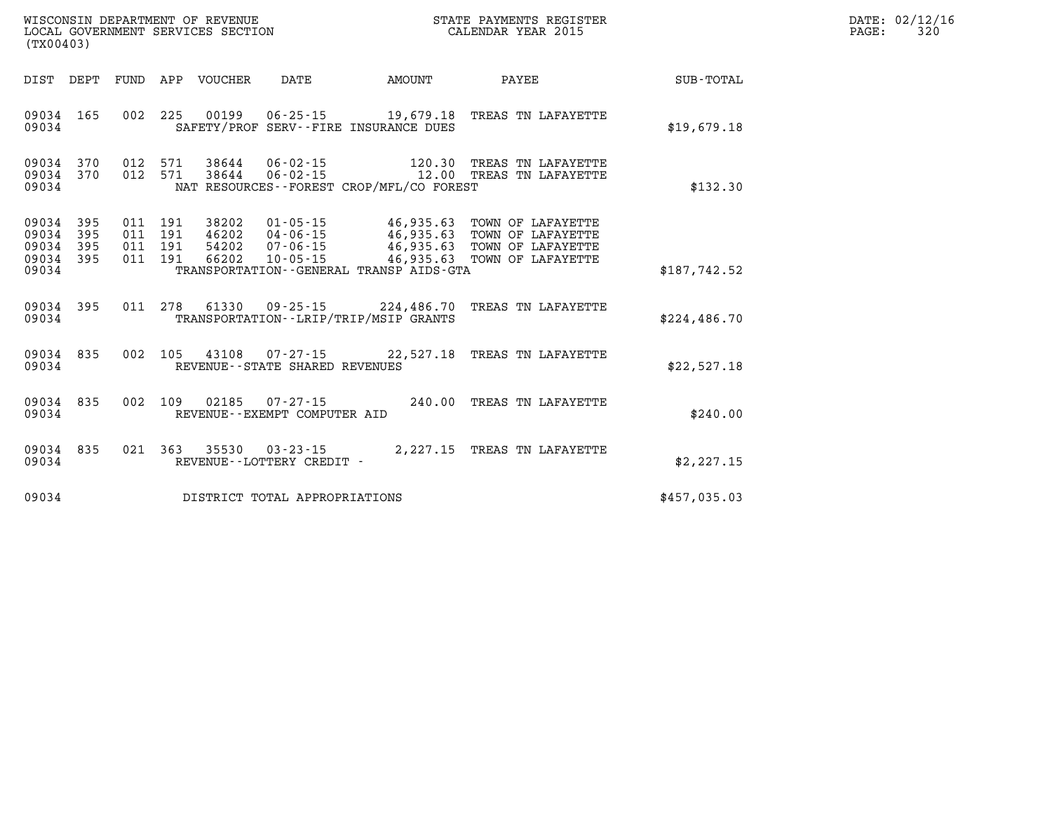WISCONSIN DEPARTMENT OF REVENUE
LOCAL GOVERNMENT SERVICES SECTION
(TX00403)

STATE PAYMENTS REGISTER
CALENDAR YEAR 2015

DATE: 02/12/16
PAGE: 320

| DIST | DEPT | FUND | APP | VOUCHER | DATE | AMOUNT | PAYEE | SUB-TOTAL |
|---|---|---|---|---|---|---|---|---|
| 09034 | 165 | 002 | 225 | 00199 | 06-25-15 | 19,679.18 | TREAS TN LAFAYETTE | |
| 09034 | | | | SAFETY/PROF SERV--FIRE INSURANCE DUES | | | | $19,679.18 |
| 09034 | 370 | 012 | 571 | 38644 | 06-02-15 | 120.30 | TREAS TN LAFAYETTE | |
| 09034 | 370 | 012 | 571 | 38644 | 06-02-15 | 12.00 | TREAS TN LAFAYETTE | |
| 09034 | | | | NAT RESOURCES--FOREST CROP/MFL/CO FOREST | | | | $132.30 |
| 09034 | 395 | 011 | 191 | 38202 | 01-05-15 | 46,935.63 | TOWN OF LAFAYETTE | |
| 09034 | 395 | 011 | 191 | 46202 | 04-06-15 | 46,935.63 | TOWN OF LAFAYETTE | |
| 09034 | 395 | 011 | 191 | 54202 | 07-06-15 | 46,935.63 | TOWN OF LAFAYETTE | |
| 09034 | 395 | 011 | 191 | 66202 | 10-05-15 | 46,935.63 | TOWN OF LAFAYETTE | |
| 09034 | | | | TRANSPORTATION--GENERAL TRANSP AIDS-GTA | | | | $187,742.52 |
| 09034 | 395 | 011 | 278 | 61330 | 09-25-15 | 224,486.70 | TREAS TN LAFAYETTE | |
| 09034 | | | | TRANSPORTATION--LRIP/TRIP/MSIP GRANTS | | | | $224,486.70 |
| 09034 | 835 | 002 | 105 | 43108 | 07-27-15 | 22,527.18 | TREAS TN LAFAYETTE | |
| 09034 | | | | REVENUE--STATE SHARED REVENUES | | | | $22,527.18 |
| 09034 | 835 | 002 | 109 | 02185 | 07-27-15 | 240.00 | TREAS TN LAFAYETTE | |
| 09034 | | | | REVENUE--EXEMPT COMPUTER AID | | | | $240.00 |
| 09034 | 835 | 021 | 363 | 35530 | 03-23-15 | 2,227.15 | TREAS TN LAFAYETTE | |
| 09034 | | | | REVENUE--LOTTERY CREDIT - | | | | $2,227.15 |
| 09034 | | | | DISTRICT TOTAL APPROPRIATIONS | | | | $457,035.03 |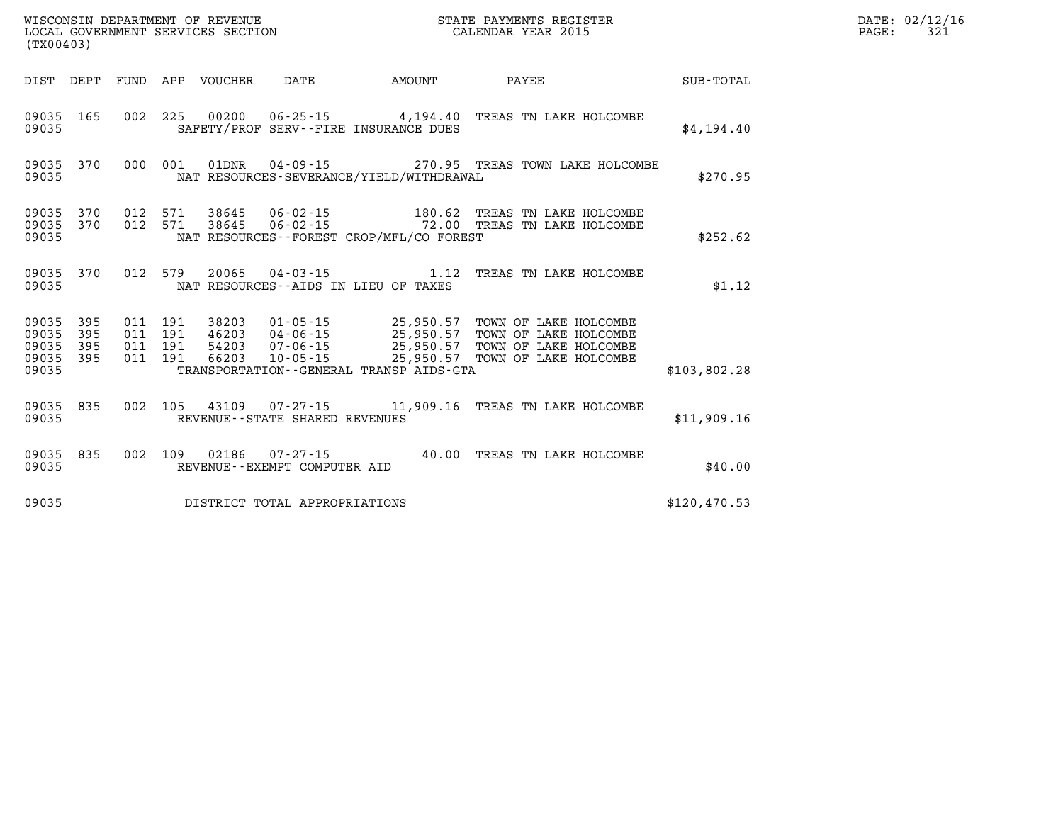WISCONSIN DEPARTMENT OF REVENUE
LOCAL GOVERNMENT SERVICES SECTION
(TX00403)

STATE PAYMENTS REGISTER
CALENDAR YEAR 2015

DATE: 02/12/16
PAGE: 321

| DIST | DEPT | FUND | APP | VOUCHER | DATE | AMOUNT | PAYEE | SUB-TOTAL |
|---|---|---|---|---|---|---|---|---|
| 09035 | 165 | 002 | 225 | 00200 | 06-25-15 | 4,194.40 | TREAS TN LAKE HOLCOMBE | |
| 09035 | | | | SAFETY/PROF SERV--FIRE INSURANCE DUES | | | | $4,194.40 |
| 09035 | 370 | 000 | 001 | 01DNR | 04-09-15 | 270.95 | TREAS TOWN LAKE HOLCOMBE | |
| 09035 | | | | NAT RESOURCES-SEVERANCE/YIELD/WITHDRAWAL | | | | $270.95 |
| 09035 | 370 | 012 | 571 | 38645 | 06-02-15 | 180.62 | TREAS TN LAKE HOLCOMBE | |
| 09035 | 370 | 012 | 571 | 38645 | 06-02-15 | 72.00 | TREAS TN LAKE HOLCOMBE | |
| 09035 | | | | NAT RESOURCES--FOREST CROP/MFL/CO FOREST | | | | $252.62 |
| 09035 | 370 | 012 | 579 | 20065 | 04-03-15 | 1.12 | TREAS TN LAKE HOLCOMBE | |
| 09035 | | | | NAT RESOURCES--AIDS IN LIEU OF TAXES | | | | $1.12 |
| 09035 | 395 | 011 | 191 | 38203 | 01-05-15 | 25,950.57 | TOWN OF LAKE HOLCOMBE | |
| 09035 | 395 | 011 | 191 | 46203 | 04-06-15 | 25,950.57 | TOWN OF LAKE HOLCOMBE | |
| 09035 | 395 | 011 | 191 | 54203 | 07-06-15 | 25,950.57 | TOWN OF LAKE HOLCOMBE | |
| 09035 | 395 | 011 | 191 | 66203 | 10-05-15 | 25,950.57 | TOWN OF LAKE HOLCOMBE | |
| 09035 | | | | TRANSPORTATION--GENERAL TRANSP AIDS-GTA | | | | $103,802.28 |
| 09035 | 835 | 002 | 105 | 43109 | 07-27-15 | 11,909.16 | TREAS TN LAKE HOLCOMBE | |
| 09035 | | | | REVENUE--STATE SHARED REVENUES | | | | $11,909.16 |
| 09035 | 835 | 002 | 109 | 02186 | 07-27-15 | 40.00 | TREAS TN LAKE HOLCOMBE | |
| 09035 | | | | REVENUE--EXEMPT COMPUTER AID | | | | $40.00 |
| 09035 | | | | DISTRICT TOTAL APPROPRIATIONS | | | | $120,470.53 |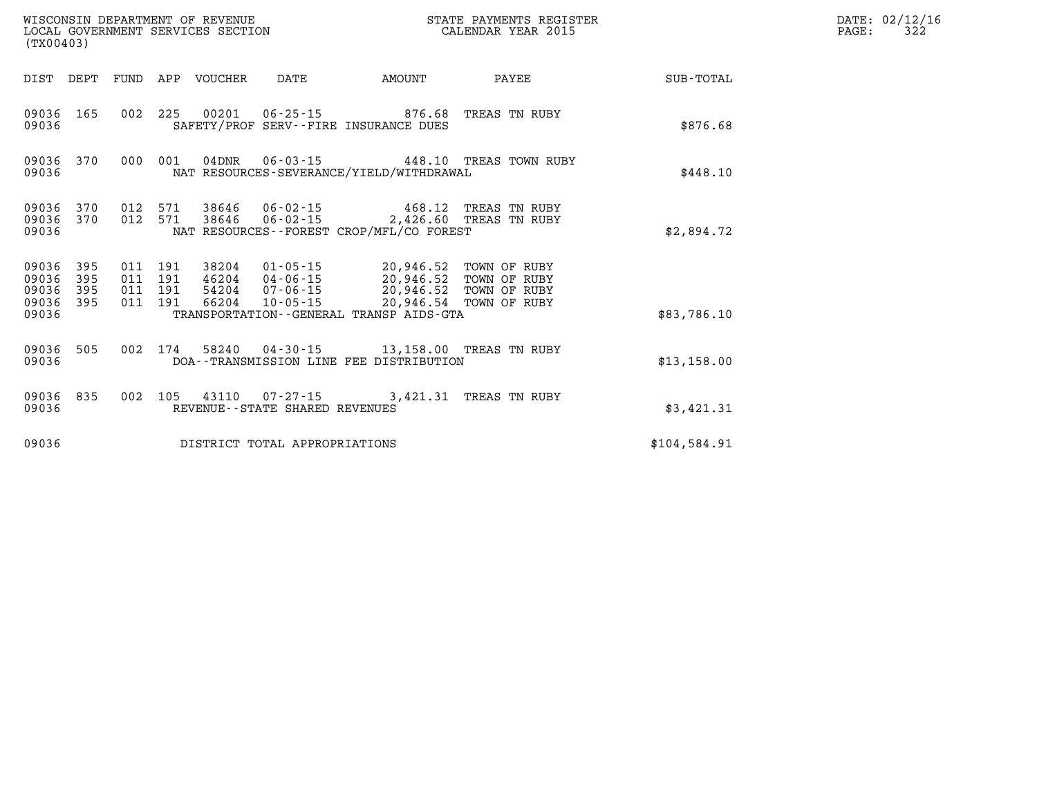WISCONSIN DEPARTMENT OF REVENUE
LOCAL GOVERNMENT SERVICES SECTION
(TX00403)

STATE PAYMENTS REGISTER
CALENDAR YEAR 2015

| DIST | DEPT | FUND | APP | VOUCHER | DATE | AMOUNT | PAYEE | SUB-TOTAL |
|---|---|---|---|---|---|---|---|---|
| 09036 | 165 | 002 | 225 | 00201 | 06-25-15 | 876.68 | TREAS TN RUBY | |
| 09036 | | | | | SAFETY/PROF SERV--FIRE INSURANCE DUES | | | $876.68 |
| 09036 | 370 | 000 | 001 | 04DNR | 06-03-15 | 448.10 | TREAS TOWN RUBY | |
| 09036 | | | | | NAT RESOURCES-SEVERANCE/YIELD/WITHDRAWAL | | | $448.10 |
| 09036 | 370 | 012 | 571 | 38646 | 06-02-15 | 468.12 | TREAS TN RUBY | |
| 09036 | 370 | 012 | 571 | 38646 | 06-02-15 | 2,426.60 | TREAS TN RUBY | |
| 09036 | | | | | NAT RESOURCES--FOREST CROP/MFL/CO FOREST | | | $2,894.72 |
| 09036 | 395 | 011 | 191 | 38204 | 01-05-15 | 20,946.52 | TOWN OF RUBY | |
| 09036 | 395 | 011 | 191 | 46204 | 04-06-15 | 20,946.52 | TOWN OF RUBY | |
| 09036 | 395 | 011 | 191 | 54204 | 07-06-15 | 20,946.52 | TOWN OF RUBY | |
| 09036 | 395 | 011 | 191 | 66204 | 10-05-15 | 20,946.54 | TOWN OF RUBY | |
| 09036 | | | | | TRANSPORTATION--GENERAL TRANSP AIDS-GTA | | | $83,786.10 |
| 09036 | 505 | 002 | 174 | 58240 | 04-30-15 | 13,158.00 | TREAS TN RUBY | |
| 09036 | | | | | DOA--TRANSMISSION LINE FEE DISTRIBUTION | | | $13,158.00 |
| 09036 | 835 | 002 | 105 | 43110 | 07-27-15 | 3,421.31 | TREAS TN RUBY | |
| 09036 | | | | | REVENUE--STATE SHARED REVENUES | | | $3,421.31 |
| 09036 | | | | | DISTRICT TOTAL APPROPRIATIONS | | | $104,584.91 |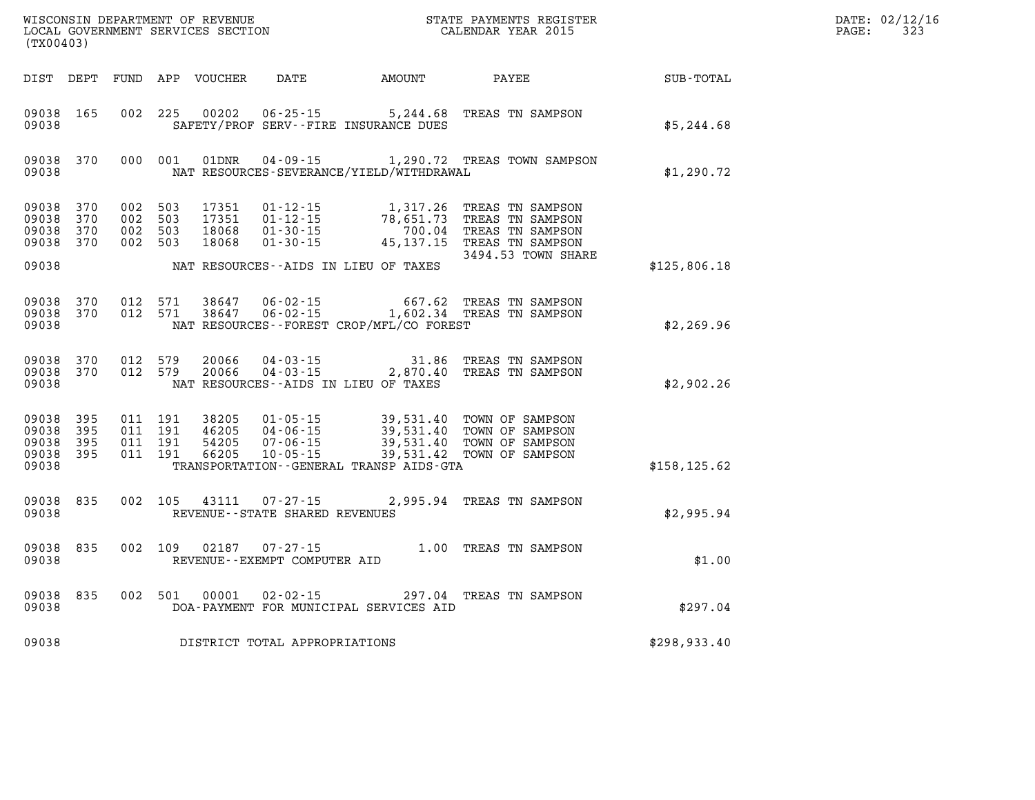WISCONSIN DEPARTMENT OF REVENUE
LOCAL GOVERNMENT SERVICES SECTION
(TX00403)

STATE PAYMENTS REGISTER
CALENDAR YEAR 2015

DATE: 02/12/16

| DIST | DEPT | FUND | APP | VOUCHER | DATE | AMOUNT | PAYEE | SUB-TOTAL |
|---|---|---|---|---|---|---|---|---|
| 09038 | 165 | 002 | 225 | 00202 | 06-25-15 | 5,244.68 | TREAS TN SAMPSON | |
| 09038 | | | | SAFETY/PROF SERV--FIRE INSURANCE DUES | | | | $5,244.68 |
| 09038 | 370 | 000 | 001 | 01DNR | 04-09-15 | 1,290.72 | TREAS TOWN SAMPSON | |
| 09038 | | | | NAT RESOURCES-SEVERANCE/YIELD/WITHDRAWAL | | | | $1,290.72 |
| 09038 | 370 | 002 | 503 | 17351 | 01-12-15 | 1,317.26 | TREAS TN SAMPSON | |
| 09038 | 370 | 002 | 503 | 17351 | 01-12-15 | 78,651.73 | TREAS TN SAMPSON | |
| 09038 | 370 | 002 | 503 | 18068 | 01-30-15 | 700.04 | TREAS TN SAMPSON | |
| 09038 | 370 | 002 | 503 | 18068 | 01-30-15 | 45,137.15 | TREAS TN SAMPSON 3494.53 TOWN SHARE | |
| 09038 | | | | NAT RESOURCES--AIDS IN LIEU OF TAXES | | | | $125,806.18 |
| 09038 | 370 | 012 | 571 | 38647 | 06-02-15 | 667.62 | TREAS TN SAMPSON | |
| 09038 | 370 | 012 | 571 | 38647 | 06-02-15 | 1,602.34 | TREAS TN SAMPSON | |
| 09038 | | | | NAT RESOURCES--FOREST CROP/MFL/CO FOREST | | | | $2,269.96 |
| 09038 | 370 | 012 | 579 | 20066 | 04-03-15 | 31.86 | TREAS TN SAMPSON | |
| 09038 | 370 | 012 | 579 | 20066 | 04-03-15 | 2,870.40 | TREAS TN SAMPSON | |
| 09038 | | | | NAT RESOURCES--AIDS IN LIEU OF TAXES | | | | $2,902.26 |
| 09038 | 395 | 011 | 191 | 38205 | 01-05-15 | 39,531.40 | TOWN OF SAMPSON | |
| 09038 | 395 | 011 | 191 | 46205 | 04-06-15 | 39,531.40 | TOWN OF SAMPSON | |
| 09038 | 395 | 011 | 191 | 54205 | 07-06-15 | 39,531.40 | TOWN OF SAMPSON | |
| 09038 | 395 | 011 | 191 | 66205 | 10-05-15 | 39,531.42 | TOWN OF SAMPSON | |
| 09038 | | | | TRANSPORTATION--GENERAL TRANSP AIDS-GTA | | | | $158,125.62 |
| 09038 | 835 | 002 | 105 | 43111 | 07-27-15 | 2,995.94 | TREAS TN SAMPSON | |
| 09038 | | | | REVENUE--STATE SHARED REVENUES | | | | $2,995.94 |
| 09038 | 835 | 002 | 109 | 02187 | 07-27-15 | 1.00 | TREAS TN SAMPSON | |
| 09038 | | | | REVENUE--EXEMPT COMPUTER AID | | | | $1.00 |
| 09038 | 835 | 002 | 501 | 00001 | 02-02-15 | 297.04 | TREAS TN SAMPSON | |
| 09038 | | | | DOA-PAYMENT FOR MUNICIPAL SERVICES AID | | | | $297.04 |
| 09038 | | | | DISTRICT TOTAL APPROPRIATIONS | | | | $298,933.40 |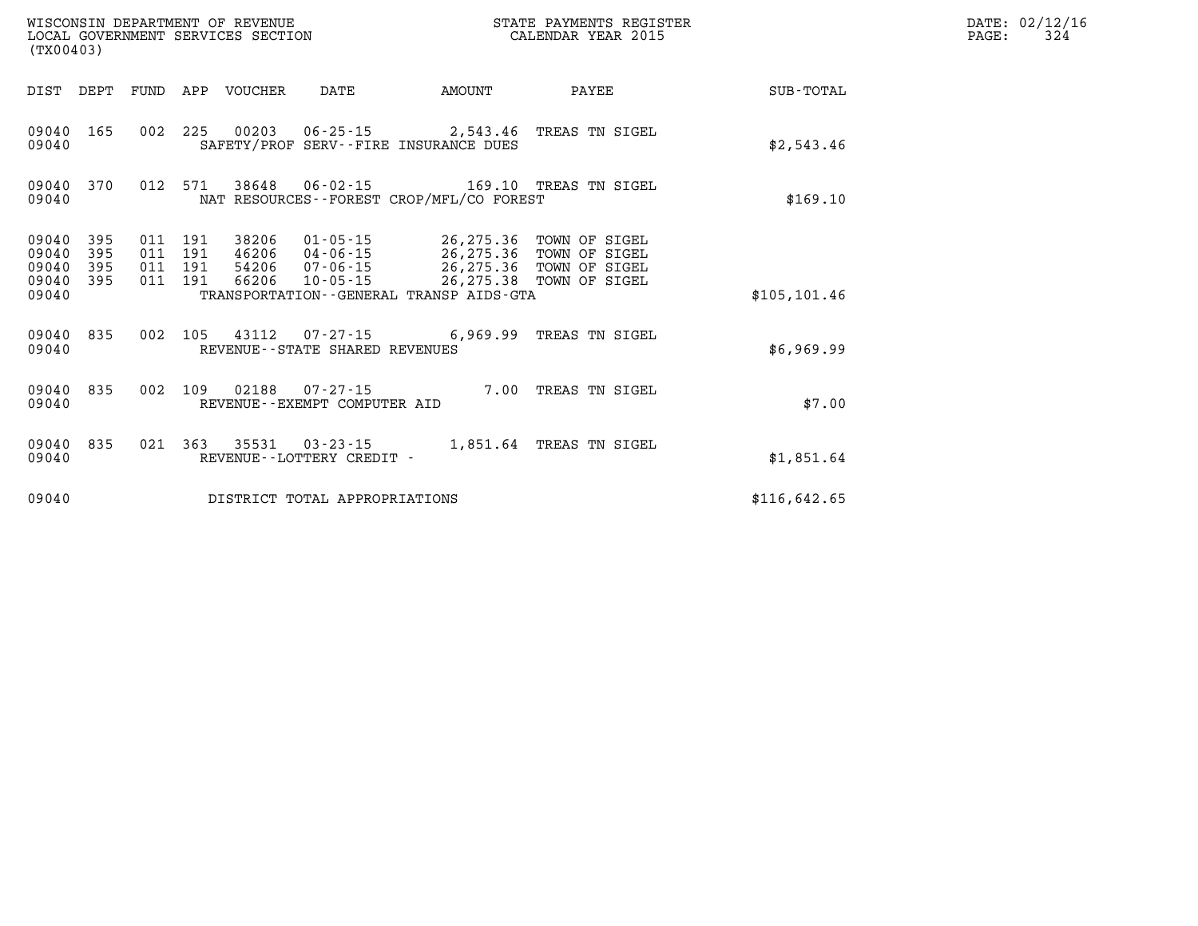WISCONSIN DEPARTMENT OF REVENUE
LOCAL GOVERNMENT SERVICES SECTION
(TX00403)

STATE PAYMENTS REGISTER
CALENDAR YEAR 2015

| DIST | DEPT | FUND | APP | VOUCHER | DATE | AMOUNT | PAYEE | SUB-TOTAL |
|---|---|---|---|---|---|---|---|---|
| 09040 | 165 | 002 | 225 | 00203 | 06-25-15 | 2,543.46 | TREAS TN SIGEL | |
| 09040 | | | | SAFETY/PROF SERV--FIRE INSURANCE DUES | | | | $2,543.46 |
| 09040 | 370 | 012 | 571 | 38648 | 06-02-15 | 169.10 | TREAS TN SIGEL | |
| 09040 | | | | NAT RESOURCES--FOREST CROP/MFL/CO FOREST | | | | $169.10 |
| 09040 | 395 | 011 | 191 | 38206 | 01-05-15 | 26,275.36 | TOWN OF SIGEL | |
| 09040 | 395 | 011 | 191 | 46206 | 04-06-15 | 26,275.36 | TOWN OF SIGEL | |
| 09040 | 395 | 011 | 191 | 54206 | 07-06-15 | 26,275.36 | TOWN OF SIGEL | |
| 09040 | 395 | 011 | 191 | 66206 | 10-05-15 | 26,275.38 | TOWN OF SIGEL | |
| 09040 | | | | TRANSPORTATION--GENERAL TRANSP AIDS-GTA | | | | $105,101.46 |
| 09040 | 835 | 002 | 105 | 43112 | 07-27-15 | 6,969.99 | TREAS TN SIGEL | |
| 09040 | | | | REVENUE--STATE SHARED REVENUES | | | | $6,969.99 |
| 09040 | 835 | 002 | 109 | 02188 | 07-27-15 | 7.00 | TREAS TN SIGEL | |
| 09040 | | | | REVENUE--EXEMPT COMPUTER AID | | | | $7.00 |
| 09040 | 835 | 021 | 363 | 35531 | 03-23-15 | 1,851.64 | TREAS TN SIGEL | |
| 09040 | | | | REVENUE--LOTTERY CREDIT - | | | | $1,851.64 |
| 09040 | | | | DISTRICT TOTAL APPROPRIATIONS | | | | $116,642.65 |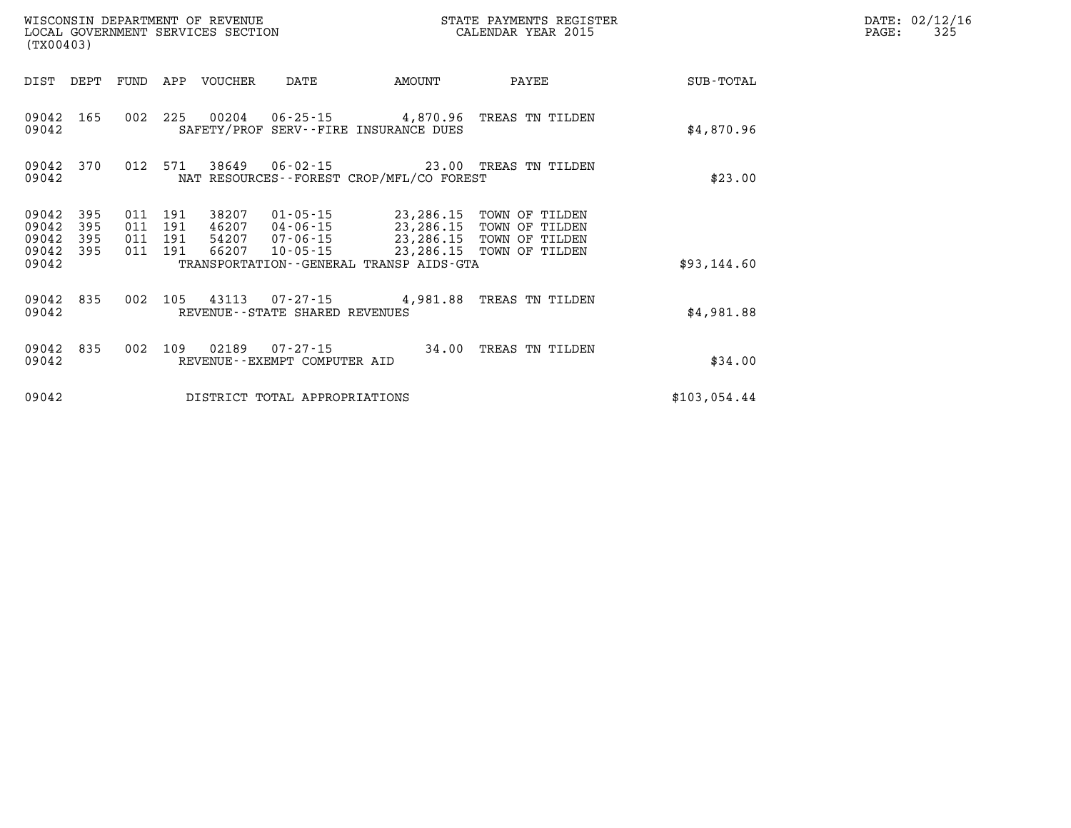WISCONSIN DEPARTMENT OF REVENUE
LOCAL GOVERNMENT SERVICES SECTION
(TX00403)

STATE PAYMENTS REGISTER
CALENDAR YEAR 2015

DATE: 02/12/16

| DIST | DEPT | FUND | APP | VOUCHER | DATE | AMOUNT | PAYEE | SUB-TOTAL |
|---|---|---|---|---|---|---|---|---|
| 09042 | 165 | 002 | 225 | 00204 | 06-25-15 | 4,870.96 | TREAS TN TILDEN | |
| 09042 | | | | SAFETY/PROF SERV--FIRE INSURANCE DUES | | | | $4,870.96 |
| 09042 | 370 | 012 | 571 | 38649 | 06-02-15 | 23.00 | TREAS TN TILDEN | |
| 09042 | | | | NAT RESOURCES--FOREST CROP/MFL/CO FOREST | | | | $23.00 |
| 09042 | 395 | 011 | 191 | 38207 | 01-05-15 | 23,286.15 | TOWN OF TILDEN | |
| 09042 | 395 | 011 | 191 | 46207 | 04-06-15 | 23,286.15 | TOWN OF TILDEN | |
| 09042 | 395 | 011 | 191 | 54207 | 07-06-15 | 23,286.15 | TOWN OF TILDEN | |
| 09042 | 395 | 011 | 191 | 66207 | 10-05-15 | 23,286.15 | TOWN OF TILDEN | |
| 09042 | | | | TRANSPORTATION--GENERAL TRANSP AIDS-GTA | | | | $93,144.60 |
| 09042 | 835 | 002 | 105 | 43113 | 07-27-15 | 4,981.88 | TREAS TN TILDEN | |
| 09042 | | | | REVENUE--STATE SHARED REVENUES | | | | $4,981.88 |
| 09042 | 835 | 002 | 109 | 02189 | 07-27-15 | 34.00 | TREAS TN TILDEN | |
| 09042 | | | | REVENUE--EXEMPT COMPUTER AID | | | | $34.00 |
| 09042 | | | | DISTRICT TOTAL APPROPRIATIONS | | | | $103,054.44 |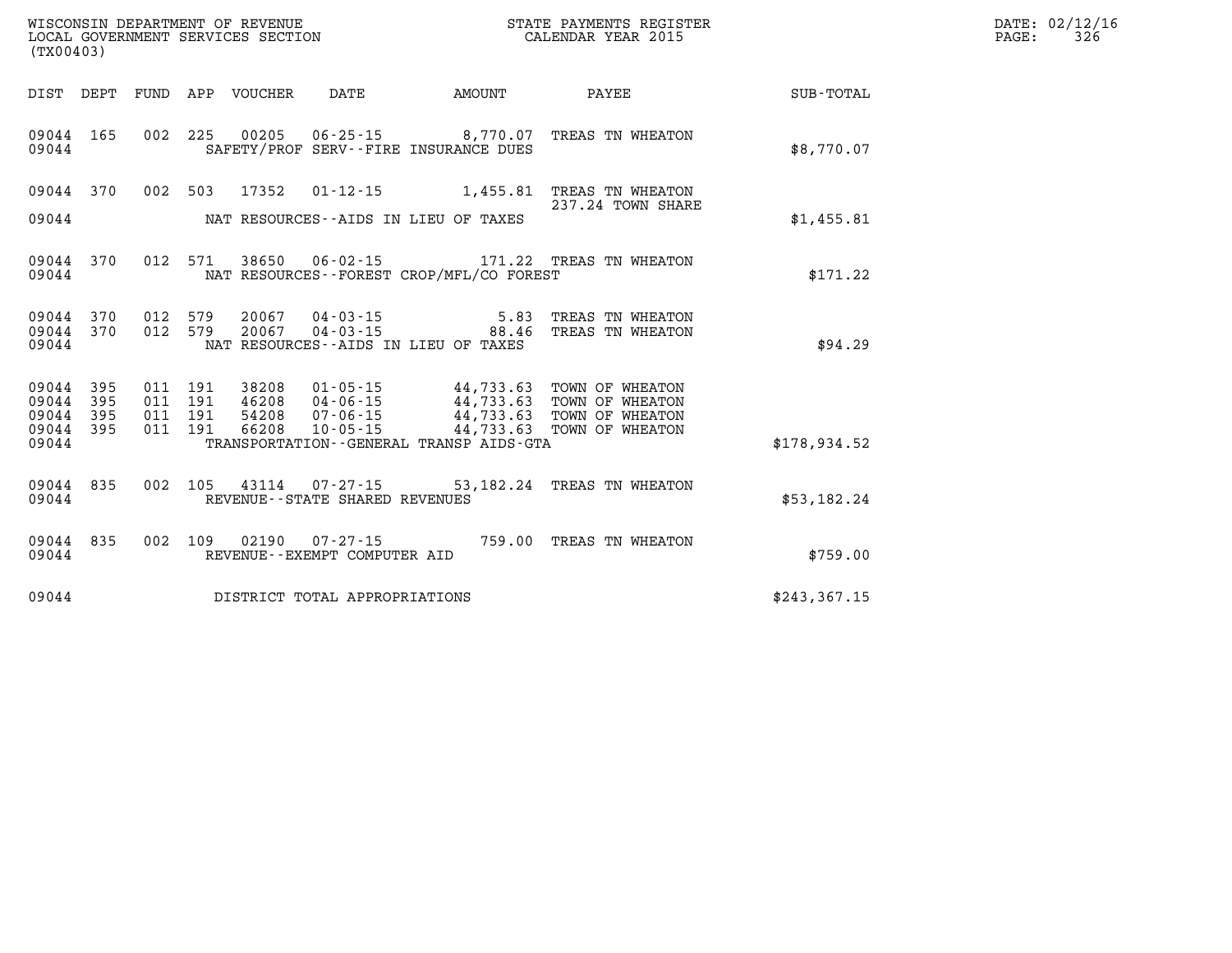WISCONSIN DEPARTMENT OF REVENUE
LOCAL GOVERNMENT SERVICES SECTION
(TX00403)

STATE PAYMENTS REGISTER
CALENDAR YEAR 2015

DATE: 02/12/16

| DIST | DEPT | FUND | APP | VOUCHER | DATE | AMOUNT | PAYEE | SUB-TOTAL |
|---|---|---|---|---|---|---|---|---|
| 09044 | 165 | 002 | 225 | 00205 | 06-25-15 | 8,770.07 | TREAS TN WHEATON | |
| 09044 | | | | | SAFETY/PROF SERV--FIRE INSURANCE DUES | | | $8,770.07 |
| 09044 | 370 | 002 | 503 | 17352 | 01-12-15 | 1,455.81 | TREAS TN WHEATON 237.24 TOWN SHARE | |
| 09044 | | | | | NAT RESOURCES--AIDS IN LIEU OF TAXES | | | $1,455.81 |
| 09044 | 370 | 012 | 571 | 38650 | 06-02-15 | 171.22 | TREAS TN WHEATON | |
| 09044 | | | | | NAT RESOURCES--FOREST CROP/MFL/CO FOREST | | | $171.22 |
| 09044 | 370 | 012 | 579 | 20067 | 04-03-15 | 5.83 | TREAS TN WHEATON | |
| 09044 | 370 | 012 | 579 | 20067 | 04-03-15 | 88.46 | TREAS TN WHEATON | |
| 09044 | | | | | NAT RESOURCES--AIDS IN LIEU OF TAXES | | | $94.29 |
| 09044 | 395 | 011 | 191 | 38208 | 01-05-15 | 44,733.63 | TOWN OF WHEATON | |
| 09044 | 395 | 011 | 191 | 46208 | 04-06-15 | 44,733.63 | TOWN OF WHEATON | |
| 09044 | 395 | 011 | 191 | 54208 | 07-06-15 | 44,733.63 | TOWN OF WHEATON | |
| 09044 | 395 | 011 | 191 | 66208 | 10-05-15 | 44,733.63 | TOWN OF WHEATON | |
| 09044 | | | | | TRANSPORTATION--GENERAL TRANSP AIDS-GTA | | | $178,934.52 |
| 09044 | 835 | 002 | 105 | 43114 | 07-27-15 | 53,182.24 | TREAS TN WHEATON | |
| 09044 | | | | | REVENUE--STATE SHARED REVENUES | | | $53,182.24 |
| 09044 | 835 | 002 | 109 | 02190 | 07-27-15 | 759.00 | TREAS TN WHEATON | |
| 09044 | | | | | REVENUE--EXEMPT COMPUTER AID | | | $759.00 |
| 09044 | | | | | DISTRICT TOTAL APPROPRIATIONS | | | $243,367.15 |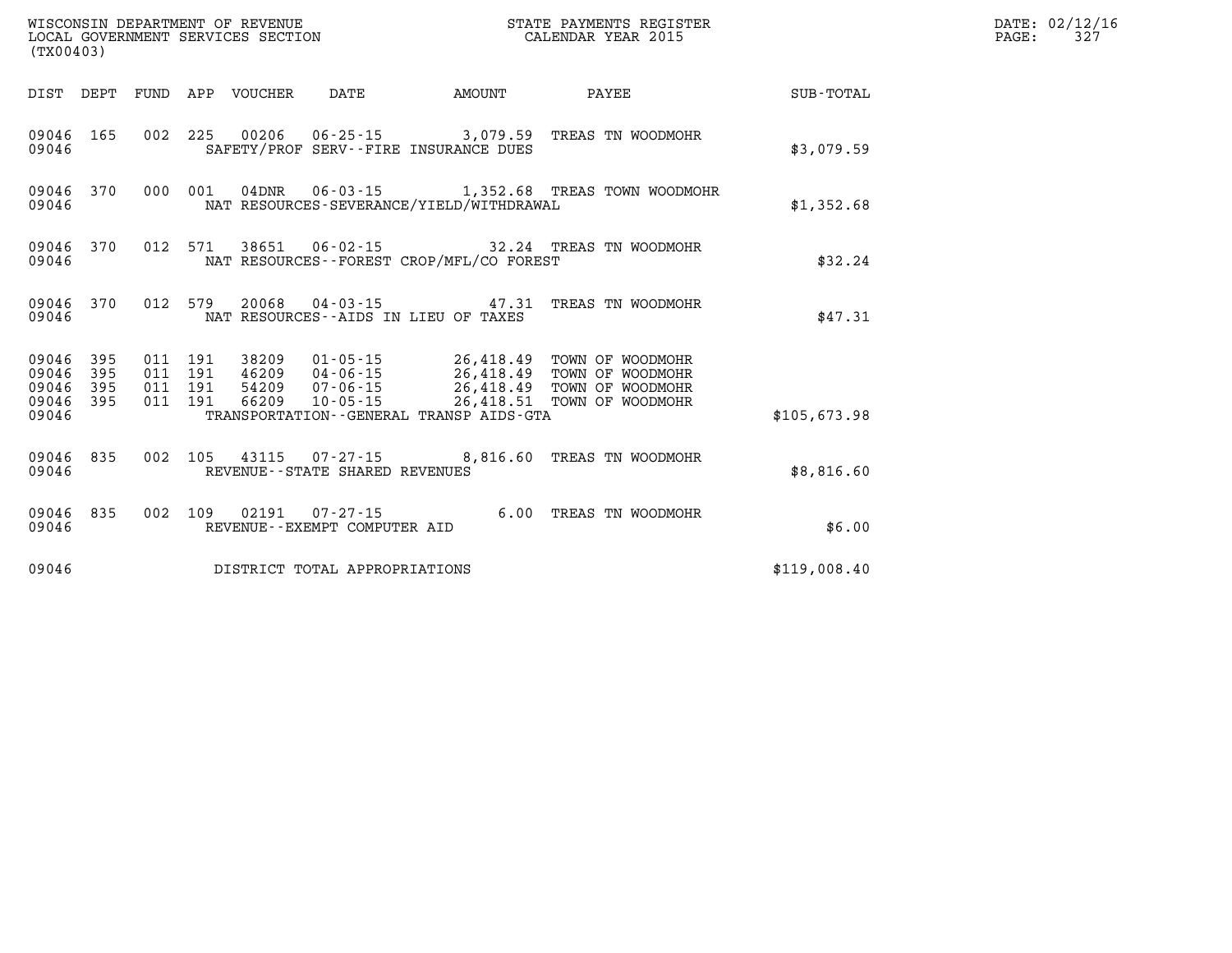| DIST | DEPT | FUND | APP | VOUCHER | DATE | AMOUNT | PAYEE | SUB-TOTAL |
|---|---|---|---|---|---|---|---|---|
| 09046 | 165 | 002 | 225 | 00206 | 06-25-15 | 3,079.59 | TREAS TN WOODMOHR | |
| 09046 | | | | | SAFETY/PROF SERV--FIRE INSURANCE DUES | | | $3,079.59 |
| 09046 | 370 | 000 | 001 | 04DNR | 06-03-15 | 1,352.68 | TREAS TOWN WOODMOHR | |
| 09046 | | | | | NAT RESOURCES-SEVERANCE/YIELD/WITHDRAWAL | | | $1,352.68 |
| 09046 | 370 | 012 | 571 | 38651 | 06-02-15 | 32.24 | TREAS TN WOODMOHR | |
| 09046 | | | | | NAT RESOURCES--FOREST CROP/MFL/CO FOREST | | | $32.24 |
| 09046 | 370 | 012 | 579 | 20068 | 04-03-15 | 47.31 | TREAS TN WOODMOHR | |
| 09046 | | | | | NAT RESOURCES--AIDS IN LIEU OF TAXES | | | $47.31 |
| 09046 | 395 | 011 | 191 | 38209 | 01-05-15 | 26,418.49 | TOWN OF WOODMOHR | |
| 09046 | 395 | 011 | 191 | 46209 | 04-06-15 | 26,418.49 | TOWN OF WOODMOHR | |
| 09046 | 395 | 011 | 191 | 54209 | 07-06-15 | 26,418.49 | TOWN OF WOODMOHR | |
| 09046 | 395 | 011 | 191 | 66209 | 10-05-15 | 26,418.51 | TOWN OF WOODMOHR | |
| 09046 | | | | | TRANSPORTATION--GENERAL TRANSP AIDS-GTA | | | $105,673.98 |
| 09046 | 835 | 002 | 105 | 43115 | 07-27-15 | 8,816.60 | TREAS TN WOODMOHR | |
| 09046 | | | | | REVENUE--STATE SHARED REVENUES | | | $8,816.60 |
| 09046 | 835 | 002 | 109 | 02191 | 07-27-15 | 6.00 | TREAS TN WOODMOHR | |
| 09046 | | | | | REVENUE--EXEMPT COMPUTER AID | | | $6.00 |
| 09046 | | | | | DISTRICT TOTAL APPROPRIATIONS | | | $119,008.40 |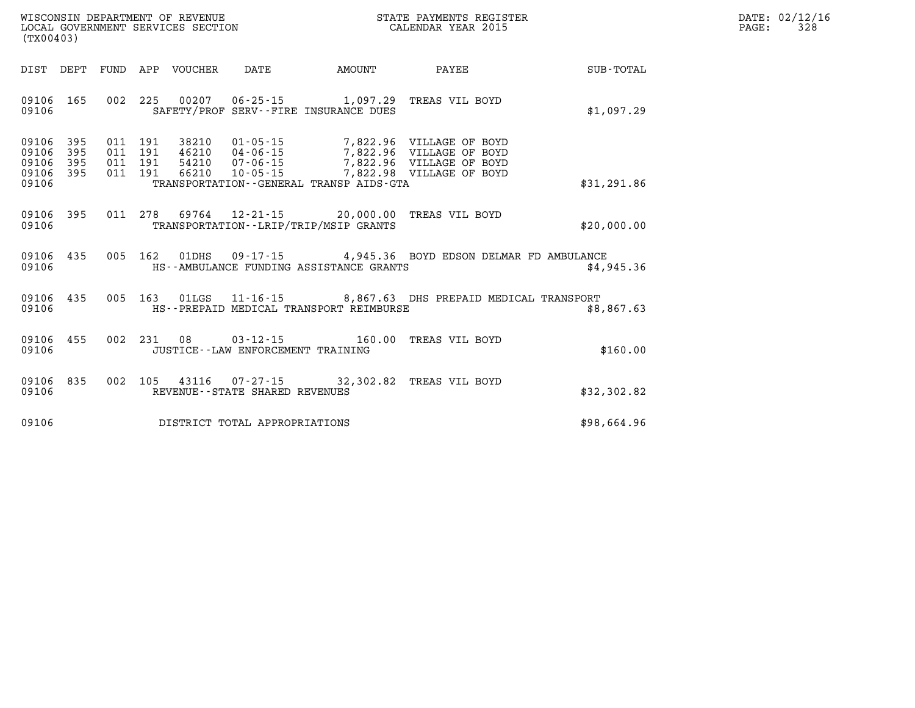WISCONSIN DEPARTMENT OF REVENUE
LOCAL GOVERNMENT SERVICES SECTION
(TX00403)

STATE PAYMENTS REGISTER
CALENDAR YEAR 2015

DATE: 02/12/16
PAGE: 328

| DIST | DEPT | FUND | APP | VOUCHER | DATE | AMOUNT | PAYEE | SUB-TOTAL |
|---|---|---|---|---|---|---|---|---|
| 09106 | 165 | 002 | 225 | 00207 | 06-25-15 | 1,097.29 | TREAS VIL BOYD | |
| 09106 | | | | | SAFETY/PROF SERV--FIRE INSURANCE DUES | | | $1,097.29 |
| 09106 | 395 | 011 | 191 | 38210 | 01-05-15 | 7,822.96 | VILLAGE OF BOYD | |
| 09106 | 395 | 011 | 191 | 46210 | 04-06-15 | 7,822.96 | VILLAGE OF BOYD | |
| 09106 | 395 | 011 | 191 | 54210 | 07-06-15 | 7,822.96 | VILLAGE OF BOYD | |
| 09106 | 395 | 011 | 191 | 66210 | 10-05-15 | 7,822.98 | VILLAGE OF BOYD | |
| 09106 | | | | | TRANSPORTATION--GENERAL TRANSP AIDS-GTA | | | $31,291.86 |
| 09106 | 395 | 011 | 278 | 69764 | 12-21-15 | 20,000.00 | TREAS VIL BOYD | |
| 09106 | | | | | TRANSPORTATION--LRIP/TRIP/MSIP GRANTS | | | $20,000.00 |
| 09106 | 435 | 005 | 162 | 01DHS | 09-17-15 | 4,945.36 | BOYD EDSON DELMAR FD AMBULANCE | |
| 09106 | | | | | HS--AMBULANCE FUNDING ASSISTANCE GRANTS | | | $4,945.36 |
| 09106 | 435 | 005 | 163 | 01LGS | 11-16-15 | 8,867.63 | DHS PREPAID MEDICAL TRANSPORT | |
| 09106 | | | | | HS--PREPAID MEDICAL TRANSPORT REIMBURSE | | | $8,867.63 |
| 09106 | 455 | 002 | 231 | 08 | 03-12-15 | 160.00 | TREAS VIL BOYD | |
| 09106 | | | | | JUSTICE--LAW ENFORCEMENT TRAINING | | | $160.00 |
| 09106 | 835 | 002 | 105 | 43116 | 07-27-15 | 32,302.82 | TREAS VIL BOYD | |
| 09106 | | | | | REVENUE--STATE SHARED REVENUES | | | $32,302.82 |
| 09106 | | | | | DISTRICT TOTAL APPROPRIATIONS | | | $98,664.96 |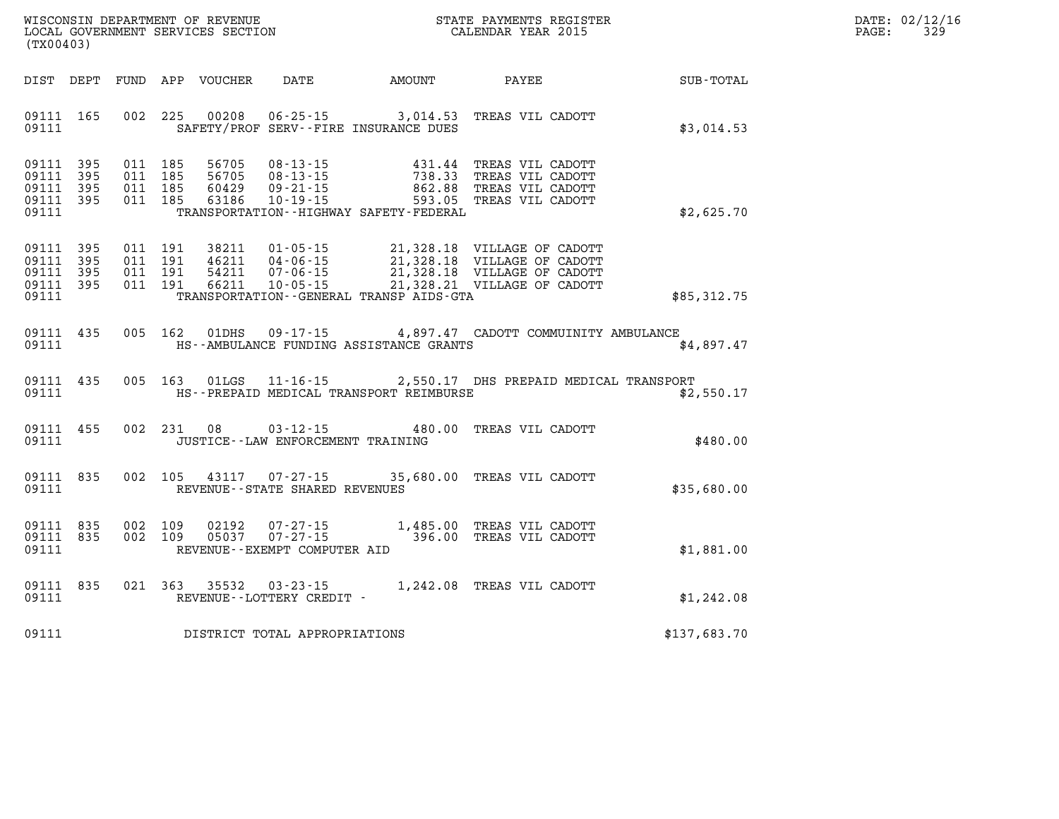WISCONSIN DEPARTMENT OF REVENUE
LOCAL GOVERNMENT SERVICES SECTION
(TX00403)

STATE PAYMENTS REGISTER
CALENDAR YEAR 2015

DATE: 02/12/16

| DIST | DEPT | FUND | APP | VOUCHER | DATE | AMOUNT | PAYEE | SUB-TOTAL |
|---|---|---|---|---|---|---|---|---|
| 09111 | 165 | 002 | 225 | 00208 | 06-25-15 | 3,014.53 | TREAS VIL CADOTT | |
| 09111 | | | | | SAFETY/PROF SERV--FIRE INSURANCE DUES | | | $3,014.53 |
| 09111 | 395 | 011 | 185 | 56705 | 08-13-15 | 431.44 | TREAS VIL CADOTT | |
| 09111 | 395 | 011 | 185 | 56705 | 08-13-15 | 738.33 | TREAS VIL CADOTT | |
| 09111 | 395 | 011 | 185 | 60429 | 09-21-15 | 862.88 | TREAS VIL CADOTT | |
| 09111 | 395 | 011 | 185 | 63186 | 10-19-15 | 593.05 | TREAS VIL CADOTT | |
| 09111 | | | | | TRANSPORTATION--HIGHWAY SAFETY-FEDERAL | | | $2,625.70 |
| 09111 | 395 | 011 | 191 | 38211 | 01-05-15 | 21,328.18 | VILLAGE OF CADOTT | |
| 09111 | 395 | 011 | 191 | 46211 | 04-06-15 | 21,328.18 | VILLAGE OF CADOTT | |
| 09111 | 395 | 011 | 191 | 54211 | 07-06-15 | 21,328.18 | VILLAGE OF CADOTT | |
| 09111 | 395 | 011 | 191 | 66211 | 10-05-15 | 21,328.21 | VILLAGE OF CADOTT | |
| 09111 | | | | | TRANSPORTATION--GENERAL TRANSP AIDS-GTA | | | $85,312.75 |
| 09111 | 435 | 005 | 162 | 01DHS | 09-17-15 | 4,897.47 | CADOTT COMMUINITY AMBULANCE | |
| 09111 | | | | | HS--AMBULANCE FUNDING ASSISTANCE GRANTS | | | $4,897.47 |
| 09111 | 435 | 005 | 163 | 01LGS | 11-16-15 | 2,550.17 | DHS PREPAID MEDICAL TRANSPORT | |
| 09111 | | | | | HS--PREPAID MEDICAL TRANSPORT REIMBURSE | | | $2,550.17 |
| 09111 | 455 | 002 | 231 | 08 | 03-12-15 | 480.00 | TREAS VIL CADOTT | |
| 09111 | | | | | JUSTICE--LAW ENFORCEMENT TRAINING | | | $480.00 |
| 09111 | 835 | 002 | 105 | 43117 | 07-27-15 | 35,680.00 | TREAS VIL CADOTT | |
| 09111 | | | | | REVENUE--STATE SHARED REVENUES | | | $35,680.00 |
| 09111 | 835 | 002 | 109 | 02192 | 07-27-15 | 1,485.00 | TREAS VIL CADOTT | |
| 09111 | 835 | 002 | 109 | 05037 | 07-27-15 | 396.00 | TREAS VIL CADOTT | |
| 09111 | | | | | REVENUE--EXEMPT COMPUTER AID | | | $1,881.00 |
| 09111 | 835 | 021 | 363 | 35532 | 03-23-15 | 1,242.08 | TREAS VIL CADOTT | |
| 09111 | | | | | REVENUE--LOTTERY CREDIT - | | | $1,242.08 |
| 09111 | | | | | DISTRICT TOTAL APPROPRIATIONS | | | $137,683.70 |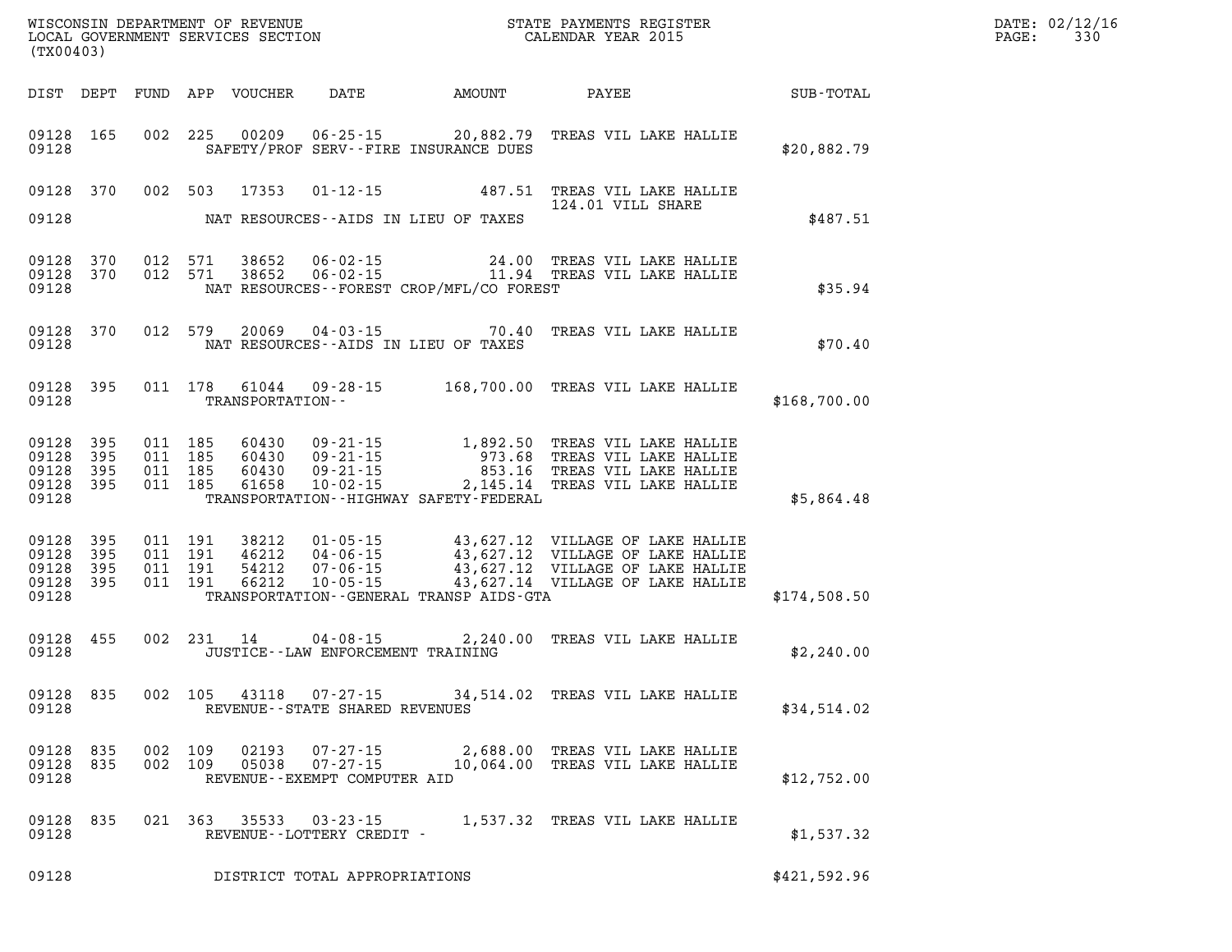WISCONSIN DEPARTMENT OF REVENUE
LOCAL GOVERNMENT SERVICES SECTION
(TX00403)

STATE PAYMENTS REGISTER
CALENDAR YEAR 2015

DATE: 02/12/16

| DIST | DEPT | FUND | APP | VOUCHER | DATE | AMOUNT | PAYEE | SUB-TOTAL |
|---|---|---|---|---|---|---|---|---|
| 09128 | 165 | 002 | 225 | 00209 | 06-25-15 | 20,882.79 | TREAS VIL LAKE HALLIE | |
| 09128 | | | | SAFETY/PROF SERV--FIRE INSURANCE DUES | | | | $20,882.79 |
| 09128 | 370 | 002 | 503 | 17353 | 01-12-15 | 487.51 | TREAS VIL LAKE HALLIE 124.01 VILL SHARE | |
| 09128 | | | | NAT RESOURCES--AIDS IN LIEU OF TAXES | | | | $487.51 |
| 09128 | 370 | 012 | 571 | 38652 | 06-02-15 | 24.00 | TREAS VIL LAKE HALLIE | |
| 09128 | 370 | 012 | 571 | 38652 | 06-02-15 | 11.94 | TREAS VIL LAKE HALLIE | |
| 09128 | | | | NAT RESOURCES--FOREST CROP/MFL/CO FOREST | | | | $35.94 |
| 09128 | 370 | 012 | 579 | 20069 | 04-03-15 | 70.40 | TREAS VIL LAKE HALLIE | |
| 09128 | | | | NAT RESOURCES--AIDS IN LIEU OF TAXES | | | | $70.40 |
| 09128 | 395 | 011 | 178 | 61044 | 09-28-15 | 168,700.00 | TREAS VIL LAKE HALLIE | |
| 09128 | | | | TRANSPORTATION-- | | | | $168,700.00 |
| 09128 | 395 | 011 | 185 | 60430 | 09-21-15 | 1,892.50 | TREAS VIL LAKE HALLIE | |
| 09128 | 395 | 011 | 185 | 60430 | 09-21-15 | 973.68 | TREAS VIL LAKE HALLIE | |
| 09128 | 395 | 011 | 185 | 60430 | 09-21-15 | 853.16 | TREAS VIL LAKE HALLIE | |
| 09128 | 395 | 011 | 185 | 61658 | 10-02-15 | 2,145.14 | TREAS VIL LAKE HALLIE | |
| 09128 | | | | TRANSPORTATION--HIGHWAY SAFETY-FEDERAL | | | | $5,864.48 |
| 09128 | 395 | 011 | 191 | 38212 | 01-05-15 | 43,627.12 | VILLAGE OF LAKE HALLIE | |
| 09128 | 395 | 011 | 191 | 46212 | 04-06-15 | 43,627.12 | VILLAGE OF LAKE HALLIE | |
| 09128 | 395 | 011 | 191 | 54212 | 07-06-15 | 43,627.12 | VILLAGE OF LAKE HALLIE | |
| 09128 | 395 | 011 | 191 | 66212 | 10-05-15 | 43,627.14 | VILLAGE OF LAKE HALLIE | |
| 09128 | | | | TRANSPORTATION--GENERAL TRANSP AIDS-GTA | | | | $174,508.50 |
| 09128 | 455 | 002 | 231 | 14 | 04-08-15 | 2,240.00 | TREAS VIL LAKE HALLIE | |
| 09128 | | | | JUSTICE--LAW ENFORCEMENT TRAINING | | | | $2,240.00 |
| 09128 | 835 | 002 | 105 | 43118 | 07-27-15 | 34,514.02 | TREAS VIL LAKE HALLIE | |
| 09128 | | | | REVENUE--STATE SHARED REVENUES | | | | $34,514.02 |
| 09128 | 835 | 002 | 109 | 02193 | 07-27-15 | 2,688.00 | TREAS VIL LAKE HALLIE | |
| 09128 | 835 | 002 | 109 | 05038 | 07-27-15 | 10,064.00 | TREAS VIL LAKE HALLIE | |
| 09128 | | | | REVENUE--EXEMPT COMPUTER AID | | | | $12,752.00 |
| 09128 | 835 | 021 | 363 | 35533 | 03-23-15 | 1,537.32 | TREAS VIL LAKE HALLIE | |
| 09128 | | | | REVENUE--LOTTERY CREDIT - | | | | $1,537.32 |
| 09128 | | | | DISTRICT TOTAL APPROPRIATIONS | | | | $421,592.96 |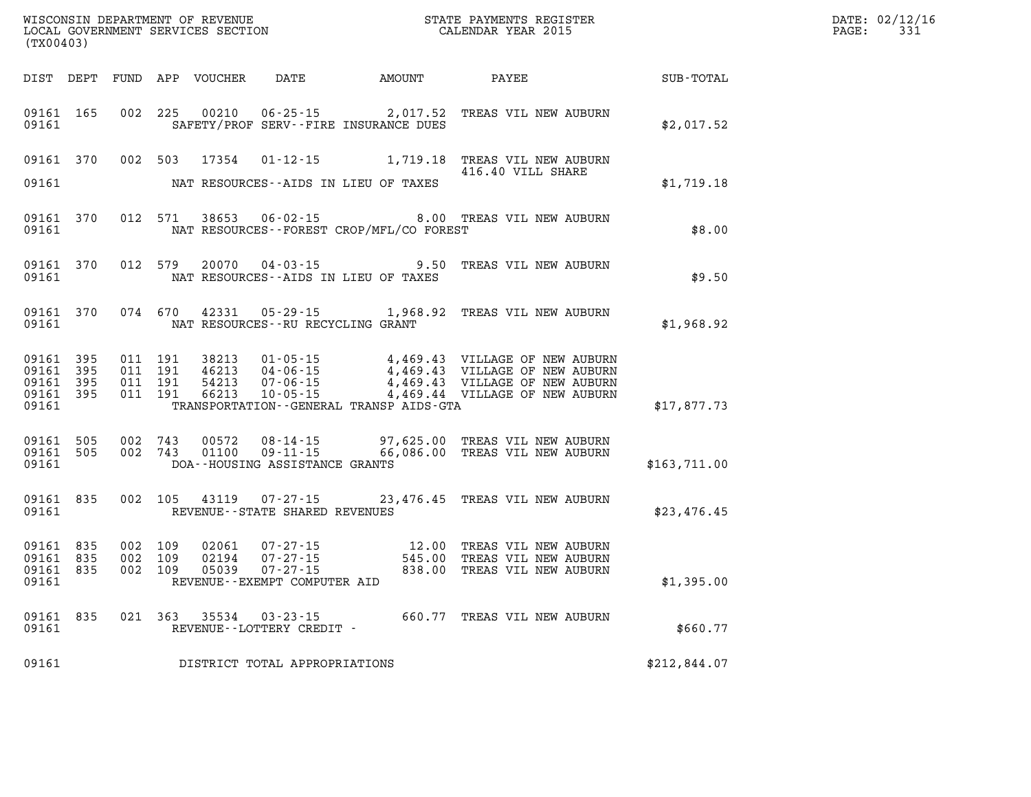WISCONSIN DEPARTMENT OF REVENUE
LOCAL GOVERNMENT SERVICES SECTION
(TX00403)

STATE PAYMENTS REGISTER
CALENDAR YEAR 2015

DATE: 02/12/16
PAGE: 331

| DIST | DEPT | FUND | APP | VOUCHER | DATE | AMOUNT | PAYEE | SUB-TOTAL |
|---|---|---|---|---|---|---|---|---|
| 09161 | 165 | 002 | 225 | 00210 | 06-25-15 | 2,017.52 | TREAS VIL NEW AUBURN | |
| 09161 | | | | | SAFETY/PROF SERV--FIRE INSURANCE DUES | | | $2,017.52 |
| 09161 | 370 | 002 | 503 | 17354 | 01-12-15 | 1,719.18 | TREAS VIL NEW AUBURN 416.40 VILL SHARE | |
| 09161 | | | | | NAT RESOURCES--AIDS IN LIEU OF TAXES | | | $1,719.18 |
| 09161 | 370 | 012 | 571 | 38653 | 06-02-15 | 8.00 | TREAS VIL NEW AUBURN | |
| 09161 | | | | | NAT RESOURCES--FOREST CROP/MFL/CO FOREST | | | $8.00 |
| 09161 | 370 | 012 | 579 | 20070 | 04-03-15 | 9.50 | TREAS VIL NEW AUBURN | |
| 09161 | | | | | NAT RESOURCES--AIDS IN LIEU OF TAXES | | | $9.50 |
| 09161 | 370 | 074 | 670 | 42331 | 05-29-15 | 1,968.92 | TREAS VIL NEW AUBURN | |
| 09161 | | | | | NAT RESOURCES--RU RECYCLING GRANT | | | $1,968.92 |
| 09161 | 395 | 011 | 191 | 38213 | 01-05-15 | 4,469.43 | VILLAGE OF NEW AUBURN | |
| 09161 | 395 | 011 | 191 | 46213 | 04-06-15 | 4,469.43 | VILLAGE OF NEW AUBURN | |
| 09161 | 395 | 011 | 191 | 54213 | 07-06-15 | 4,469.43 | VILLAGE OF NEW AUBURN | |
| 09161 | 395 | 011 | 191 | 66213 | 10-05-15 | 4,469.44 | VILLAGE OF NEW AUBURN | |
| 09161 | | | | | TRANSPORTATION--GENERAL TRANSP AIDS-GTA | | | $17,877.73 |
| 09161 | 505 | 002 | 743 | 00572 | 08-14-15 | 97,625.00 | TREAS VIL NEW AUBURN | |
| 09161 | 505 | 002 | 743 | 01100 | 09-11-15 | 66,086.00 | TREAS VIL NEW AUBURN | |
| 09161 | | | | | DOA--HOUSING ASSISTANCE GRANTS | | | $163,711.00 |
| 09161 | 835 | 002 | 105 | 43119 | 07-27-15 | 23,476.45 | TREAS VIL NEW AUBURN | |
| 09161 | | | | | REVENUE--STATE SHARED REVENUES | | | $23,476.45 |
| 09161 | 835 | 002 | 109 | 02061 | 07-27-15 | 12.00 | TREAS VIL NEW AUBURN | |
| 09161 | 835 | 002 | 109 | 02194 | 07-27-15 | 545.00 | TREAS VIL NEW AUBURN | |
| 09161 | 835 | 002 | 109 | 05039 | 07-27-15 | 838.00 | TREAS VIL NEW AUBURN | |
| 09161 | | | | | REVENUE--EXEMPT COMPUTER AID | | | $1,395.00 |
| 09161 | 835 | 021 | 363 | 35534 | 03-23-15 | 660.77 | TREAS VIL NEW AUBURN | |
| 09161 | | | | | REVENUE--LOTTERY CREDIT - | | | $660.77 |
| 09161 | | | | | DISTRICT TOTAL APPROPRIATIONS | | | $212,844.07 |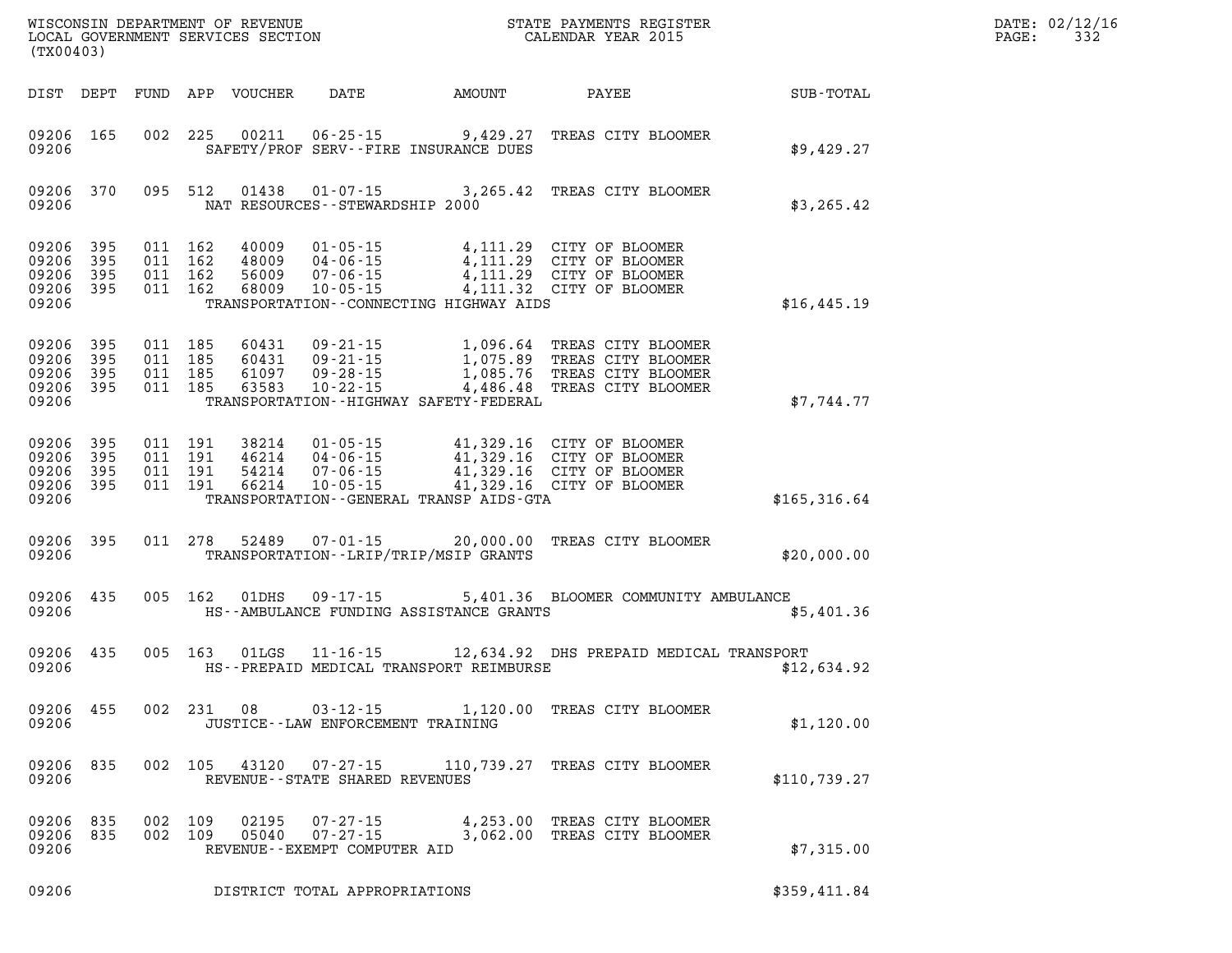WISCONSIN DEPARTMENT OF REVENUE
LOCAL GOVERNMENT SERVICES SECTION
(TX00403)

STATE PAYMENTS REGISTER
CALENDAR YEAR 2015

| DIST | DEPT | FUND | APP | VOUCHER | DATE | AMOUNT | PAYEE | SUB-TOTAL |
|---|---|---|---|---|---|---|---|---|
| 09206 | 165 | 002 | 225 | 00211 | 06-25-15 | 9,429.27 | TREAS CITY BLOOMER | |
| 09206 | | | | SAFETY/PROF SERV--FIRE INSURANCE DUES | | | | $9,429.27 |
| 09206 | 370 | 095 | 512 | 01438 | 01-07-15 | 3,265.42 | TREAS CITY BLOOMER | |
| 09206 | | | | NAT RESOURCES--STEWARDSHIP 2000 | | | | $3,265.42 |
| 09206 | 395 | 011 | 162 | 40009 | 01-05-15 | 4,111.29 | CITY OF BLOOMER | |
| 09206 | 395 | 011 | 162 | 48009 | 04-06-15 | 4,111.29 | CITY OF BLOOMER | |
| 09206 | 395 | 011 | 162 | 56009 | 07-06-15 | 4,111.29 | CITY OF BLOOMER | |
| 09206 | 395 | 011 | 162 | 68009 | 10-05-15 | 4,111.32 | CITY OF BLOOMER | |
| 09206 | | | | TRANSPORTATION--CONNECTING HIGHWAY AIDS | | | | $16,445.19 |
| 09206 | 395 | 011 | 185 | 60431 | 09-21-15 | 1,096.64 | TREAS CITY BLOOMER | |
| 09206 | 395 | 011 | 185 | 60431 | 09-21-15 | 1,075.89 | TREAS CITY BLOOMER | |
| 09206 | 395 | 011 | 185 | 61097 | 09-28-15 | 1,085.76 | TREAS CITY BLOOMER | |
| 09206 | 395 | 011 | 185 | 63583 | 10-22-15 | 4,486.48 | TREAS CITY BLOOMER | |
| 09206 | | | | TRANSPORTATION--HIGHWAY SAFETY-FEDERAL | | | | $7,744.77 |
| 09206 | 395 | 011 | 191 | 38214 | 01-05-15 | 41,329.16 | CITY OF BLOOMER | |
| 09206 | 395 | 011 | 191 | 46214 | 04-06-15 | 41,329.16 | CITY OF BLOOMER | |
| 09206 | 395 | 011 | 191 | 54214 | 07-06-15 | 41,329.16 | CITY OF BLOOMER | |
| 09206 | 395 | 011 | 191 | 66214 | 10-05-15 | 41,329.16 | CITY OF BLOOMER | |
| 09206 | | | | TRANSPORTATION--GENERAL TRANSP AIDS-GTA | | | | $165,316.64 |
| 09206 | 395 | 011 | 278 | 52489 | 07-01-15 | 20,000.00 | TREAS CITY BLOOMER | |
| 09206 | | | | TRANSPORTATION--LRIP/TRIP/MSIP GRANTS | | | | $20,000.00 |
| 09206 | 435 | 005 | 162 | 01DHS | 09-17-15 | 5,401.36 | BLOOMER COMMUNITY AMBULANCE | |
| 09206 | | | | HS--AMBULANCE FUNDING ASSISTANCE GRANTS | | | | $5,401.36 |
| 09206 | 435 | 005 | 163 | 01LGS | 11-16-15 | 12,634.92 | DHS PREPAID MEDICAL TRANSPORT | |
| 09206 | | | | HS--PREPAID MEDICAL TRANSPORT REIMBURSE | | | | $12,634.92 |
| 09206 | 455 | 002 | 231 | 08 | 03-12-15 | 1,120.00 | TREAS CITY BLOOMER | |
| 09206 | | | | JUSTICE--LAW ENFORCEMENT TRAINING | | | | $1,120.00 |
| 09206 | 835 | 002 | 105 | 43120 | 07-27-15 | 110,739.27 | TREAS CITY BLOOMER | |
| 09206 | | | | REVENUE--STATE SHARED REVENUES | | | | $110,739.27 |
| 09206 | 835 | 002 | 109 | 02195 | 07-27-15 | 4,253.00 | TREAS CITY BLOOMER | |
| 09206 | 835 | 002 | 109 | 05040 | 07-27-15 | 3,062.00 | TREAS CITY BLOOMER | |
| 09206 | | | | REVENUE--EXEMPT COMPUTER AID | | | | $7,315.00 |
| 09206 | | | | DISTRICT TOTAL APPROPRIATIONS | | | | $359,411.84 |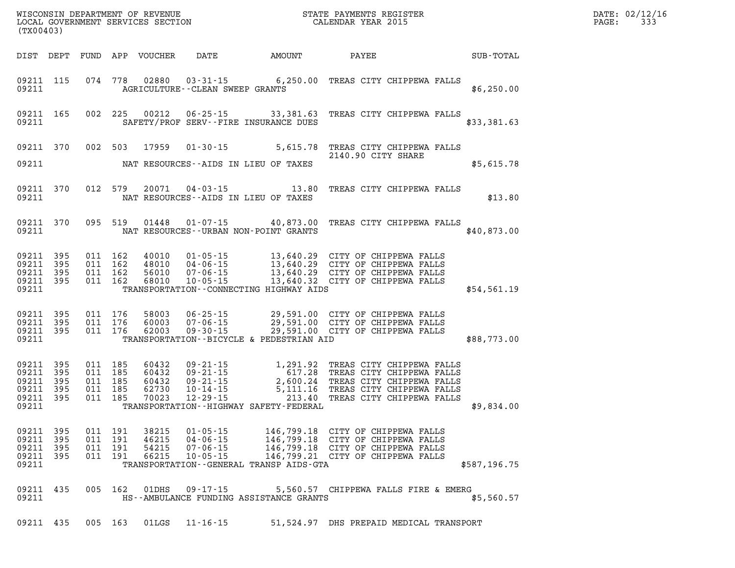WISCONSIN DEPARTMENT OF REVENUE
LOCAL GOVERNMENT SERVICES SECTION
(TX00403)

STATE PAYMENTS REGISTER
CALENDAR YEAR 2015

DATE: 02/12/16

| DIST | DEPT | FUND | APP | VOUCHER | DATE | AMOUNT | PAYEE | SUB-TOTAL |
|---|---|---|---|---|---|---|---|---|
| 09211 | 115 | 074 | 778 | 02880 | 03-31-15 | 6,250.00 | TREAS CITY CHIPPEWA FALLS | |
| 09211 | | | | | AGRICULTURE--CLEAN SWEEP GRANTS | | | $6,250.00 |
| 09211 | 165 | 002 | 225 | 00212 | 06-25-15 | 33,381.63 | TREAS CITY CHIPPEWA FALLS | |
| 09211 | | | | | SAFETY/PROF SERV--FIRE INSURANCE DUES | | | $33,381.63 |
| 09211 | 370 | 002 | 503 | 17959 | 01-30-15 | 5,615.78 | TREAS CITY CHIPPEWA FALLS 2140.90 CITY SHARE | |
| 09211 | | | | | NAT RESOURCES--AIDS IN LIEU OF TAXES | | | $5,615.78 |
| 09211 | 370 | 012 | 579 | 20071 | 04-03-15 | 13.80 | TREAS CITY CHIPPEWA FALLS | |
| 09211 | | | | | NAT RESOURCES--AIDS IN LIEU OF TAXES | | | $13.80 |
| 09211 | 370 | 095 | 519 | 01448 | 01-07-15 | 40,873.00 | TREAS CITY CHIPPEWA FALLS | |
| 09211 | | | | | NAT RESOURCES--URBAN NON-POINT GRANTS | | | $40,873.00 |
| 09211 | 395 | 011 | 162 | 40010 | 01-05-15 | 13,640.29 | CITY OF CHIPPEWA FALLS | |
| 09211 | 395 | 011 | 162 | 48010 | 04-06-15 | 13,640.29 | CITY OF CHIPPEWA FALLS | |
| 09211 | 395 | 011 | 162 | 56010 | 07-06-15 | 13,640.29 | CITY OF CHIPPEWA FALLS | |
| 09211 | 395 | 011 | 162 | 68010 | 10-05-15 | 13,640.32 | CITY OF CHIPPEWA FALLS | |
| 09211 | | | | | TRANSPORTATION--CONNECTING HIGHWAY AIDS | | | $54,561.19 |
| 09211 | 395 | 011 | 176 | 58003 | 06-25-15 | 29,591.00 | CITY OF CHIPPEWA FALLS | |
| 09211 | 395 | 011 | 176 | 60003 | 07-06-15 | 29,591.00 | CITY OF CHIPPEWA FALLS | |
| 09211 | 395 | 011 | 176 | 62003 | 09-30-15 | 29,591.00 | CITY OF CHIPPEWA FALLS | |
| 09211 | | | | | TRANSPORTATION--BICYCLE & PEDESTRIAN AID | | | $88,773.00 |
| 09211 | 395 | 011 | 185 | 60432 | 09-21-15 | 1,291.92 | TREAS CITY CHIPPEWA FALLS | |
| 09211 | 395 | 011 | 185 | 60432 | 09-21-15 | 617.28 | TREAS CITY CHIPPEWA FALLS | |
| 09211 | 395 | 011 | 185 | 60432 | 09-21-15 | 2,600.24 | TREAS CITY CHIPPEWA FALLS | |
| 09211 | 395 | 011 | 185 | 62730 | 10-14-15 | 5,111.16 | TREAS CITY CHIPPEWA FALLS | |
| 09211 | 395 | 011 | 185 | 70023 | 12-29-15 | 213.40 | TREAS CITY CHIPPEWA FALLS | |
| 09211 | | | | | TRANSPORTATION--HIGHWAY SAFETY-FEDERAL | | | $9,834.00 |
| 09211 | 395 | 011 | 191 | 38215 | 01-05-15 | 146,799.18 | CITY OF CHIPPEWA FALLS | |
| 09211 | 395 | 011 | 191 | 46215 | 04-06-15 | 146,799.18 | CITY OF CHIPPEWA FALLS | |
| 09211 | 395 | 011 | 191 | 54215 | 07-06-15 | 146,799.18 | CITY OF CHIPPEWA FALLS | |
| 09211 | 395 | 011 | 191 | 66215 | 10-05-15 | 146,799.21 | CITY OF CHIPPEWA FALLS | |
| 09211 | | | | | TRANSPORTATION--GENERAL TRANSP AIDS-GTA | | | $587,196.75 |
| 09211 | 435 | 005 | 162 | 01DHS | 09-17-15 | 5,560.57 | CHIPPEWA FALLS FIRE & EMERG | |
| 09211 | | | | | HS--AMBULANCE FUNDING ASSISTANCE GRANTS | | | $5,560.57 |
| 09211 | 435 | 005 | 163 | 01LGS | 11-16-15 | 51,524.97 | DHS PREPAID MEDICAL TRANSPORT | |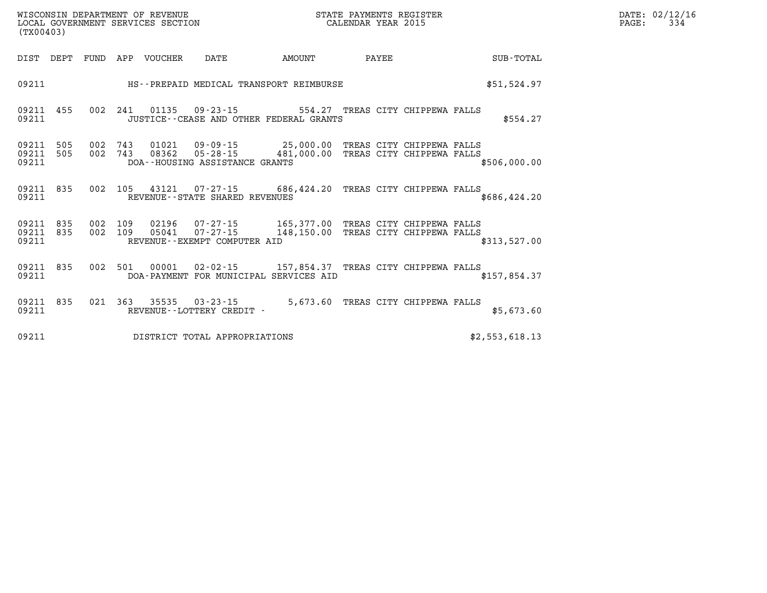| DIST | DEPT | FUND | APP | VOUCHER | DATE | AMOUNT | PAYEE | SUB-TOTAL |
|---|---|---|---|---|---|---|---|---|
| 09211 | | | | | HS--PREPAID MEDICAL TRANSPORT REIMBURSE | | | $51,524.97 |
| 09211 | 455 | 002 | 241 | 01135 | 09-23-15 | 554.27 | TREAS CITY CHIPPEWA FALLS | |
| 09211 | | | | | JUSTICE--CEASE AND OTHER FEDERAL GRANTS | | | $554.27 |
| 09211 | 505 | 002 | 743 | 01021 | 09-09-15 | 25,000.00 | TREAS CITY CHIPPEWA FALLS | |
| 09211 | 505 | 002 | 743 | 08362 | 05-28-15 | 481,000.00 | TREAS CITY CHIPPEWA FALLS | |
| 09211 | | | | | DOA--HOUSING ASSISTANCE GRANTS | | | $506,000.00 |
| 09211 | 835 | 002 | 105 | 43121 | 07-27-15 | 686,424.20 | TREAS CITY CHIPPEWA FALLS | |
| 09211 | | | | | REVENUE--STATE SHARED REVENUES | | | $686,424.20 |
| 09211 | 835 | 002 | 109 | 02196 | 07-27-15 | 165,377.00 | TREAS CITY CHIPPEWA FALLS | |
| 09211 | 835 | 002 | 109 | 05041 | 07-27-15 | 148,150.00 | TREAS CITY CHIPPEWA FALLS | |
| 09211 | | | | | REVENUE--EXEMPT COMPUTER AID | | | $313,527.00 |
| 09211 | 835 | 002 | 501 | 00001 | 02-02-15 | 157,854.37 | TREAS CITY CHIPPEWA FALLS | |
| 09211 | | | | | DOA-PAYMENT FOR MUNICIPAL SERVICES AID | | | $157,854.37 |
| 09211 | 835 | 021 | 363 | 35535 | 03-23-15 | 5,673.60 | TREAS CITY CHIPPEWA FALLS | |
| 09211 | | | | | REVENUE--LOTTERY CREDIT - | | | $5,673.60 |
| 09211 | | | | | DISTRICT TOTAL APPROPRIATIONS | | | $2,553,618.13 |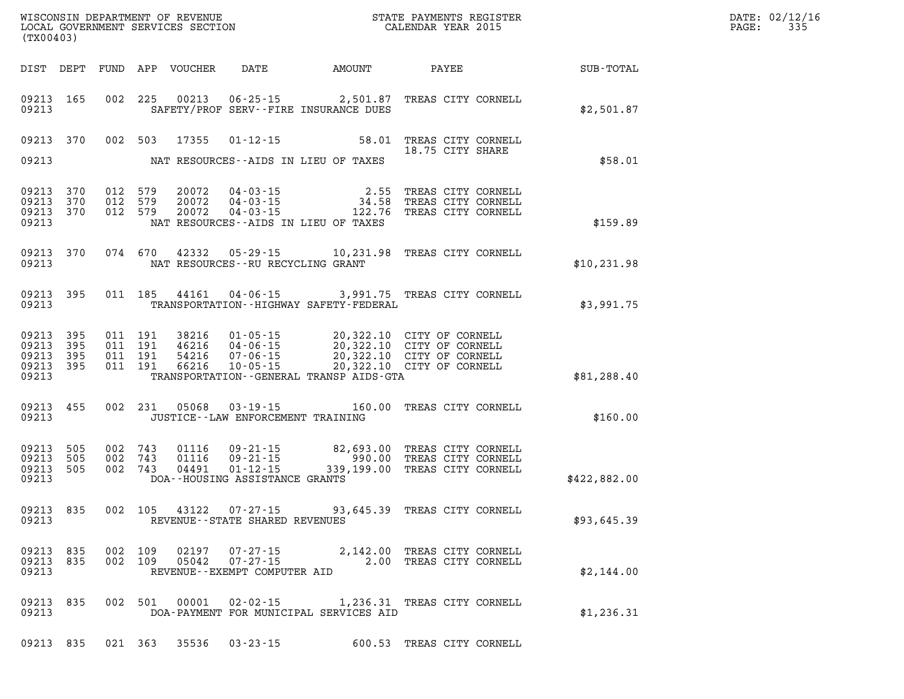WISCONSIN DEPARTMENT OF REVENUE
LOCAL GOVERNMENT SERVICES SECTION
(TX00403)

STATE PAYMENTS REGISTER
CALENDAR YEAR 2015

DATE: 02/12/16
PAGE: 335

| DIST | DEPT | FUND | APP | VOUCHER | DATE | AMOUNT | PAYEE | SUB-TOTAL |
|---|---|---|---|---|---|---|---|---|
| 09213 | 165 | 002 | 225 | 00213 | 06-25-15 | 2,501.87 | TREAS CITY CORNELL | |
| 09213 | | | | | SAFETY/PROF SERV--FIRE INSURANCE DUES | | | $2,501.87 |
| 09213 | 370 | 002 | 503 | 17355 | 01-12-15 | 58.01 | TREAS CITY CORNELL 18.75 CITY SHARE | |
| 09213 | | | | | NAT RESOURCES--AIDS IN LIEU OF TAXES | | | $58.01 |
| 09213 | 370 | 012 | 579 | 20072 | 04-03-15 | 2.55 | TREAS CITY CORNELL | |
| 09213 | 370 | 012 | 579 | 20072 | 04-03-15 | 34.58 | TREAS CITY CORNELL | |
| 09213 | 370 | 012 | 579 | 20072 | 04-03-15 | 122.76 | TREAS CITY CORNELL | |
| 09213 | | | | | NAT RESOURCES--AIDS IN LIEU OF TAXES | | | $159.89 |
| 09213 | 370 | 074 | 670 | 42332 | 05-29-15 | 10,231.98 | TREAS CITY CORNELL | |
| 09213 | | | | | NAT RESOURCES--RU RECYCLING GRANT | | | $10,231.98 |
| 09213 | 395 | 011 | 185 | 44161 | 04-06-15 | 3,991.75 | TREAS CITY CORNELL | |
| 09213 | | | | | TRANSPORTATION--HIGHWAY SAFETY-FEDERAL | | | $3,991.75 |
| 09213 | 395 | 011 | 191 | 38216 | 01-05-15 | 20,322.10 | CITY OF CORNELL | |
| 09213 | 395 | 011 | 191 | 46216 | 04-06-15 | 20,322.10 | CITY OF CORNELL | |
| 09213 | 395 | 011 | 191 | 54216 | 07-06-15 | 20,322.10 | CITY OF CORNELL | |
| 09213 | 395 | 011 | 191 | 66216 | 10-05-15 | 20,322.10 | CITY OF CORNELL | |
| 09213 | | | | | TRANSPORTATION--GENERAL TRANSP AIDS-GTA | | | $81,288.40 |
| 09213 | 455 | 002 | 231 | 05068 | 03-19-15 | 160.00 | TREAS CITY CORNELL | |
| 09213 | | | | | JUSTICE--LAW ENFORCEMENT TRAINING | | | $160.00 |
| 09213 | 505 | 002 | 743 | 01116 | 09-21-15 | 82,693.00 | TREAS CITY CORNELL | |
| 09213 | 505 | 002 | 743 | 01116 | 09-21-15 | 990.00 | TREAS CITY CORNELL | |
| 09213 | 505 | 002 | 743 | 04491 | 01-12-15 | 339,199.00 | TREAS CITY CORNELL | |
| 09213 | | | | | DOA--HOUSING ASSISTANCE GRANTS | | | $422,882.00 |
| 09213 | 835 | 002 | 105 | 43122 | 07-27-15 | 93,645.39 | TREAS CITY CORNELL | |
| 09213 | | | | | REVENUE--STATE SHARED REVENUES | | | $93,645.39 |
| 09213 | 835 | 002 | 109 | 02197 | 07-27-15 | 2,142.00 | TREAS CITY CORNELL | |
| 09213 | 835 | 002 | 109 | 05042 | 07-27-15 | 2.00 | TREAS CITY CORNELL | |
| 09213 | | | | | REVENUE--EXEMPT COMPUTER AID | | | $2,144.00 |
| 09213 | 835 | 002 | 501 | 00001 | 02-02-15 | 1,236.31 | TREAS CITY CORNELL | |
| 09213 | | | | | DOA-PAYMENT FOR MUNICIPAL SERVICES AID | | | $1,236.31 |
| 09213 | 835 | 021 | 363 | 35536 | 03-23-15 | 600.53 | TREAS CITY CORNELL | |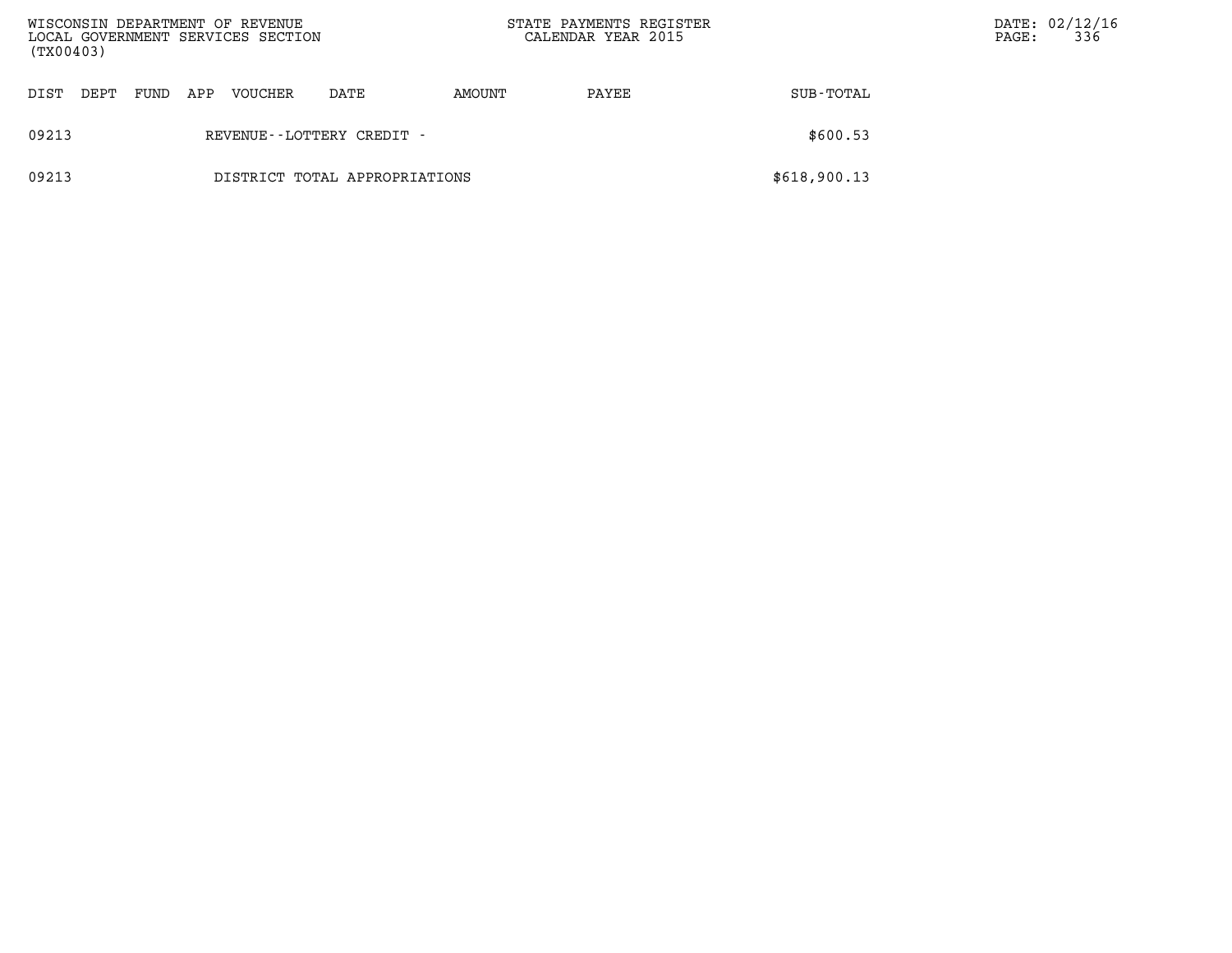| DIST | DEPT | FUND | APP | VOUCHER | DATE | AMOUNT | PAYEE | SUB-TOTAL |
|---|---|---|---|---|---|---|---|---|
| 09213 | | | | REVENUE--LOTTERY CREDIT - | | | | $600.53 |
| 09213 | | | | DISTRICT TOTAL APPROPRIATIONS | | | | $618,900.13 |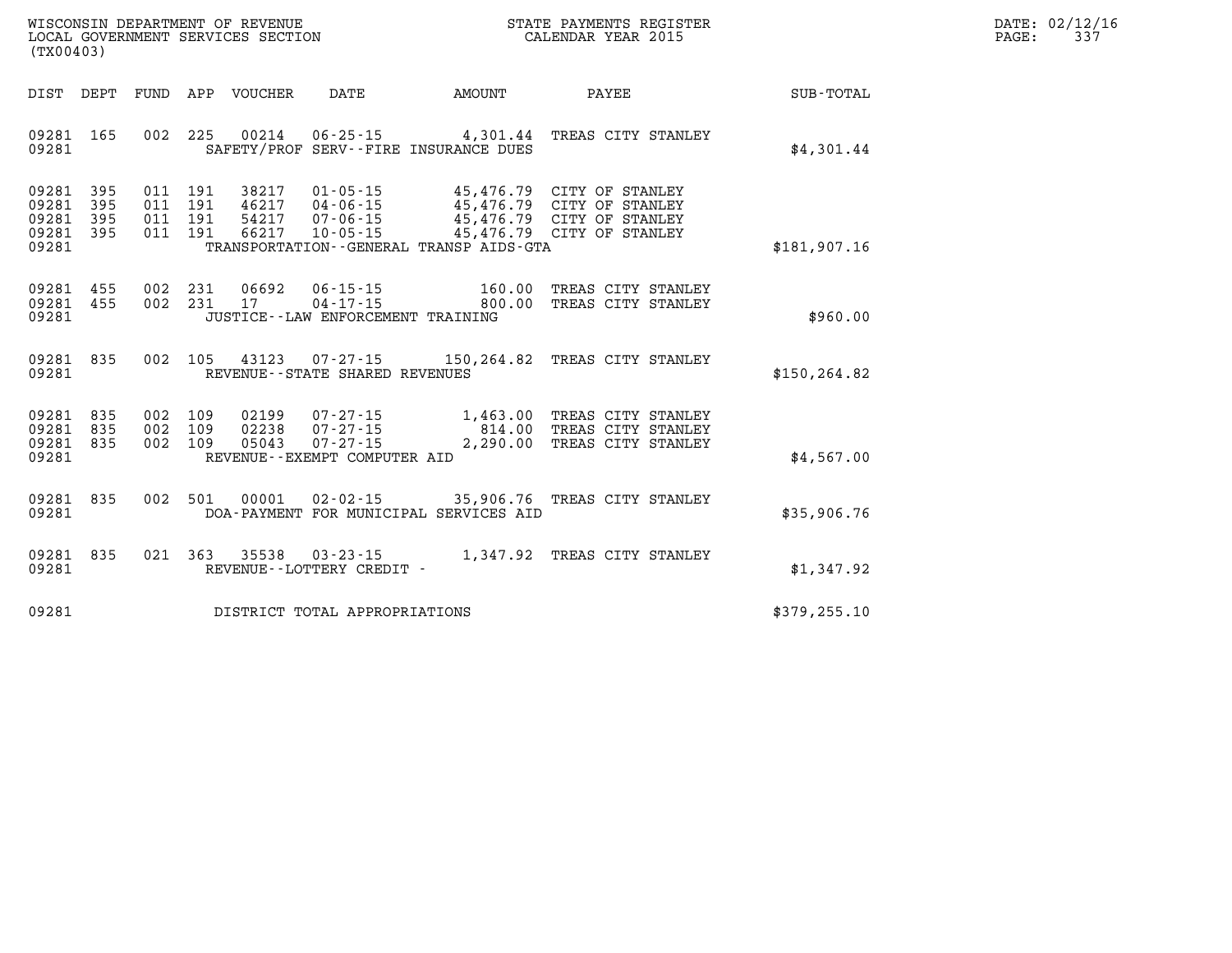WISCONSIN DEPARTMENT OF REVENUE
LOCAL GOVERNMENT SERVICES SECTION
(TX00403)

STATE PAYMENTS REGISTER
CALENDAR YEAR 2015

DATE: 02/12/16
PAGE: 337

| DIST | DEPT | FUND | APP | VOUCHER | DATE | AMOUNT | PAYEE | SUB-TOTAL |
|---|---|---|---|---|---|---|---|---|
| 09281 | 165 | 002 | 225 | 00214 | 06-25-15 | 4,301.44 | TREAS CITY STANLEY | |
| 09281 | | | | | SAFETY/PROF SERV--FIRE INSURANCE DUES | | | $4,301.44 |
| 09281 | 395 | 011 | 191 | 38217 | 01-05-15 | 45,476.79 | CITY OF STANLEY | |
| 09281 | 395 | 011 | 191 | 46217 | 04-06-15 | 45,476.79 | CITY OF STANLEY | |
| 09281 | 395 | 011 | 191 | 54217 | 07-06-15 | 45,476.79 | CITY OF STANLEY | |
| 09281 | 395 | 011 | 191 | 66217 | 10-05-15 | 45,476.79 | CITY OF STANLEY | |
| 09281 | | | | | TRANSPORTATION--GENERAL TRANSP AIDS-GTA | | | $181,907.16 |
| 09281 | 455 | 002 | 231 | 06692 | 06-15-15 | 160.00 | TREAS CITY STANLEY | |
| 09281 | 455 | 002 | 231 | 17 | 04-17-15 | 800.00 | TREAS CITY STANLEY | |
| 09281 | | | | | JUSTICE--LAW ENFORCEMENT TRAINING | | | $960.00 |
| 09281 | 835 | 002 | 105 | 43123 | 07-27-15 | 150,264.82 | TREAS CITY STANLEY | |
| 09281 | | | | | REVENUE--STATE SHARED REVENUES | | | $150,264.82 |
| 09281 | 835 | 002 | 109 | 02199 | 07-27-15 | 1,463.00 | TREAS CITY STANLEY | |
| 09281 | 835 | 002 | 109 | 02238 | 07-27-15 | 814.00 | TREAS CITY STANLEY | |
| 09281 | 835 | 002 | 109 | 05043 | 07-27-15 | 2,290.00 | TREAS CITY STANLEY | |
| 09281 | | | | | REVENUE--EXEMPT COMPUTER AID | | | $4,567.00 |
| 09281 | 835 | 002 | 501 | 00001 | 02-02-15 | 35,906.76 | TREAS CITY STANLEY | |
| 09281 | | | | | DOA-PAYMENT FOR MUNICIPAL SERVICES AID | | | $35,906.76 |
| 09281 | 835 | 021 | 363 | 35538 | 03-23-15 | 1,347.92 | TREAS CITY STANLEY | |
| 09281 | | | | | REVENUE--LOTTERY CREDIT - | | | $1,347.92 |
| 09281 | | | | | DISTRICT TOTAL APPROPRIATIONS | | | $379,255.10 |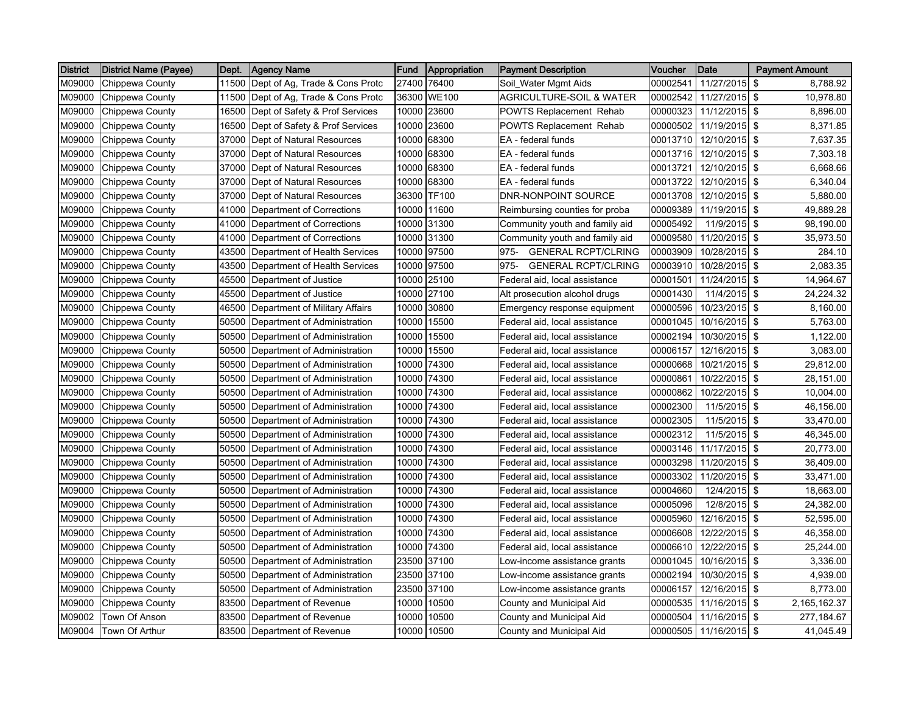| District | District Name (Payee) | Dept. | Agency Name | Fund | Appropriation | Payment Description | Voucher | Date | Payment Amount |
|---|---|---|---|---|---|---|---|---|---|
| M09000 | Chippewa County | 11500 | Dept of Ag, Trade & Cons Protc | 27400 | 76400 | Soil_Water Mgmt Aids | 00002541 | 11/27/2015 | $ 8,788.92 |
| M09000 | Chippewa County | 11500 | Dept of Ag, Trade & Cons Protc | 36300 | WE100 | AGRICULTURE-SOIL & WATER | 00002542 | 11/27/2015 | $ 10,978.80 |
| M09000 | Chippewa County | 16500 | Dept of Safety & Prof Services | 10000 | 23600 | POWTS Replacement Rehab | 00000323 | 11/12/2015 | $ 8,896.00 |
| M09000 | Chippewa County | 16500 | Dept of Safety & Prof Services | 10000 | 23600 | POWTS Replacement Rehab | 00000502 | 11/19/2015 | $ 8,371.85 |
| M09000 | Chippewa County | 37000 | Dept of Natural Resources | 10000 | 68300 | EA - federal funds | 00013710 | 12/10/2015 | $ 7,637.35 |
| M09000 | Chippewa County | 37000 | Dept of Natural Resources | 10000 | 68300 | EA - federal funds | 00013716 | 12/10/2015 | $ 7,303.18 |
| M09000 | Chippewa County | 37000 | Dept of Natural Resources | 10000 | 68300 | EA - federal funds | 00013721 | 12/10/2015 | $ 6,668.66 |
| M09000 | Chippewa County | 37000 | Dept of Natural Resources | 10000 | 68300 | EA - federal funds | 00013722 | 12/10/2015 | $ 6,340.04 |
| M09000 | Chippewa County | 37000 | Dept of Natural Resources | 36300 | TF100 | DNR-NONPOINT SOURCE | 00013708 | 12/10/2015 | $ 5,880.00 |
| M09000 | Chippewa County | 41000 | Department of Corrections | 10000 | 11600 | Reimbursing counties for proba | 00009389 | 11/19/2015 | $ 49,889.28 |
| M09000 | Chippewa County | 41000 | Department of Corrections | 10000 | 31300 | Community youth and family aid | 00005492 | 11/9/2015 | $ 98,190.00 |
| M09000 | Chippewa County | 41000 | Department of Corrections | 10000 | 31300 | Community youth and family aid | 00009580 | 11/20/2015 | $ 35,973.50 |
| M09000 | Chippewa County | 43500 | Department of Health Services | 10000 | 97500 | 975- GENERAL RCPT/CLRING | 00003909 | 10/28/2015 | $ 284.10 |
| M09000 | Chippewa County | 43500 | Department of Health Services | 10000 | 97500 | 975- GENERAL RCPT/CLRING | 00003910 | 10/28/2015 | $ 2,083.35 |
| M09000 | Chippewa County | 45500 | Department of Justice | 10000 | 25100 | Federal aid, local assistance | 00001501 | 11/24/2015 | $ 14,964.67 |
| M09000 | Chippewa County | 45500 | Department of Justice | 10000 | 27100 | Alt prosecution alcohol drugs | 00001430 | 11/4/2015 | $ 24,224.32 |
| M09000 | Chippewa County | 46500 | Department of Military Affairs | 10000 | 30800 | Emergency response equipment | 00000596 | 10/23/2015 | $ 8,160.00 |
| M09000 | Chippewa County | 50500 | Department of Administration | 10000 | 15500 | Federal aid, local assistance | 00001045 | 10/16/2015 | $ 5,763.00 |
| M09000 | Chippewa County | 50500 | Department of Administration | 10000 | 15500 | Federal aid, local assistance | 00002194 | 10/30/2015 | $ 1,122.00 |
| M09000 | Chippewa County | 50500 | Department of Administration | 10000 | 15500 | Federal aid, local assistance | 00006157 | 12/16/2015 | $ 3,083.00 |
| M09000 | Chippewa County | 50500 | Department of Administration | 10000 | 74300 | Federal aid, local assistance | 00000668 | 10/21/2015 | $ 29,812.00 |
| M09000 | Chippewa County | 50500 | Department of Administration | 10000 | 74300 | Federal aid, local assistance | 00000861 | 10/22/2015 | $ 28,151.00 |
| M09000 | Chippewa County | 50500 | Department of Administration | 10000 | 74300 | Federal aid, local assistance | 00000862 | 10/22/2015 | $ 10,004.00 |
| M09000 | Chippewa County | 50500 | Department of Administration | 10000 | 74300 | Federal aid, local assistance | 00002300 | 11/5/2015 | $ 46,156.00 |
| M09000 | Chippewa County | 50500 | Department of Administration | 10000 | 74300 | Federal aid, local assistance | 00002305 | 11/5/2015 | $ 33,470.00 |
| M09000 | Chippewa County | 50500 | Department of Administration | 10000 | 74300 | Federal aid, local assistance | 00002312 | 11/5/2015 | $ 46,345.00 |
| M09000 | Chippewa County | 50500 | Department of Administration | 10000 | 74300 | Federal aid, local assistance | 00003146 | 11/17/2015 | $ 20,773.00 |
| M09000 | Chippewa County | 50500 | Department of Administration | 10000 | 74300 | Federal aid, local assistance | 00003298 | 11/20/2015 | $ 36,409.00 |
| M09000 | Chippewa County | 50500 | Department of Administration | 10000 | 74300 | Federal aid, local assistance | 00003302 | 11/20/2015 | $ 33,471.00 |
| M09000 | Chippewa County | 50500 | Department of Administration | 10000 | 74300 | Federal aid, local assistance | 00004660 | 12/4/2015 | $ 18,663.00 |
| M09000 | Chippewa County | 50500 | Department of Administration | 10000 | 74300 | Federal aid, local assistance | 00005096 | 12/8/2015 | $ 24,382.00 |
| M09000 | Chippewa County | 50500 | Department of Administration | 10000 | 74300 | Federal aid, local assistance | 00005960 | 12/16/2015 | $ 52,595.00 |
| M09000 | Chippewa County | 50500 | Department of Administration | 10000 | 74300 | Federal aid, local assistance | 00006608 | 12/22/2015 | $ 46,358.00 |
| M09000 | Chippewa County | 50500 | Department of Administration | 10000 | 74300 | Federal aid, local assistance | 00006610 | 12/22/2015 | $ 25,244.00 |
| M09000 | Chippewa County | 50500 | Department of Administration | 23500 | 37100 | Low-income assistance grants | 00001045 | 10/16/2015 | $ 3,336.00 |
| M09000 | Chippewa County | 50500 | Department of Administration | 23500 | 37100 | Low-income assistance grants | 00002194 | 10/30/2015 | $ 4,939.00 |
| M09000 | Chippewa County | 50500 | Department of Administration | 23500 | 37100 | Low-income assistance grants | 00006157 | 12/16/2015 | $ 8,773.00 |
| M09000 | Chippewa County | 83500 | Department of Revenue | 10000 | 10500 | County and Municipal Aid | 00000535 | 11/16/2015 | $ 2,165,162.37 |
| M09002 | Town Of Anson | 83500 | Department of Revenue | 10000 | 10500 | County and Municipal Aid | 00000504 | 11/16/2015 | $ 277,184.67 |
| M09004 | Town Of Arthur | 83500 | Department of Revenue | 10000 | 10500 | County and Municipal Aid | 00000505 | 11/16/2015 | $ 41,045.49 |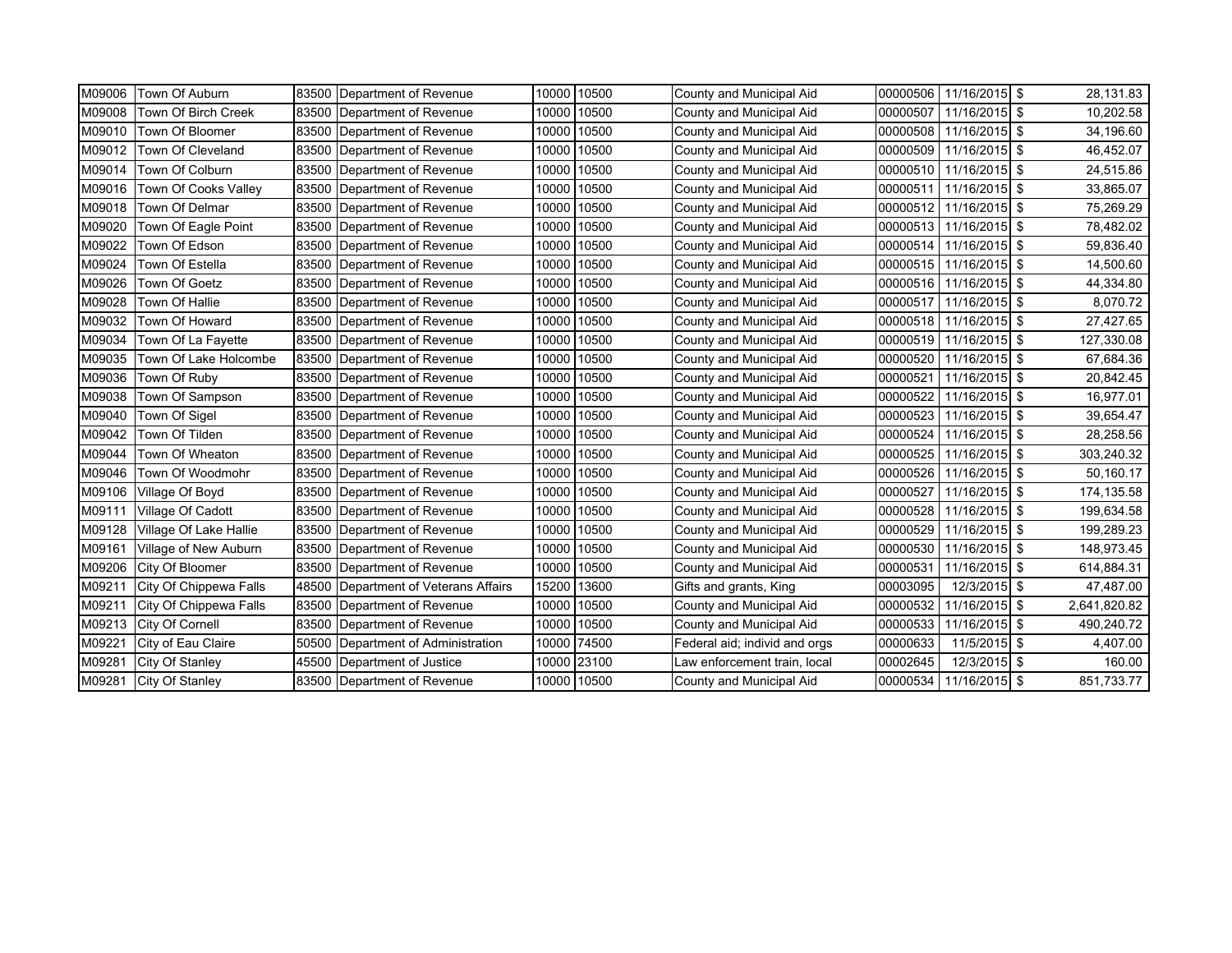| | | | | | | | | | | |
|---|---|---|---|---|---|---|---|---|---|---|
| M09006 | Town Of Auburn | 83500 | Department of Revenue | 10000 | 10500 | County and Municipal Aid | 00000506 | 11/16/2015 | $ | 28,131.83 |
| M09008 | Town Of Birch Creek | 83500 | Department of Revenue | 10000 | 10500 | County and Municipal Aid | 00000507 | 11/16/2015 | $ | 10,202.58 |
| M09010 | Town Of Bloomer | 83500 | Department of Revenue | 10000 | 10500 | County and Municipal Aid | 00000508 | 11/16/2015 | $ | 34,196.60 |
| M09012 | Town Of Cleveland | 83500 | Department of Revenue | 10000 | 10500 | County and Municipal Aid | 00000509 | 11/16/2015 | $ | 46,452.07 |
| M09014 | Town Of Colburn | 83500 | Department of Revenue | 10000 | 10500 | County and Municipal Aid | 00000510 | 11/16/2015 | $ | 24,515.86 |
| M09016 | Town Of Cooks Valley | 83500 | Department of Revenue | 10000 | 10500 | County and Municipal Aid | 00000511 | 11/16/2015 | $ | 33,865.07 |
| M09018 | Town Of Delmar | 83500 | Department of Revenue | 10000 | 10500 | County and Municipal Aid | 00000512 | 11/16/2015 | $ | 75,269.29 |
| M09020 | Town Of Eagle Point | 83500 | Department of Revenue | 10000 | 10500 | County and Municipal Aid | 00000513 | 11/16/2015 | $ | 78,482.02 |
| M09022 | Town Of Edson | 83500 | Department of Revenue | 10000 | 10500 | County and Municipal Aid | 00000514 | 11/16/2015 | $ | 59,836.40 |
| M09024 | Town Of Estella | 83500 | Department of Revenue | 10000 | 10500 | County and Municipal Aid | 00000515 | 11/16/2015 | $ | 14,500.60 |
| M09026 | Town Of Goetz | 83500 | Department of Revenue | 10000 | 10500 | County and Municipal Aid | 00000516 | 11/16/2015 | $ | 44,334.80 |
| M09028 | Town Of Hallie | 83500 | Department of Revenue | 10000 | 10500 | County and Municipal Aid | 00000517 | 11/16/2015 | $ | 8,070.72 |
| M09032 | Town Of Howard | 83500 | Department of Revenue | 10000 | 10500 | County and Municipal Aid | 00000518 | 11/16/2015 | $ | 27,427.65 |
| M09034 | Town Of La Fayette | 83500 | Department of Revenue | 10000 | 10500 | County and Municipal Aid | 00000519 | 11/16/2015 | $ | 127,330.08 |
| M09035 | Town Of Lake Holcombe | 83500 | Department of Revenue | 10000 | 10500 | County and Municipal Aid | 00000520 | 11/16/2015 | $ | 67,684.36 |
| M09036 | Town Of Ruby | 83500 | Department of Revenue | 10000 | 10500 | County and Municipal Aid | 00000521 | 11/16/2015 | $ | 20,842.45 |
| M09038 | Town Of Sampson | 83500 | Department of Revenue | 10000 | 10500 | County and Municipal Aid | 00000522 | 11/16/2015 | $ | 16,977.01 |
| M09040 | Town Of Sigel | 83500 | Department of Revenue | 10000 | 10500 | County and Municipal Aid | 00000523 | 11/16/2015 | $ | 39,654.47 |
| M09042 | Town Of Tilden | 83500 | Department of Revenue | 10000 | 10500 | County and Municipal Aid | 00000524 | 11/16/2015 | $ | 28,258.56 |
| M09044 | Town Of Wheaton | 83500 | Department of Revenue | 10000 | 10500 | County and Municipal Aid | 00000525 | 11/16/2015 | $ | 303,240.32 |
| M09046 | Town Of Woodmohr | 83500 | Department of Revenue | 10000 | 10500 | County and Municipal Aid | 00000526 | 11/16/2015 | $ | 50,160.17 |
| M09106 | Village Of Boyd | 83500 | Department of Revenue | 10000 | 10500 | County and Municipal Aid | 00000527 | 11/16/2015 | $ | 174,135.58 |
| M09111 | Village Of Cadott | 83500 | Department of Revenue | 10000 | 10500 | County and Municipal Aid | 00000528 | 11/16/2015 | $ | 199,634.58 |
| M09128 | Village Of Lake Hallie | 83500 | Department of Revenue | 10000 | 10500 | County and Municipal Aid | 00000529 | 11/16/2015 | $ | 199,289.23 |
| M09161 | Village of New Auburn | 83500 | Department of Revenue | 10000 | 10500 | County and Municipal Aid | 00000530 | 11/16/2015 | $ | 148,973.45 |
| M09206 | City Of Bloomer | 83500 | Department of Revenue | 10000 | 10500 | County and Municipal Aid | 00000531 | 11/16/2015 | $ | 614,884.31 |
| M09211 | City Of Chippewa Falls | 48500 | Department of Veterans Affairs | 15200 | 13600 | Gifts and grants, King | 00003095 | 12/3/2015 | $ | 47,487.00 |
| M09211 | City Of Chippewa Falls | 83500 | Department of Revenue | 10000 | 10500 | County and Municipal Aid | 00000532 | 11/16/2015 | $ | 2,641,820.82 |
| M09213 | City Of Cornell | 83500 | Department of Revenue | 10000 | 10500 | County and Municipal Aid | 00000533 | 11/16/2015 | $ | 490,240.72 |
| M09221 | City of Eau Claire | 50500 | Department of Administration | 10000 | 74500 | Federal aid; individ and orgs | 00000633 | 11/5/2015 | $ | 4,407.00 |
| M09281 | City Of Stanley | 45500 | Department of Justice | 10000 | 23100 | Law enforcement train, local | 00002645 | 12/3/2015 | $ | 160.00 |
| M09281 | City Of Stanley | 83500 | Department of Revenue | 10000 | 10500 | County and Municipal Aid | 00000534 | 11/16/2015 | $ | 851,733.77 |